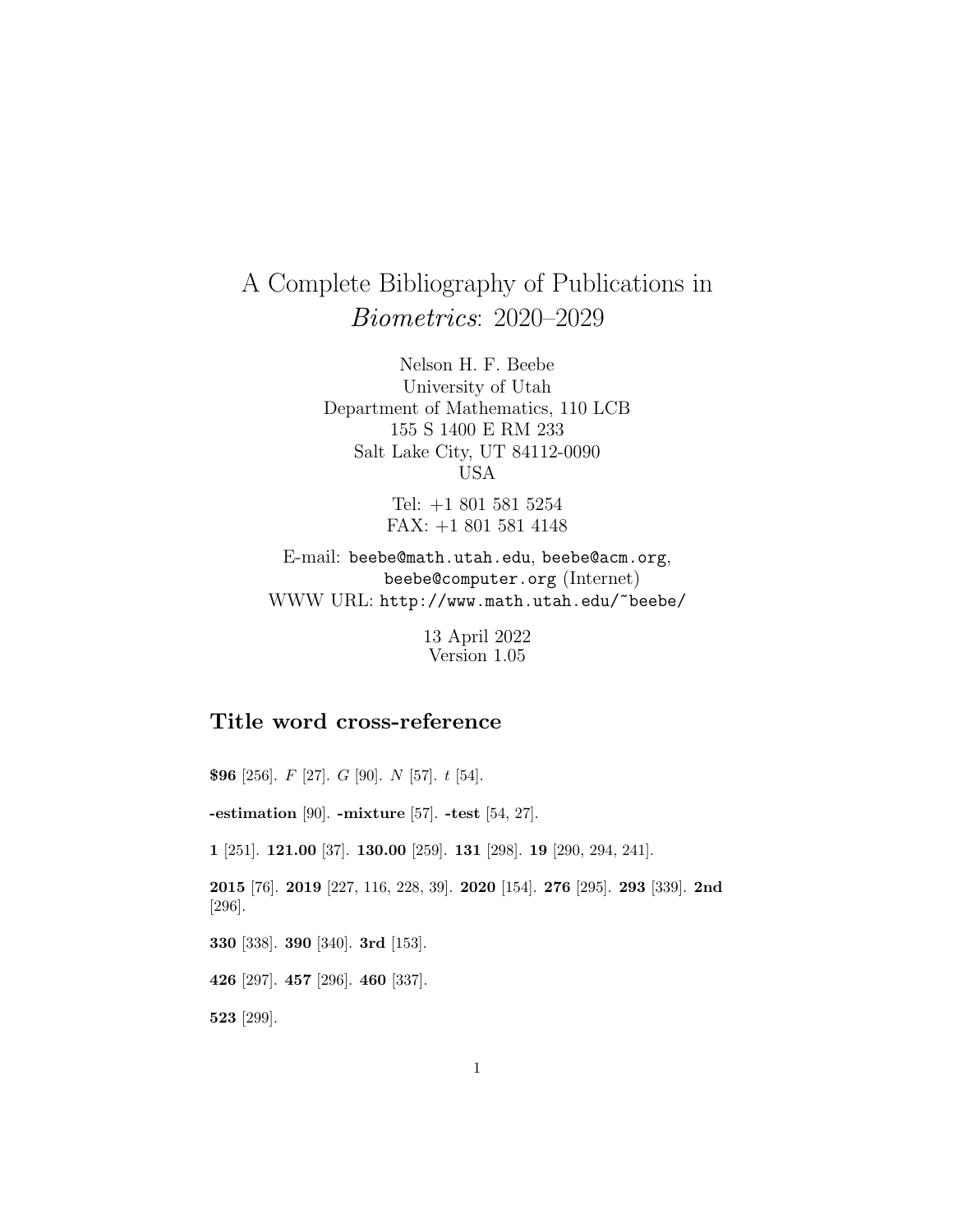# A Complete Bibliography of Publications in *Biometrics*: 2020–2029

Nelson H. F. Beebe
University of Utah
Department of Mathematics, 110 LCB
155 S 1400 E RM 233
Salt Lake City, UT 84112-0090
USA

Tel: +1 801 581 5254
FAX: +1 801 581 4148

E-mail: `beebe@math.utah.edu`, `beebe@acm.org`, `beebe@computer.org` (Internet)
WWW URL: `http://www.math.utah.edu/~beebe/`

13 April 2022
Version 1.05

## Title word cross-reference

**$96** [256]. $F$ [27]. $G$ [90]. $N$ [57]. $t$ [54].

**-estimation** [90]. **-mixture** [57]. **-test** [54, 27].

**1** [251]. **121.00** [37]. **130.00** [259]. **131** [298]. **19** [290, 294, 241].

**2015** [76]. **2019** [227, 116, 228, 39]. **2020** [154]. **276** [295]. **293** [339]. **2nd** [296].

**330** [338]. **390** [340]. **3rd** [153].

**426** [297]. **457** [296]. **460** [337].

**523** [299].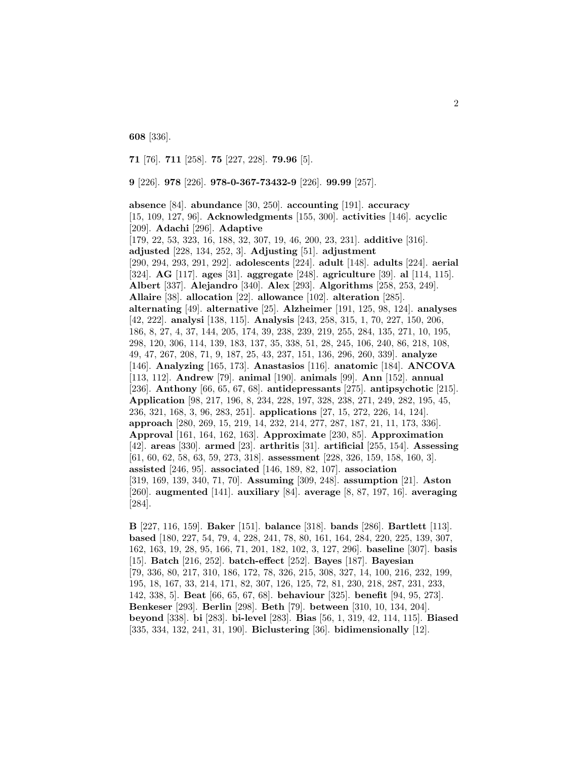**608** [336].

**71** [76]. **711** [258]. **75** [227, 228]. **79.96** [5].

**9** [226]. **978** [226]. **978-0-367-73432-9** [226]. **99.99** [257].

**absence** [84]. **abundance** [30, 250]. **accounting** [191]. **accuracy** [15, 109, 127, 96]. **Acknowledgments** [155, 300]. **activities** [146]. **acyclic** [209]. **Adachi** [296]. **Adaptive** [179, 22, 53, 323, 16, 188, 32, 307, 19, 46, 200, 23, 231]. **additive** [316]. **adjusted** [228, 134, 252, 3]. **Adjusting** [51]. **adjustment** [290, 294, 293, 291, 292]. **adolescents** [224]. **adult** [148]. **adults** [224]. **aerial** [324]. **AG** [117]. **ages** [31]. **aggregate** [248]. **agriculture** [39]. **al** [114, 115]. **Albert** [337]. **Alejandro** [340]. **Alex** [293]. **Algorithms** [258, 253, 249]. **Allaire** [38]. **allocation** [22]. **allowance** [102]. **alteration** [285]. **alternating** [49]. **alternative** [25]. **Alzheimer** [191, 125, 98, 124]. **analyses** [42, 222]. **analysi** [138, 115]. **Analysis** [243, 258, 315, 1, 70, 227, 150, 206, 186, 8, 27, 4, 37, 144, 205, 174, 39, 238, 239, 219, 255, 284, 135, 271, 10, 195, 298, 120, 306, 114, 139, 183, 137, 35, 338, 51, 28, 245, 106, 240, 86, 218, 108, 49, 47, 267, 208, 71, 9, 187, 25, 43, 237, 151, 136, 296, 260, 339]. **analyze** [146]. **Analyzing** [165, 173]. **Anastasios** [116]. **anatomic** [184]. **ANCOVA** [113, 112]. **Andrew** [79]. **animal** [190]. **animals** [99]. **Ann** [152]. **annual** [236]. **Anthony** [66, 65, 67, 68]. **antidepressants** [275]. **antipsychotic** [215]. **Application** [98, 217, 196, 8, 234, 228, 197, 328, 238, 271, 249, 282, 195, 45, 236, 321, 168, 3, 96, 283, 251]. **applications** [27, 15, 272, 226, 14, 124]. **approach** [280, 269, 15, 219, 14, 232, 214, 277, 287, 187, 21, 11, 173, 336]. **Approval** [161, 164, 162, 163]. **Approximate** [230, 85]. **Approximation** [42]. **areas** [330]. **armed** [23]. **arthritis** [31]. **artificial** [255, 154]. **Assessing** [61, 60, 62, 58, 63, 59, 273, 318]. **assessment** [228, 326, 159, 158, 160, 3]. **assisted** [246, 95]. **associated** [146, 189, 82, 107]. **association** [319, 169, 139, 340, 71, 70]. **Assuming** [309, 248]. **assumption** [21]. **Aston** [260]. **augmented** [141]. **auxiliary** [84]. **average** [8, 87, 197, 16]. **averaging** [284].

**B** [227, 116, 159]. **Baker** [151]. **balance** [318]. **bands** [286]. **Bartlett** [113]. **based** [180, 227, 54, 79, 4, 228, 241, 78, 80, 161, 164, 284, 220, 225, 139, 307, 162, 163, 19, 28, 95, 166, 71, 201, 182, 102, 3, 127, 296]. **baseline** [307]. **basis** [15]. **Batch** [216, 252]. **batch-effect** [252]. **Bayes** [187]. **Bayesian** [79, 336, 80, 217, 310, 186, 172, 78, 326, 215, 308, 327, 14, 100, 216, 232, 199, 195, 18, 167, 33, 214, 171, 82, 307, 126, 125, 72, 81, 230, 218, 287, 231, 233, 142, 338, 5]. **Beat** [66, 65, 67, 68]. **behaviour** [325]. **benefit** [94, 95, 273]. **Benkeser** [293]. **Berlin** [298]. **Beth** [79]. **between** [310, 10, 134, 204]. **beyond** [338]. **bi** [283]. **bi-level** [283]. **Bias** [56, 1, 319, 42, 114, 115]. **Biased** [335, 334, 132, 241, 31, 190]. **Biclustering** [36]. **bidimensionally** [12].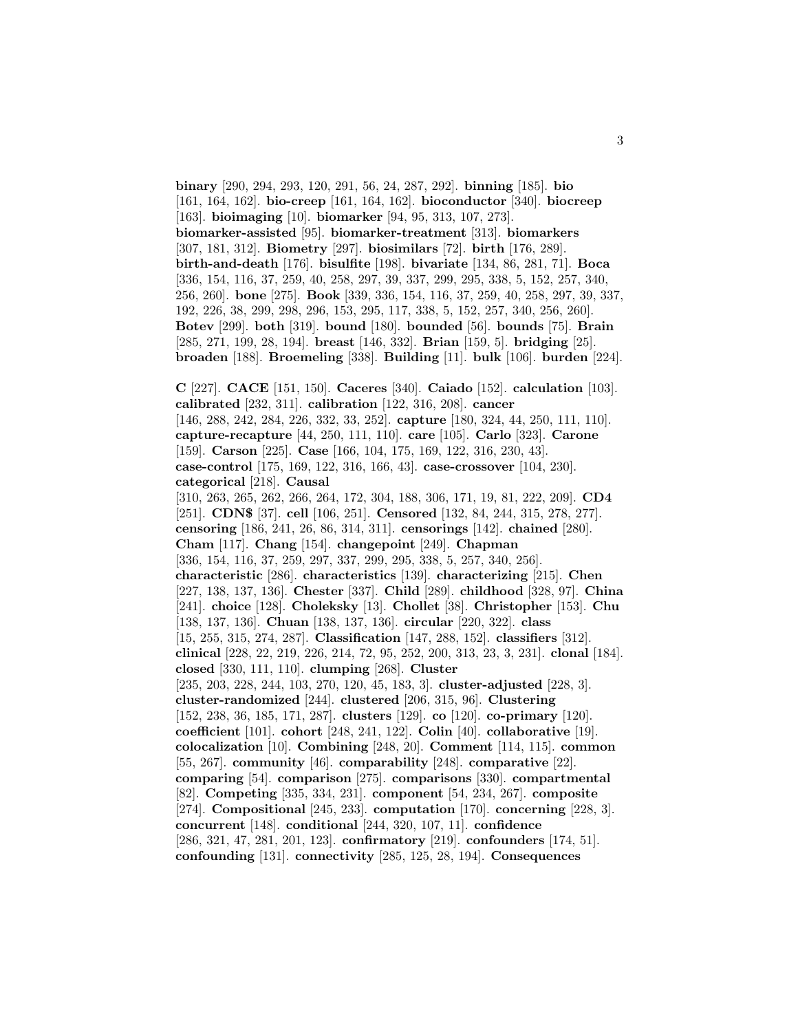**binary** [290, 294, 293, 120, 291, 56, 24, 287, 292]. **binning** [185]. **bio** [161, 164, 162]. **bio-creep** [161, 164, 162]. **bioconductor** [340]. **biocreep** [163]. **bioimaging** [10]. **biomarker** [94, 95, 313, 107, 273]. **biomarker-assisted** [95]. **biomarker-treatment** [313]. **biomarkers** [307, 181, 312]. **Biometry** [297]. **biosimilars** [72]. **birth** [176, 289]. **birth-and-death** [176]. **bisulfite** [198]. **bivariate** [134, 86, 281, 71]. **Boca** [336, 154, 116, 37, 259, 40, 258, 297, 39, 337, 299, 295, 338, 5, 152, 257, 340, 256, 260]. **bone** [275]. **Book** [339, 336, 154, 116, 37, 259, 40, 258, 297, 39, 337, 192, 226, 38, 299, 298, 296, 153, 295, 117, 338, 5, 152, 257, 340, 256, 260]. **Botev** [299]. **both** [319]. **bound** [180]. **bounded** [56]. **bounds** [75]. **Brain** [285, 271, 199, 28, 194]. **breast** [146, 332]. **Brian** [159, 5]. **bridging** [25]. **broaden** [188]. **Broemeling** [338]. **Building** [11]. **bulk** [106]. **burden** [224].

**C** [227]. **CACE** [151, 150]. **Caceres** [340]. **Caiado** [152]. **calculation** [103]. **calibrated** [232, 311]. **calibration** [122, 316, 208]. **cancer** [146, 288, 242, 284, 226, 332, 33, 252]. **capture** [180, 324, 44, 250, 111, 110]. **capture-recapture** [44, 250, 111, 110]. **care** [105]. **Carlo** [323]. **Carone** [159]. **Carson** [225]. **Case** [166, 104, 175, 169, 122, 316, 230, 43]. **case-control** [175, 169, 122, 316, 166, 43]. **case-crossover** [104, 230]. **categorical** [218]. **Causal** [310, 263, 265, 262, 266, 264, 172, 304, 188, 306, 171, 19, 81, 222, 209]. **CD4** [251]. **CDN$** [37]. **cell** [106, 251]. **Censored** [132, 84, 244, 315, 278, 277]. **censoring** [186, 241, 26, 86, 314, 311]. **censorings** [142]. **chained** [280]. **Cham** [117]. **Chang** [154]. **changepoint** [249]. **Chapman** [336, 154, 116, 37, 259, 297, 337, 299, 295, 338, 5, 257, 340, 256]. **characteristic** [286]. **characteristics** [139]. **characterizing** [215]. **Chen** [227, 138, 137, 136]. **Chester** [337]. **Child** [289]. **childhood** [328, 97]. **China** [241]. **choice** [128]. **Choleksky** [13]. **Chollet** [38]. **Christopher** [153]. **Chu** [138, 137, 136]. **Chuan** [138, 137, 136]. **circular** [220, 322]. **class** [15, 255, 315, 274, 287]. **Classification** [147, 288, 152]. **classifiers** [312]. **clinical** [228, 22, 219, 226, 214, 72, 95, 252, 200, 313, 23, 3, 231]. **clonal** [184]. **closed** [330, 111, 110]. **clumping** [268]. **Cluster** [235, 203, 228, 244, 103, 270, 120, 45, 183, 3]. **cluster-adjusted** [228, 3]. **cluster-randomized** [244]. **clustered** [206, 315, 96]. **Clustering** [152, 238, 36, 185, 171, 287]. **clusters** [129]. **co** [120]. **co-primary** [120]. **coefficient** [101]. **cohort** [248, 241, 122]. **Colin** [40]. **collaborative** [19]. **colocalization** [10]. **Combining** [248, 20]. **Comment** [114, 115]. **common** [55, 267]. **community** [46]. **comparability** [248]. **comparative** [22]. **comparing** [54]. **comparison** [275]. **comparisons** [330]. **compartmental** [82]. **Competing** [335, 334, 231]. **component** [54, 234, 267]. **composite** [274]. **Compositional** [245, 233]. **computation** [170]. **concerning** [228, 3]. **concurrent** [148]. **conditional** [244, 320, 107, 11]. **confidence** [286, 321, 47, 281, 201, 123]. **confirmatory** [219]. **confounders** [174, 51]. **confounding** [131]. **connectivity** [285, 125, 28, 194]. **Consequences**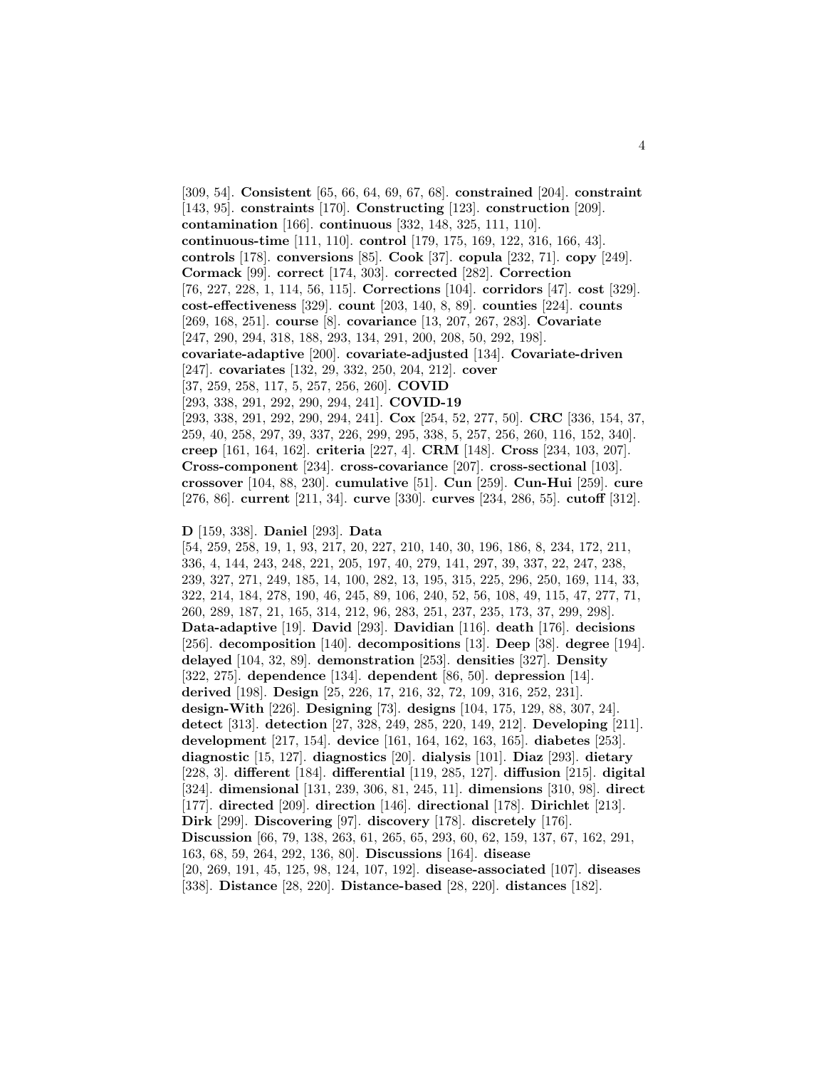[309, 54]. **Consistent** [65, 66, 64, 69, 67, 68]. **constrained** [204]. **constraint** [143, 95]. **constraints** [170]. **Constructing** [123]. **construction** [209]. **contamination** [166]. **continuous** [332, 148, 325, 111, 110]. **continuous-time** [111, 110]. **control** [179, 175, 169, 122, 316, 166, 43]. **controls** [178]. **conversions** [85]. **Cook** [37]. **copula** [232, 71]. **copy** [249]. **Cormack** [99]. **correct** [174, 303]. **corrected** [282]. **Correction** [76, 227, 228, 1, 114, 56, 115]. **Corrections** [104]. **corridors** [47]. **cost** [329]. **cost-effectiveness** [329]. **count** [203, 140, 8, 89]. **counties** [224]. **counts** [269, 168, 251]. **course** [8]. **covariance** [13, 207, 267, 283]. **Covariate** [247, 290, 294, 318, 188, 293, 134, 291, 200, 208, 50, 292, 198]. **covariate-adaptive** [200]. **covariate-adjusted** [134]. **Covariate-driven** [247]. **covariates** [132, 29, 332, 250, 204, 212]. **cover** [37, 259, 258, 117, 5, 257, 256, 260]. **COVID** [293, 338, 291, 292, 290, 294, 241]. **COVID-19** [293, 338, 291, 292, 290, 294, 241]. **Cox** [254, 52, 277, 50]. **CRC** [336, 154, 37, 259, 40, 258, 297, 39, 337, 226, 299, 295, 338, 5, 257, 256, 260, 116, 152, 340]. **creep** [161, 164, 162]. **criteria** [227, 4]. **CRM** [148]. **Cross** [234, 103, 207]. **Cross-component** [234]. **cross-covariance** [207]. **cross-sectional** [103]. **crossover** [104, 88, 230]. **cumulative** [51]. **Cun** [259]. **Cun-Hui** [259]. **cure** [276, 86]. **current** [211, 34]. **curve** [330]. **curves** [234, 286, 55]. **cutoff** [312].

**D** [159, 338]. **Daniel** [293]. **Data** [54, 259, 258, 19, 1, 93, 217, 20, 227, 210, 140, 30, 196, 186, 8, 234, 172, 211, 336, 4, 144, 243, 248, 221, 205, 197, 40, 279, 141, 297, 39, 337, 22, 247, 238, 239, 327, 271, 249, 185, 14, 100, 282, 13, 195, 315, 225, 296, 250, 169, 114, 33, 322, 214, 184, 278, 190, 46, 245, 89, 106, 240, 52, 56, 108, 49, 115, 47, 277, 71, 260, 289, 187, 21, 165, 314, 212, 96, 283, 251, 237, 235, 173, 37, 299, 298]. **Data-adaptive** [19]. **David** [293]. **Davidian** [116]. **death** [176]. **decisions** [256]. **decomposition** [140]. **decompositions** [13]. **Deep** [38]. **degree** [194]. **delayed** [104, 32, 89]. **demonstration** [253]. **densities** [327]. **Density** [322, 275]. **dependence** [134]. **dependent** [86, 50]. **depression** [14]. **derived** [198]. **Design** [25, 226, 17, 216, 32, 72, 109, 316, 252, 231]. **design-With** [226]. **Designing** [73]. **designs** [104, 175, 129, 88, 307, 24]. **detect** [313]. **detection** [27, 328, 249, 285, 220, 149, 212]. **Developing** [211]. **development** [217, 154]. **device** [161, 164, 162, 163, 165]. **diabetes** [253]. **diagnostic** [15, 127]. **diagnostics** [20]. **dialysis** [101]. **Diaz** [293]. **dietary** [228, 3]. **different** [184]. **differential** [119, 285, 127]. **diffusion** [215]. **digital** [324]. **dimensional** [131, 239, 306, 81, 245, 11]. **dimensions** [310, 98]. **direct** [177]. **directed** [209]. **direction** [146]. **directional** [178]. **Dirichlet** [213]. **Dirk** [299]. **Discovering** [97]. **discovery** [178]. **discretely** [176]. **Discussion** [66, 79, 138, 263, 61, 265, 65, 293, 60, 62, 159, 137, 67, 162, 291, 163, 68, 59, 264, 292, 136, 80]. **Discussions** [164]. **disease** [20, 269, 191, 45, 125, 98, 124, 107, 192]. **disease-associated** [107]. **diseases** [338]. **Distance** [28, 220]. **Distance-based** [28, 220]. **distances** [182].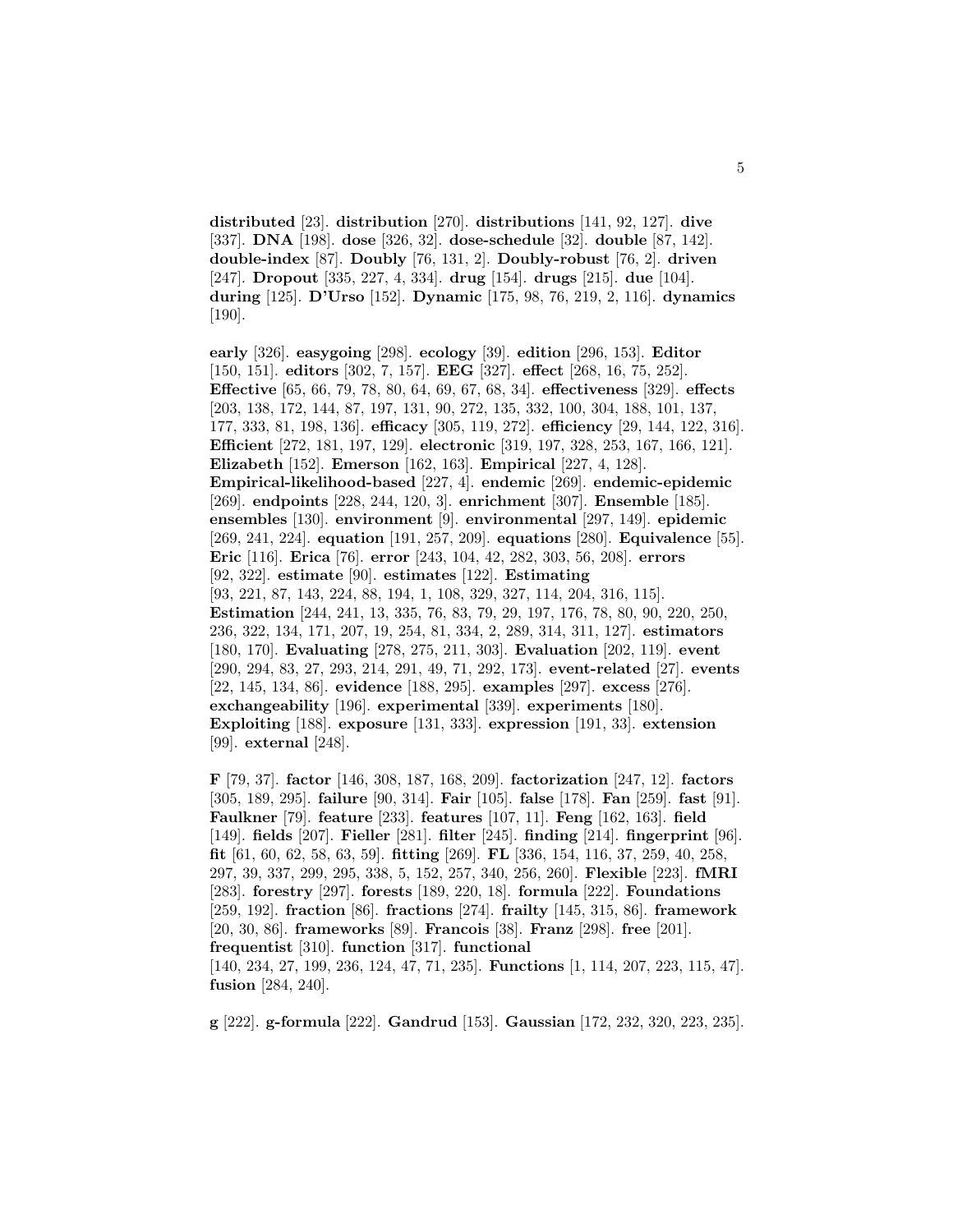**distributed** [23]. **distribution** [270]. **distributions** [141, 92, 127]. **dive** [337]. **DNA** [198]. **dose** [326, 32]. **dose-schedule** [32]. **double** [87, 142]. **double-index** [87]. **Doubly** [76, 131, 2]. **Doubly-robust** [76, 2]. **driven** [247]. **Dropout** [335, 227, 4, 334]. **drug** [154]. **drugs** [215]. **due** [104]. **during** [125]. **D'Urso** [152]. **Dynamic** [175, 98, 76, 219, 2, 116]. **dynamics** [190].

**early** [326]. **easygoing** [298]. **ecology** [39]. **edition** [296, 153]. **Editor** [150, 151]. **editors** [302, 7, 157]. **EEG** [327]. **effect** [268, 16, 75, 252]. **Effective** [65, 66, 79, 78, 80, 64, 69, 67, 68, 34]. **effectiveness** [329]. **effects** [203, 138, 172, 144, 87, 197, 131, 90, 272, 135, 332, 100, 304, 188, 101, 137, 177, 333, 81, 198, 136]. **efficacy** [305, 119, 272]. **efficiency** [29, 144, 122, 316]. **Efficient** [272, 181, 197, 129]. **electronic** [319, 197, 328, 253, 167, 166, 121]. **Elizabeth** [152]. **Emerson** [162, 163]. **Empirical** [227, 4, 128]. **Empirical-likelihood-based** [227, 4]. **endemic** [269]. **endemic-epidemic** [269]. **endpoints** [228, 244, 120, 3]. **enrichment** [307]. **Ensemble** [185]. **ensembles** [130]. **environment** [9]. **environmental** [297, 149]. **epidemic** [269, 241, 224]. **equation** [191, 257, 209]. **equations** [280]. **Equivalence** [55]. **Eric** [116]. **Erica** [76]. **error** [243, 104, 42, 282, 303, 56, 208]. **errors** [92, 322]. **estimate** [90]. **estimates** [122]. **Estimating** [93, 221, 87, 143, 224, 88, 194, 1, 108, 329, 327, 114, 204, 316, 115]. **Estimation** [244, 241, 13, 335, 76, 83, 79, 29, 197, 176, 78, 80, 90, 220, 250, 236, 322, 134, 171, 207, 19, 254, 81, 334, 2, 289, 314, 311, 127]. **estimators** [180, 170]. **Evaluating** [278, 275, 211, 303]. **Evaluation** [202, 119]. **event** [290, 294, 83, 27, 293, 214, 291, 49, 71, 292, 173]. **event-related** [27]. **events** [22, 145, 134, 86]. **evidence** [188, 295]. **examples** [297]. **excess** [276]. **exchangeability** [196]. **experimental** [339]. **experiments** [180]. **Exploiting** [188]. **exposure** [131, 333]. **expression** [191, 33]. **extension** [99]. **external** [248].

**F** [79, 37]. **factor** [146, 308, 187, 168, 209]. **factorization** [247, 12]. **factors** [305, 189, 295]. **failure** [90, 314]. **Fair** [105]. **false** [178]. **Fan** [259]. **fast** [91]. **Faulkner** [79]. **feature** [233]. **features** [107, 11]. **Feng** [162, 163]. **field** [149]. **fields** [207]. **Fieller** [281]. **filter** [245]. **finding** [214]. **fingerprint** [96]. **fit** [61, 60, 62, 58, 63, 59]. **fitting** [269]. **FL** [336, 154, 116, 37, 259, 40, 258, 297, 39, 337, 299, 295, 338, 5, 152, 257, 340, 256, 260]. **Flexible** [223]. **fMRI** [283]. **forestry** [297]. **forests** [189, 220, 18]. **formula** [222]. **Foundations** [259, 192]. **fraction** [86]. **fractions** [274]. **frailty** [145, 315, 86]. **framework** [20, 30, 86]. **frameworks** [89]. **Francois** [38]. **Franz** [298]. **free** [201]. **frequentist** [310]. **function** [317]. **functional** [140, 234, 27, 199, 236, 124, 47, 71, 235]. **Functions** [1, 114, 207, 223, 115, 47]. **fusion** [284, 240].

**g** [222]. **g-formula** [222]. **Gandrud** [153]. **Gaussian** [172, 232, 320, 223, 235].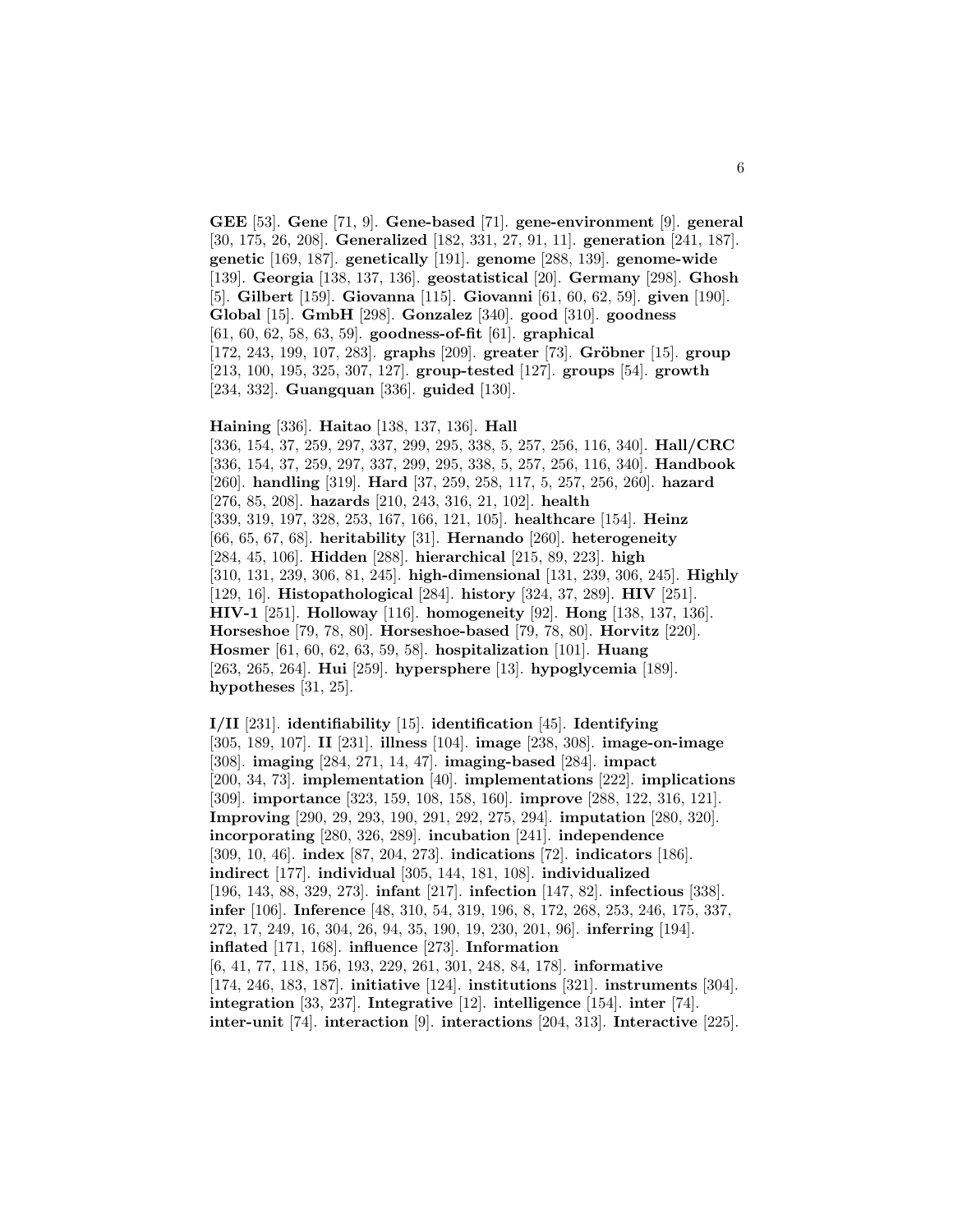**GEE** [53]. **Gene** [71, 9]. **Gene-based** [71]. **gene-environment** [9]. **general** [30, 175, 26, 208]. **Generalized** [182, 331, 27, 91, 11]. **generation** [241, 187]. **genetic** [169, 187]. **genetically** [191]. **genome** [288, 139]. **genome-wide** [139]. **Georgia** [138, 137, 136]. **geostatistical** [20]. **Germany** [298]. **Ghosh** [5]. **Gilbert** [159]. **Giovanna** [115]. **Giovanni** [61, 60, 62, 59]. **given** [190]. **Global** [15]. **GmbH** [298]. **Gonzalez** [340]. **good** [310]. **goodness** [61, 60, 62, 58, 63, 59]. **goodness-of-fit** [61]. **graphical** [172, 243, 199, 107, 283]. **graphs** [209]. **greater** [73]. **Gröbner** [15]. **group** [213, 100, 195, 325, 307, 127]. **group-tested** [127]. **groups** [54]. **growth** [234, 332]. **Guangquan** [336]. **guided** [130].

**Haining** [336]. **Haitao** [138, 137, 136]. **Hall** [336, 154, 37, 259, 297, 337, 299, 295, 338, 5, 257, 256, 116, 340]. **Hall/CRC** [336, 154, 37, 259, 297, 337, 299, 295, 338, 5, 257, 256, 116, 340]. **Handbook** [260]. **handling** [319]. **Hard** [37, 259, 258, 117, 5, 257, 256, 260]. **hazard** [276, 85, 208]. **hazards** [210, 243, 316, 21, 102]. **health** [339, 319, 197, 328, 253, 167, 166, 121, 105]. **healthcare** [154]. **Heinz** [66, 65, 67, 68]. **heritability** [31]. **Hernando** [260]. **heterogeneity** [284, 45, 106]. **Hidden** [288]. **hierarchical** [215, 89, 223]. **high** [310, 131, 239, 306, 81, 245]. **high-dimensional** [131, 239, 306, 245]. **Highly** [129, 16]. **Histopathological** [284]. **history** [324, 37, 289]. **HIV** [251]. **HIV-1** [251]. **Holloway** [116]. **homogeneity** [92]. **Hong** [138, 137, 136]. **Horseshoe** [79, 78, 80]. **Horseshoe-based** [79, 78, 80]. **Horvitz** [220]. **Hosmer** [61, 60, 62, 63, 59, 58]. **hospitalization** [101]. **Huang** [263, 265, 264]. **Hui** [259]. **hypersphere** [13]. **hypoglycemia** [189]. **hypotheses** [31, 25].

**I/II** [231]. **identifiability** [15]. **identification** [45]. **Identifying** [305, 189, 107]. **II** [231]. **illness** [104]. **image** [238, 308]. **image-on-image** [308]. **imaging** [284, 271, 14, 47]. **imaging-based** [284]. **impact** [200, 34, 73]. **implementation** [40]. **implementations** [222]. **implications** [309]. **importance** [323, 159, 108, 158, 160]. **improve** [288, 122, 316, 121]. **Improving** [290, 29, 293, 190, 291, 292, 275, 294]. **imputation** [280, 320]. **incorporating** [280, 326, 289]. **incubation** [241]. **independence** [309, 10, 46]. **index** [87, 204, 273]. **indications** [72]. **indicators** [186]. **indirect** [177]. **individual** [305, 144, 181, 108]. **individualized** [196, 143, 88, 329, 273]. **infant** [217]. **infection** [147, 82]. **infectious** [338]. **infer** [106]. **Inference** [48, 310, 54, 319, 196, 8, 172, 268, 253, 246, 175, 337, 272, 17, 249, 16, 304, 26, 94, 35, 190, 19, 230, 201, 96]. **inferring** [194]. **inflated** [171, 168]. **influence** [273]. **Information** [6, 41, 77, 118, 156, 193, 229, 261, 301, 248, 84, 178]. **informative** [174, 246, 183, 187]. **initiative** [124]. **institutions** [321]. **instruments** [304]. **integration** [33, 237]. **Integrative** [12]. **intelligence** [154]. **inter** [74]. **inter-unit** [74]. **interaction** [9]. **interactions** [204, 313]. **Interactive** [225].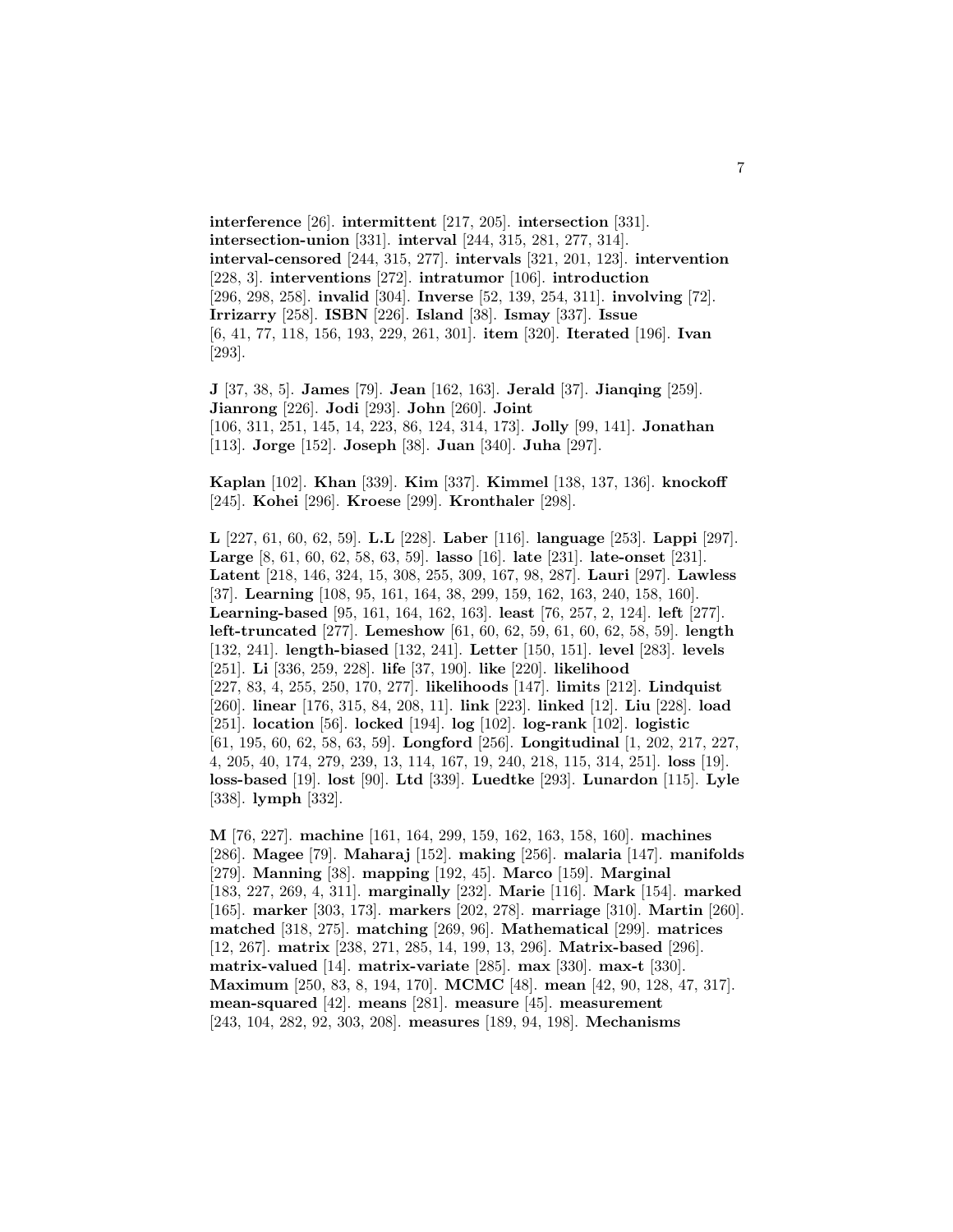**interference** [26]. **intermittent** [217, 205]. **intersection** [331]. **intersection-union** [331]. **interval** [244, 315, 281, 277, 314]. **interval-censored** [244, 315, 277]. **intervals** [321, 201, 123]. **intervention** [228, 3]. **interventions** [272]. **intratumor** [106]. **introduction** [296, 298, 258]. **invalid** [304]. **Inverse** [52, 139, 254, 311]. **involving** [72]. **Irrizarry** [258]. **ISBN** [226]. **Island** [38]. **Ismay** [337]. **Issue** [6, 41, 77, 118, 156, 193, 229, 261, 301]. **item** [320]. **Iterated** [196]. **Ivan** [293].

**J** [37, 38, 5]. **James** [79]. **Jean** [162, 163]. **Jerald** [37]. **Jianqing** [259]. **Jianrong** [226]. **Jodi** [293]. **John** [260]. **Joint** [106, 311, 251, 145, 14, 223, 86, 124, 314, 173]. **Jolly** [99, 141]. **Jonathan** [113]. **Jorge** [152]. **Joseph** [38]. **Juan** [340]. **Juha** [297].

**Kaplan** [102]. **Khan** [339]. **Kim** [337]. **Kimmel** [138, 137, 136]. **knockoff** [245]. **Kohei** [296]. **Kroese** [299]. **Kronthaler** [298].

**L** [227, 61, 60, 62, 59]. **L.L** [228]. **Laber** [116]. **language** [253]. **Lappi** [297]. **Large** [8, 61, 60, 62, 58, 63, 59]. **lasso** [16]. **late** [231]. **late-onset** [231]. **Latent** [218, 146, 324, 15, 308, 255, 309, 167, 98, 287]. **Lauri** [297]. **Lawless** [37]. **Learning** [108, 95, 161, 164, 38, 299, 159, 162, 163, 240, 158, 160]. **Learning-based** [95, 161, 164, 162, 163]. **least** [76, 257, 2, 124]. **left** [277]. **left-truncated** [277]. **Lemeshow** [61, 60, 62, 59, 61, 60, 62, 58, 59]. **length** [132, 241]. **length-biased** [132, 241]. **Letter** [150, 151]. **level** [283]. **levels** [251]. **Li** [336, 259, 228]. **life** [37, 190]. **like** [220]. **likelihood** [227, 83, 4, 255, 250, 170, 277]. **likelihoods** [147]. **limits** [212]. **Lindquist** [260]. **linear** [176, 315, 84, 208, 11]. **link** [223]. **linked** [12]. **Liu** [228]. **load** [251]. **location** [56]. **locked** [194]. **log** [102]. **log-rank** [102]. **logistic** [61, 195, 60, 62, 58, 63, 59]. **Longford** [256]. **Longitudinal** [1, 202, 217, 227, 4, 205, 40, 174, 279, 239, 13, 114, 167, 19, 240, 218, 115, 314, 251]. **loss** [19]. **loss-based** [19]. **lost** [90]. **Ltd** [339]. **Luedtke** [293]. **Lunardon** [115]. **Lyle** [338]. **lymph** [332].

**M** [76, 227]. **machine** [161, 164, 299, 159, 162, 163, 158, 160]. **machines** [286]. **Magee** [79]. **Maharaj** [152]. **making** [256]. **malaria** [147]. **manifolds** [279]. **Manning** [38]. **mapping** [192, 45]. **Marco** [159]. **Marginal** [183, 227, 269, 4, 311]. **marginally** [232]. **Marie** [116]. **Mark** [154]. **marked** [165]. **marker** [303, 173]. **markers** [202, 278]. **marriage** [310]. **Martin** [260]. **matched** [318, 275]. **matching** [269, 96]. **Mathematical** [299]. **matrices** [12, 267]. **matrix** [238, 271, 285, 14, 199, 13, 296]. **Matrix-based** [296]. **matrix-valued** [14]. **matrix-variate** [285]. **max** [330]. **max-t** [330]. **Maximum** [250, 83, 8, 194, 170]. **MCMC** [48]. **mean** [42, 90, 128, 47, 317]. **mean-squared** [42]. **means** [281]. **measure** [45]. **measurement** [243, 104, 282, 92, 303, 208]. **measures** [189, 94, 198]. **Mechanisms**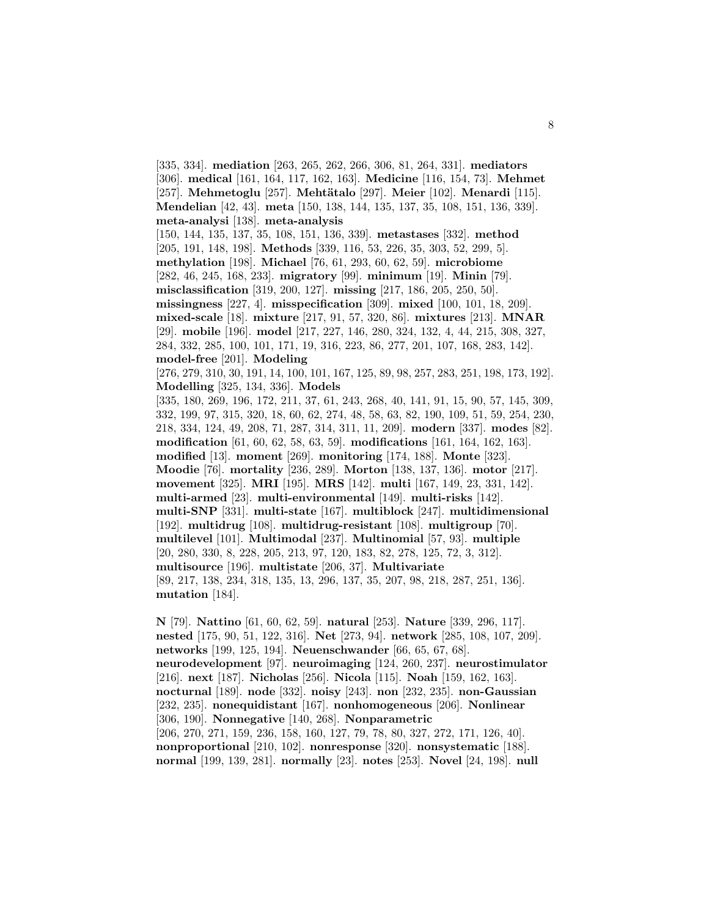[335, 334]. **mediation** [263, 265, 262, 266, 306, 81, 264, 331]. **mediators** [306]. **medical** [161, 164, 117, 162, 163]. **Medicine** [116, 154, 73]. **Mehmet** [257]. **Mehmetoglu** [257]. **Mehtätalo** [297]. **Meier** [102]. **Menardi** [115]. **Mendelian** [42, 43]. **meta** [150, 138, 144, 135, 137, 35, 108, 151, 136, 339]. **meta-analysi** [138]. **meta-analysis** [150, 144, 135, 137, 35, 108, 151, 136, 339]. **metastases** [332]. **method** [205, 191, 148, 198]. **Methods** [339, 116, 53, 226, 35, 303, 52, 299, 5]. **methylation** [198]. **Michael** [76, 61, 293, 60, 62, 59]. **microbiome** [282, 46, 245, 168, 233]. **migratory** [99]. **minimum** [19]. **Minin** [79]. **misclassification** [319, 200, 127]. **missing** [217, 186, 205, 250, 50]. **missingness** [227, 4]. **misspecification** [309]. **mixed** [100, 101, 18, 209]. **mixed-scale** [18]. **mixture** [217, 91, 57, 320, 86]. **mixtures** [213]. **MNAR** [29]. **mobile** [196]. **model** [217, 227, 146, 280, 324, 132, 4, 44, 215, 308, 327, 284, 332, 285, 100, 101, 171, 19, 316, 223, 86, 277, 201, 107, 168, 283, 142]. **model-free** [201]. **Modeling** [276, 279, 310, 30, 191, 14, 100, 101, 167, 125, 89, 98, 257, 283, 251, 198, 173, 192]. **Modelling** [325, 134, 336]. **Models** [335, 180, 269, 196, 172, 211, 37, 61, 243, 268, 40, 141, 91, 15, 90, 57, 145, 309, 332, 199, 97, 315, 320, 18, 60, 62, 274, 48, 58, 63, 82, 190, 109, 51, 59, 254, 230, 218, 334, 124, 49, 208, 71, 287, 314, 311, 11, 209]. **modern** [337]. **modes** [82]. **modification** [61, 60, 62, 58, 63, 59]. **modifications** [161, 164, 162, 163]. **modified** [13]. **moment** [269]. **monitoring** [174, 188]. **Monte** [323]. **Moodie** [76]. **mortality** [236, 289]. **Morton** [138, 137, 136]. **motor** [217]. **movement** [325]. **MRI** [195]. **MRS** [142]. **multi** [167, 149, 23, 331, 142]. **multi-armed** [23]. **multi-environmental** [149]. **multi-risks** [142]. **multi-SNP** [331]. **multi-state** [167]. **multiblock** [247]. **multidimensional** [192]. **multidrug** [108]. **multidrug-resistant** [108]. **multigroup** [70]. **multilevel** [101]. **Multimodal** [237]. **Multinomial** [57, 93]. **multiple** [20, 280, 330, 8, 228, 205, 213, 97, 120, 183, 82, 278, 125, 72, 3, 312]. **multisource** [196]. **multistate** [206, 37]. **Multivariate** [89, 217, 138, 234, 318, 135, 13, 296, 137, 35, 207, 98, 218, 287, 251, 136]. **mutation** [184].

**N** [79]. **Nattino** [61, 60, 62, 59]. **natural** [253]. **Nature** [339, 296, 117]. **nested** [175, 90, 51, 122, 316]. **Net** [273, 94]. **network** [285, 108, 107, 209]. **networks** [199, 125, 194]. **Neuenschwander** [66, 65, 67, 68]. **neurodevelopment** [97]. **neuroimaging** [124, 260, 237]. **neurostimulator** [216]. **next** [187]. **Nicholas** [256]. **Nicola** [115]. **Noah** [159, 162, 163]. **nocturnal** [189]. **node** [332]. **noisy** [243]. **non** [232, 235]. **non-Gaussian** [232, 235]. **nonequidistant** [167]. **nonhomogeneous** [206]. **Nonlinear** [306, 190]. **Nonnegative** [140, 268]. **Nonparametric** [206, 270, 271, 159, 236, 158, 160, 127, 79, 78, 80, 327, 272, 171, 126, 40]. **nonproportional** [210, 102]. **nonresponse** [320]. **nonsystematic** [188]. **normal** [199, 139, 281]. **normally** [23]. **notes** [253]. **Novel** [24, 198]. **null**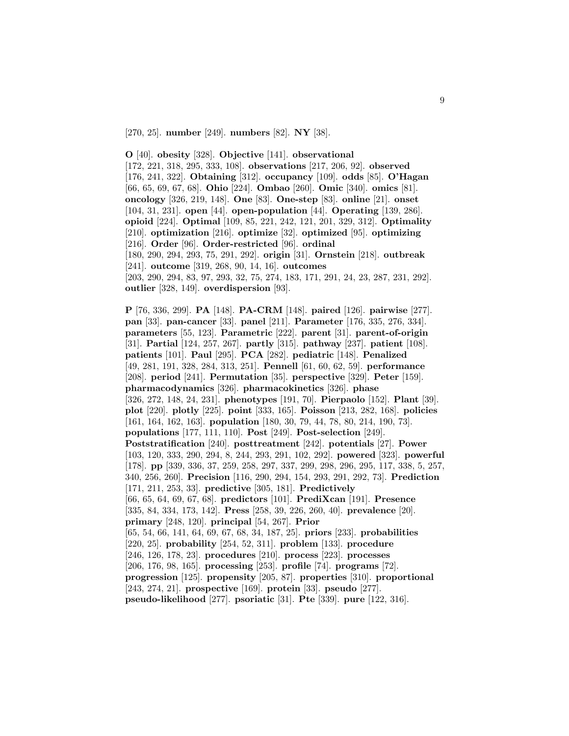[270, 25]. **number** [249]. **numbers** [82]. **NY** [38].

**O** [40]. **obesity** [328]. **Objective** [141]. **observational** [172, 221, 318, 295, 333, 108]. **observations** [217, 206, 92]. **observed** [176, 241, 322]. **Obtaining** [312]. **occupancy** [109]. **odds** [85]. **O'Hagan** [66, 65, 69, 67, 68]. **Ohio** [224]. **Ombao** [260]. **Omic** [340]. **omics** [81]. **oncology** [326, 219, 148]. **One** [83]. **One-step** [83]. **online** [21]. **onset** [104, 31, 231]. **open** [44]. **open-population** [44]. **Operating** [139, 286]. **opioid** [224]. **Optimal** [109, 85, 221, 242, 121, 201, 329, 312]. **Optimality** [210]. **optimization** [216]. **optimize** [32]. **optimized** [95]. **optimizing** [216]. **Order** [96]. **Order-restricted** [96]. **ordinal** [180, 290, 294, 293, 75, 291, 292]. **origin** [31]. **Ornstein** [218]. **outbreak** [241]. **outcome** [319, 268, 90, 14, 16]. **outcomes** [203, 290, 294, 83, 97, 293, 32, 75, 274, 183, 171, 291, 24, 23, 287, 231, 292]. **outlier** [328, 149]. **overdispersion** [93].

**P** [76, 336, 299]. **PA** [148]. **PA-CRM** [148]. **paired** [126]. **pairwise** [277]. **pan** [33]. **pan-cancer** [33]. **panel** [211]. **Parameter** [176, 335, 276, 334]. **parameters** [55, 123]. **Parametric** [222]. **parent** [31]. **parent-of-origin** [31]. **Partial** [124, 257, 267]. **partly** [315]. **pathway** [237]. **patient** [108]. **patients** [101]. **Paul** [295]. **PCA** [282]. **pediatric** [148]. **Penalized** [49, 281, 191, 328, 284, 313, 251]. **Pennell** [61, 60, 62, 59]. **performance** [208]. **period** [241]. **Permutation** [35]. **perspective** [329]. **Peter** [159]. **pharmacodynamics** [326]. **pharmacokinetics** [326]. **phase** [326, 272, 148, 24, 231]. **phenotypes** [191, 70]. **Pierpaolo** [152]. **Plant** [39]. **plot** [220]. **plotly** [225]. **point** [333, 165]. **Poisson** [213, 282, 168]. **policies** [161, 164, 162, 163]. **population** [180, 30, 79, 44, 78, 80, 214, 190, 73]. **populations** [177, 111, 110]. **Post** [249]. **Post-selection** [249]. **Poststratification** [240]. **posttreatment** [242]. **potentials** [27]. **Power** [103, 120, 333, 290, 294, 8, 244, 293, 291, 102, 292]. **powered** [323]. **powerful** [178]. **pp** [339, 336, 37, 259, 258, 297, 337, 299, 298, 296, 295, 117, 338, 5, 257, 340, 256, 260]. **Precision** [116, 290, 294, 154, 293, 291, 292, 73]. **Prediction** [171, 211, 253, 33]. **predictive** [305, 181]. **Predictively** [66, 65, 64, 69, 67, 68]. **predictors** [101]. **PrediXcan** [191]. **Presence** [335, 84, 334, 173, 142]. **Press** [258, 39, 226, 260, 40]. **prevalence** [20]. **primary** [248, 120]. **principal** [54, 267]. **Prior** [65, 54, 66, 141, 64, 69, 67, 68, 34, 187, 25]. **priors** [233]. **probabilities** [220, 25]. **probability** [254, 52, 311]. **problem** [133]. **procedure** [246, 126, 178, 23]. **procedures** [210]. **process** [223]. **processes** [206, 176, 98, 165]. **processing** [253]. **profile** [74]. **programs** [72]. **progression** [125]. **propensity** [205, 87]. **properties** [310]. **proportional** [243, 274, 21]. **prospective** [169]. **protein** [33]. **pseudo** [277]. **pseudo-likelihood** [277]. **psoriatic** [31]. **Pte** [339]. **pure** [122, 316].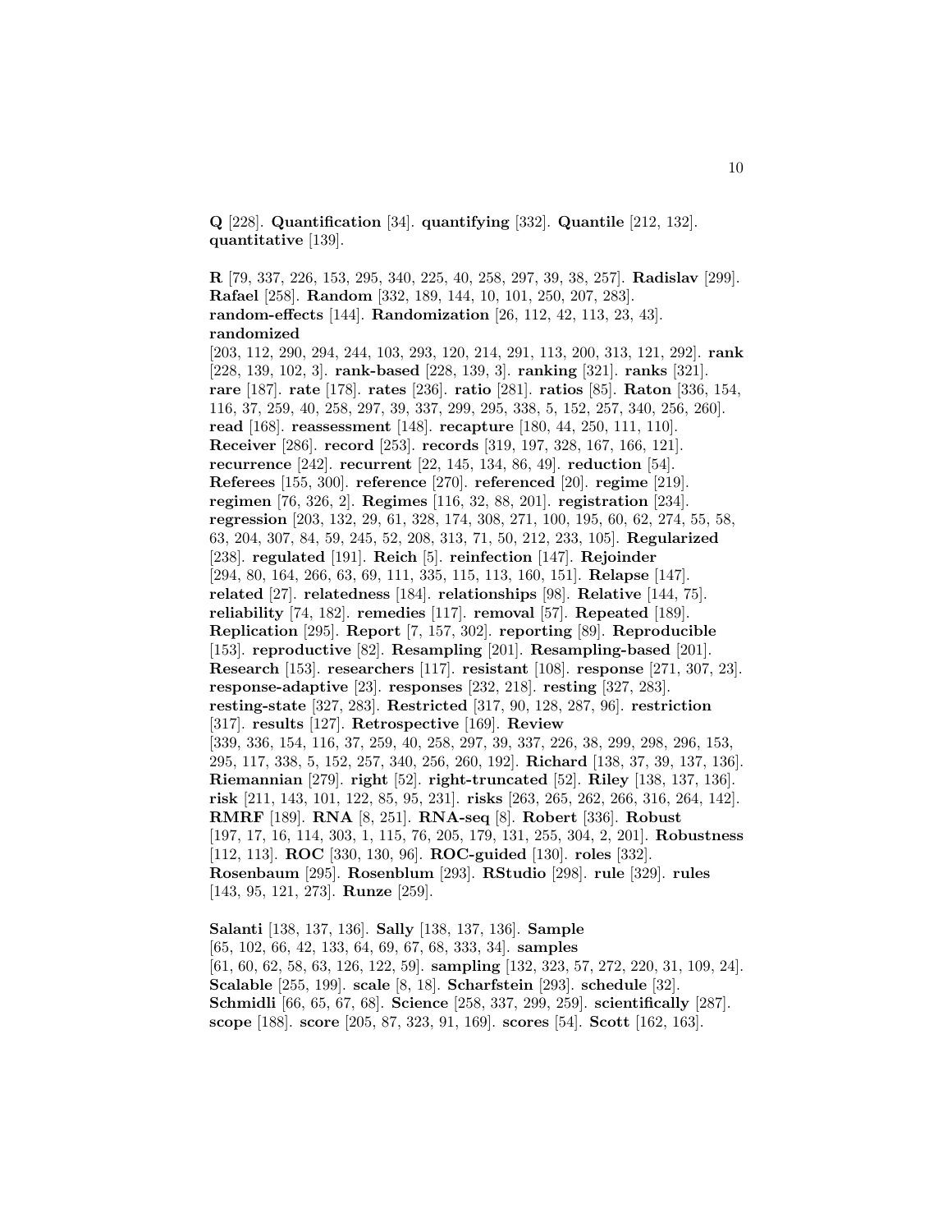**Q** [228]. **Quantification** [34]. **quantifying** [332]. **Quantile** [212, 132]. **quantitative** [139].

**R** [79, 337, 226, 153, 295, 340, 225, 40, 258, 297, 39, 38, 257]. **Radislav** [299]. **Rafael** [258]. **Random** [332, 189, 144, 10, 101, 250, 207, 283]. **random-effects** [144]. **Randomization** [26, 112, 42, 113, 23, 43]. **randomized** [203, 112, 290, 294, 244, 103, 293, 120, 214, 291, 113, 200, 313, 121, 292]. **rank** [228, 139, 102, 3]. **rank-based** [228, 139, 3]. **ranking** [321]. **ranks** [321]. **rare** [187]. **rate** [178]. **rates** [236]. **ratio** [281]. **ratios** [85]. **Raton** [336, 154, 116, 37, 259, 40, 258, 297, 39, 337, 299, 295, 338, 5, 152, 257, 340, 256, 260]. **read** [168]. **reassessment** [148]. **recapture** [180, 44, 250, 111, 110]. **Receiver** [286]. **record** [253]. **records** [319, 197, 328, 167, 166, 121]. **recurrent** [22, 145, 134, 86, 49]. **reduction** [54]. **Referees** [155, 300]. **reference** [270]. **referenced** [20]. **regime** [219]. **regimen** [76, 326, 2]. **Regimes** [116, 32, 88, 201]. **registration** [234]. **regression** [203, 132, 29, 61, 328, 174, 308, 271, 100, 195, 60, 62, 274, 55, 58, 63, 204, 307, 84, 59, 245, 52, 208, 313, 71, 50, 212, 233, 105]. **Regularized** [238]. **regulated** [191]. **Reich** [5]. **reinfection** [147]. **Rejoinder** [294, 80, 164, 266, 63, 69, 111, 335, 115, 113, 160, 151]. **Relapse** [147]. **related** [27]. **relatedness** [184]. **relationships** [98]. **Relative** [144, 75]. **reliability** [74, 182]. **remedies** [117]. **removal** [57]. **Repeated** [189]. **Replication** [295]. **Report** [7, 157, 302]. **reporting** [89]. **Reproducible** [153]. **reproductive** [82]. **Resampling** [201]. **Resampling-based** [201]. **Research** [153]. **researchers** [117]. **resistant** [108]. **response** [271, 307, 23]. **response-adaptive** [23]. **responses** [232, 218]. **resting** [327, 283]. **resting-state** [327, 283]. **Restricted** [317, 90, 128, 287, 96]. **restriction** [317]. **results** [127]. **Retrospective** [169]. **Review** [339, 336, 154, 116, 37, 259, 40, 258, 297, 39, 337, 226, 38, 299, 298, 296, 153, 295, 117, 338, 5, 152, 257, 340, 256, 260, 192]. **Richard** [138, 37, 39, 137, 136]. **Riemannian** [279]. **right** [52]. **right-truncated** [52]. **Riley** [138, 137, 136]. **risk** [211, 143, 101, 122, 85, 95, 231]. **risks** [263, 265, 262, 266, 316, 264, 142]. **RMRF** [189]. **RNA** [8, 251]. **RNA-seq** [8]. **Robert** [336]. **Robust** [197, 17, 16, 114, 303, 1, 115, 76, 205, 179, 131, 255, 304, 2, 201]. **Robustness** [112, 113]. **ROC** [330, 130, 96]. **ROC-guided** [130]. **roles** [332]. **Rosenbaum** [295]. **Rosenblum** [293]. **RStudio** [298]. **rule** [329]. **rules** [143, 95, 121, 273]. **Runze** [259].

**Salanti** [138, 137, 136]. **Sally** [138, 137, 136]. **Sample** [65, 102, 66, 42, 133, 64, 69, 67, 68, 333, 34]. **samples** [61, 60, 62, 58, 63, 126, 122, 59]. **sampling** [132, 323, 57, 272, 220, 31, 109, 24]. **Scalable** [255, 199]. **scale** [8, 18]. **Scharfstein** [293]. **schedule** [32]. **Schmidli** [66, 65, 67, 68]. **Science** [258, 337, 299, 259]. **scientifically** [287]. **scope** [188]. **score** [205, 87, 323, 91, 169]. **scores** [54]. **Scott** [162, 163].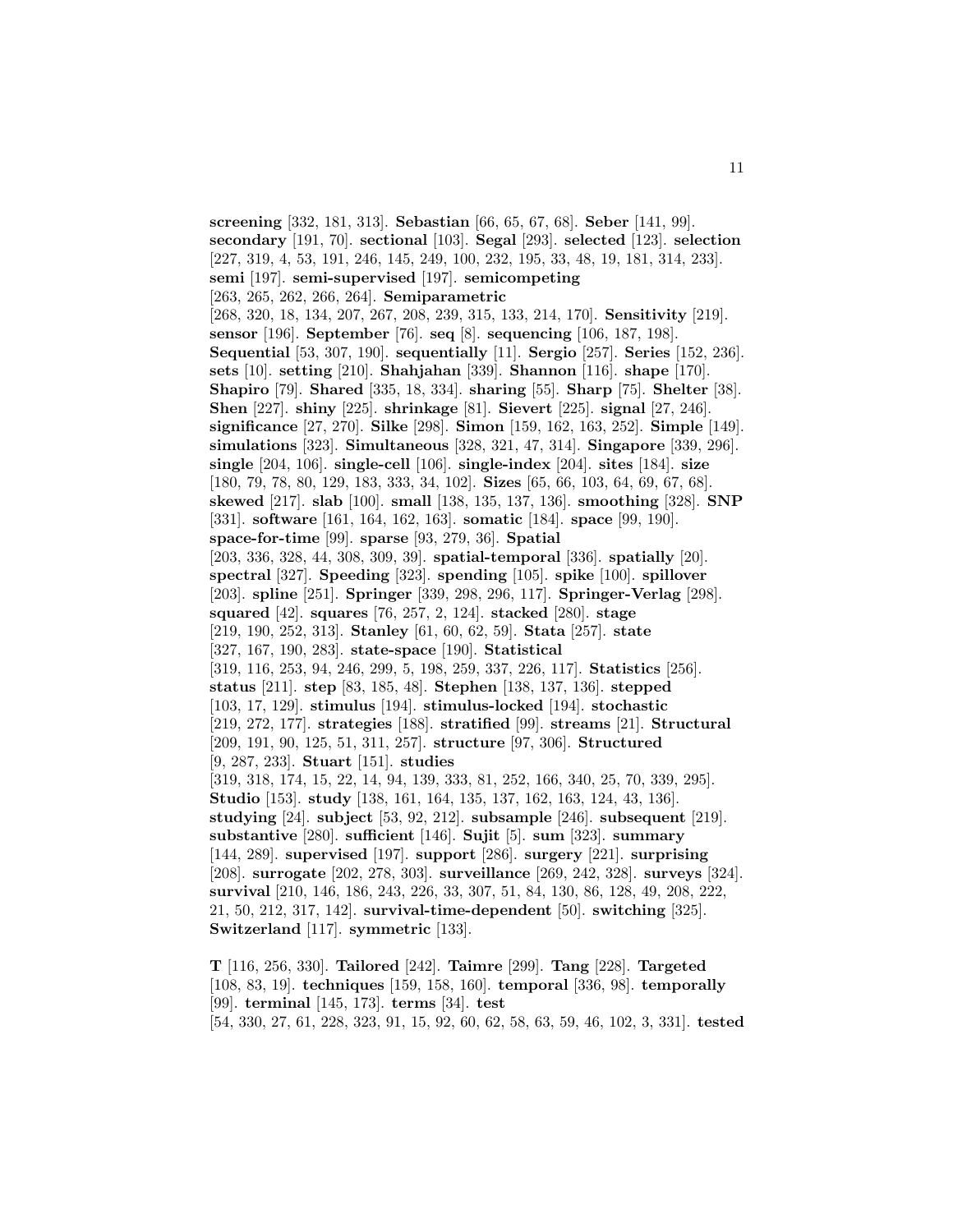**screening** [332, 181, 313]. **Sebastian** [66, 65, 67, 68]. **Seber** [141, 99]. **secondary** [191, 70]. **sectional** [103]. **Segal** [293]. **selected** [123]. **selection** [227, 319, 4, 53, 191, 246, 145, 249, 100, 232, 195, 33, 48, 19, 181, 314, 233]. **semi** [197]. **semi-supervised** [197]. **semicompeting** [263, 265, 262, 266, 264]. **Semiparametric** [268, 320, 18, 134, 207, 267, 208, 239, 315, 133, 214, 170]. **Sensitivity** [219]. **sensor** [196]. **September** [76]. **seq** [8]. **sequencing** [106, 187, 198]. **Sequential** [53, 307, 190]. **sequentially** [11]. **Sergio** [257]. **Series** [152, 236]. **sets** [10]. **setting** [210]. **Shahjahan** [339]. **Shannon** [116]. **shape** [170]. **Shapiro** [79]. **Shared** [335, 18, 334]. **sharing** [55]. **Sharp** [75]. **Shelter** [38]. **Shen** [227]. **shiny** [225]. **shrinkage** [81]. **Sievert** [225]. **signal** [27, 246]. **significance** [27, 270]. **Silke** [298]. **Simon** [159, 162, 163, 252]. **Simple** [149]. **simulations** [323]. **Simultaneous** [328, 321, 47, 314]. **Singapore** [339, 296]. **single** [204, 106]. **single-cell** [106]. **single-index** [204]. **sites** [184]. **size** [180, 79, 78, 80, 129, 183, 333, 34, 102]. **Sizes** [65, 66, 103, 64, 69, 67, 68]. **skewed** [217]. **slab** [100]. **small** [138, 135, 137, 136]. **smoothing** [328]. **SNP** [331]. **software** [161, 164, 162, 163]. **somatic** [184]. **space** [99, 190]. **space-for-time** [99]. **sparse** [93, 279, 36]. **Spatial** [203, 336, 328, 44, 308, 309, 39]. **spatial-temporal** [336]. **spatially** [20]. **spectral** [327]. **Speeding** [323]. **spending** [105]. **spike** [100]. **spillover** [203]. **spline** [251]. **Springer** [339, 298, 296, 117]. **Springer-Verlag** [298]. **squared** [42]. **squares** [76, 257, 2, 124]. **stacked** [280]. **stage** [219, 190, 252, 313]. **Stanley** [61, 60, 62, 59]. **Stata** [257]. **state** [327, 167, 190, 283]. **state-space** [190]. **Statistical** [319, 116, 253, 94, 246, 299, 5, 198, 259, 337, 226, 117]. **Statistics** [256]. **status** [211]. **step** [83, 185, 48]. **Stephen** [138, 137, 136]. **stepped** [103, 17, 129]. **stimulus** [194]. **stimulus-locked** [194]. **stochastic** [219, 272, 177]. **strategies** [188]. **stratified** [99]. **streams** [21]. **Structural** [209, 191, 90, 125, 51, 311, 257]. **structure** [97, 306]. **Structured** [9, 287, 233]. **Stuart** [151]. **studies** [319, 318, 174, 15, 22, 14, 94, 139, 333, 81, 252, 166, 340, 25, 70, 339, 295]. **Studio** [153]. **study** [138, 161, 164, 135, 137, 162, 163, 124, 43, 136]. **studying** [24]. **subject** [53, 92, 212]. **subsample** [246]. **subsequent** [219]. **substantive** [280]. **sufficient** [146]. **Sujit** [5]. **sum** [323]. **summary** [144, 289]. **supervised** [197]. **support** [286]. **surgery** [221]. **surprising** [208]. **surrogate** [202, 278, 303]. **surveillance** [269, 242, 328]. **surveys** [324]. **survival** [210, 146, 186, 243, 226, 33, 307, 51, 84, 130, 86, 128, 49, 208, 222, 21, 50, 212, 317, 142]. **survival-time-dependent** [50]. **switching** [325]. **Switzerland** [117]. **symmetric** [133].

**T** [116, 256, 330]. **Tailored** [242]. **Taimre** [299]. **Tang** [228]. **Targeted** [108, 83, 19]. **techniques** [159, 158, 160]. **temporal** [336, 98]. **temporally** [99]. **terminal** [145, 173]. **terms** [34]. **test** [54, 330, 27, 61, 228, 323, 91, 15, 92, 60, 62, 58, 63, 59, 46, 102, 3, 331]. **tested**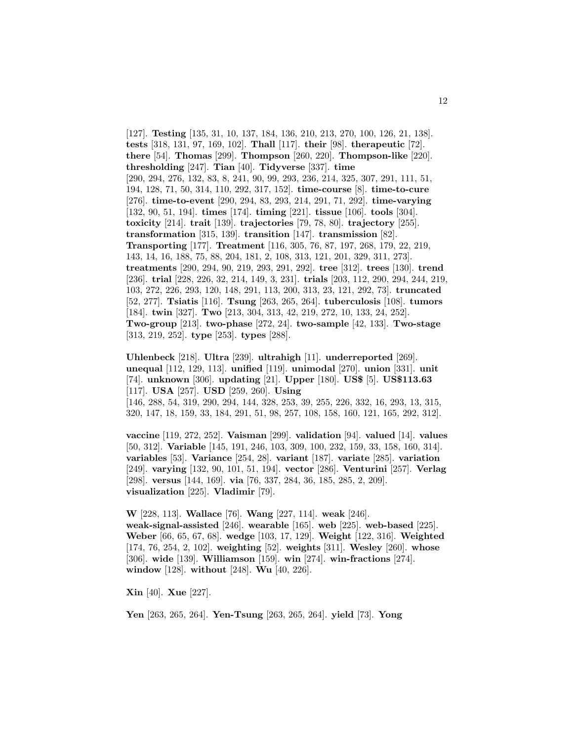[127]. **Testing** [135, 31, 10, 137, 184, 136, 210, 213, 270, 100, 126, 21, 138]. **tests** [318, 131, 97, 169, 102]. **Thall** [117]. **their** [98]. **therapeutic** [72]. **there** [54]. **Thomas** [299]. **Thompson** [260, 220]. **Thompson-like** [220]. **thresholding** [247]. **Tian** [40]. **Tidyverse** [337]. **time** [290, 294, 276, 132, 83, 8, 241, 90, 99, 293, 236, 214, 325, 307, 291, 111, 51, 194, 128, 71, 50, 314, 110, 292, 317, 152]. **time-course** [8]. **time-to-cure** [276]. **time-to-event** [290, 294, 83, 293, 214, 291, 71, 292]. **time-varying** [132, 90, 51, 194]. **times** [174]. **timing** [221]. **tissue** [106]. **tools** [304]. **toxicity** [214]. **trait** [139]. **trajectories** [79, 78, 80]. **trajectory** [255]. **transformation** [315, 139]. **transition** [147]. **transmission** [82]. **Transporting** [177]. **Treatment** [116, 305, 76, 87, 197, 268, 179, 22, 219, 143, 14, 16, 188, 75, 88, 204, 181, 2, 108, 313, 121, 201, 329, 311, 273]. **treatments** [290, 294, 90, 219, 293, 291, 292]. **tree** [312]. **trees** [130]. **trend** [236]. **trial** [228, 226, 32, 214, 149, 3, 231]. **trials** [203, 112, 290, 294, 244, 219, 103, 272, 226, 293, 120, 148, 291, 113, 200, 313, 23, 121, 292, 73]. **truncated** [52, 277]. **Tsiatis** [116]. **Tsung** [263, 265, 264]. **tuberculosis** [108]. **tumors** [184]. **twin** [327]. **Two** [213, 304, 313, 42, 219, 272, 10, 133, 24, 252]. **Two-group** [213]. **two-phase** [272, 24]. **two-sample** [42, 133]. **Two-stage** [313, 219, 252]. **type** [253]. **types** [288].

**Uhlenbeck** [218]. **Ultra** [239]. **ultrahigh** [11]. **underreported** [269]. **unequal** [112, 129, 113]. **unified** [119]. **unimodal** [270]. **union** [331]. **unit** [74]. **unknown** [306]. **updating** [21]. **Upper** [180]. **US$** [5]. **US$113.63** [117]. **USA** [257]. **USD** [259, 260]. **Using** [146, 288, 54, 319, 290, 294, 144, 328, 253, 39, 255, 226, 332, 16, 293, 13, 315, 320, 147, 18, 159, 33, 184, 291, 51, 98, 257, 108, 158, 160, 121, 165, 292, 312].

**vaccine** [119, 272, 252]. **Vaisman** [299]. **validation** [94]. **valued** [14]. **values** [50, 312]. **Variable** [145, 191, 246, 103, 309, 100, 232, 159, 33, 158, 160, 314]. **variables** [53]. **Variance** [254, 28]. **variant** [187]. **variate** [285]. **variation** [249]. **varying** [132, 90, 101, 51, 194]. **vector** [286]. **Venturini** [257]. **Verlag** [298]. **versus** [144, 169]. **via** [76, 337, 284, 36, 185, 285, 2, 209]. **visualization** [225]. **Vladimir** [79].

**W** [228, 113]. **Wallace** [76]. **Wang** [227, 114]. **weak** [246]. **weak-signal-assisted** [246]. **wearable** [165]. **web** [225]. **web-based** [225]. **Weber** [66, 65, 67, 68]. **wedge** [103, 17, 129]. **Weight** [122, 316]. **Weighted** [174, 76, 254, 2, 102]. **weighting** [52]. **weights** [311]. **Wesley** [260]. **whose** [306]. **wide** [139]. **Williamson** [159]. **win** [274]. **win-fractions** [274]. **window** [128]. **without** [248]. **Wu** [40, 226].

**Xin** [40]. **Xue** [227].

**Yen** [263, 265, 264]. **Yen-Tsung** [263, 265, 264]. **yield** [73]. **Yong**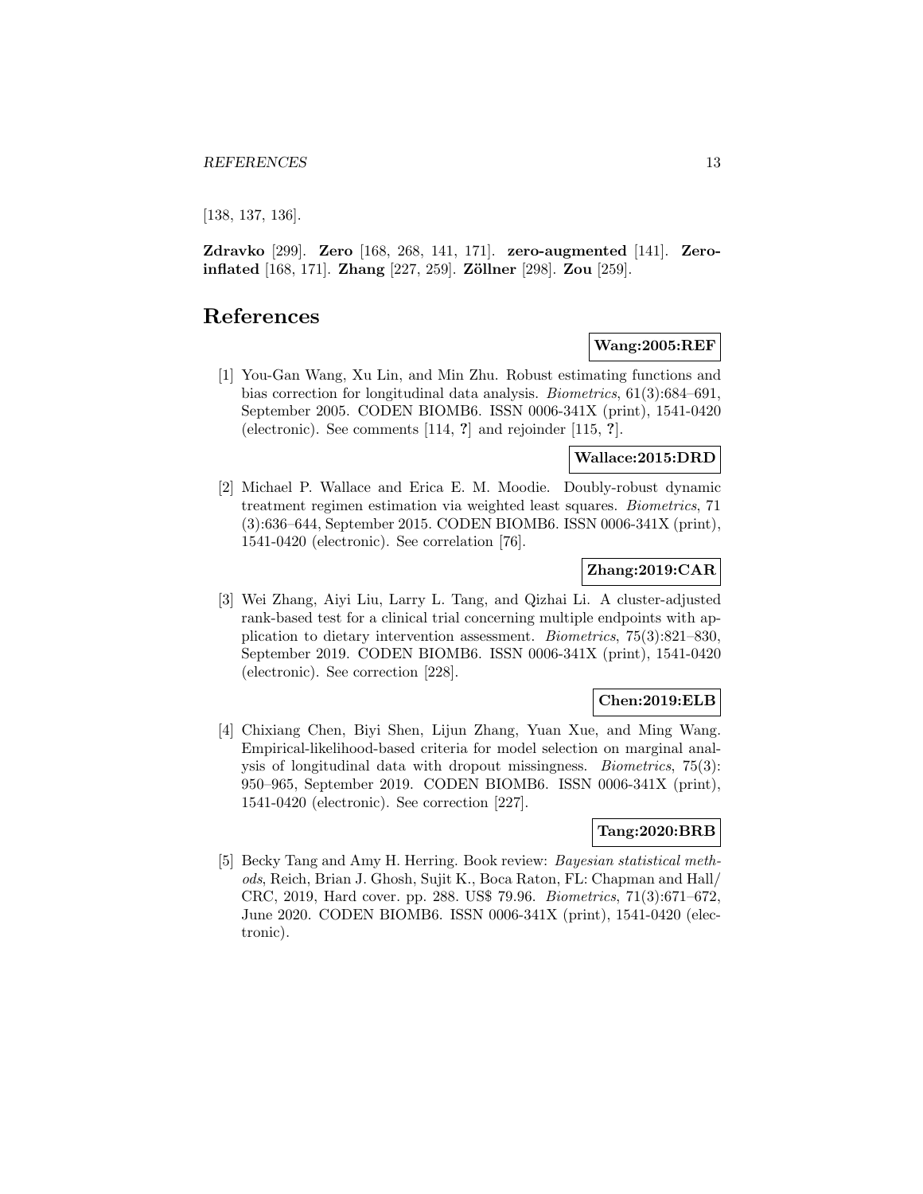[138, 137, 136].

**Zdravko** [299]. **Zero** [168, 268, 141, 171]. **zero-augmented** [141]. **Zero-inflated** [168, 171]. **Zhang** [227, 259]. **Zöllner** [298]. **Zou** [259].

# References

**Wang:2005:REF**

[1] You-Gan Wang, Xu Lin, and Min Zhu. Robust estimating functions and bias correction for longitudinal data analysis. *Biometrics*, 61(3):684–691, September 2005. CODEN BIOMB6. ISSN 0006-341X (print), 1541-0420 (electronic). See comments [114, **?**] and rejoinder [115, **?**].

**Wallace:2015:DRD**

[2] Michael P. Wallace and Erica E. M. Moodie. Doubly-robust dynamic treatment regimen estimation via weighted least squares. *Biometrics*, 71 (3):636–644, September 2015. CODEN BIOMB6. ISSN 0006-341X (print), 1541-0420 (electronic). See correlation [76].

**Zhang:2019:CAR**

[3] Wei Zhang, Aiyi Liu, Larry L. Tang, and Qizhai Li. A cluster-adjusted rank-based test for a clinical trial concerning multiple endpoints with application to dietary intervention assessment. *Biometrics*, 75(3):821–830, September 2019. CODEN BIOMB6. ISSN 0006-341X (print), 1541-0420 (electronic). See correction [228].

**Chen:2019:ELB**

[4] Chixiang Chen, Biyi Shen, Lijun Zhang, Yuan Xue, and Ming Wang. Empirical-likelihood-based criteria for model selection on marginal analysis of longitudinal data with dropout missingness. *Biometrics*, 75(3): 950–965, September 2019. CODEN BIOMB6. ISSN 0006-341X (print), 1541-0420 (electronic). See correction [227].

**Tang:2020:BRB**

[5] Becky Tang and Amy H. Herring. Book review: *Bayesian statistical methods*, Reich, Brian J. Ghosh, Sujit K., Boca Raton, FL: Chapman and Hall/ CRC, 2019, Hard cover. pp. 288. US$ 79.96. *Biometrics*, 71(3):671–672, June 2020. CODEN BIOMB6. ISSN 0006-341X (print), 1541-0420 (electronic).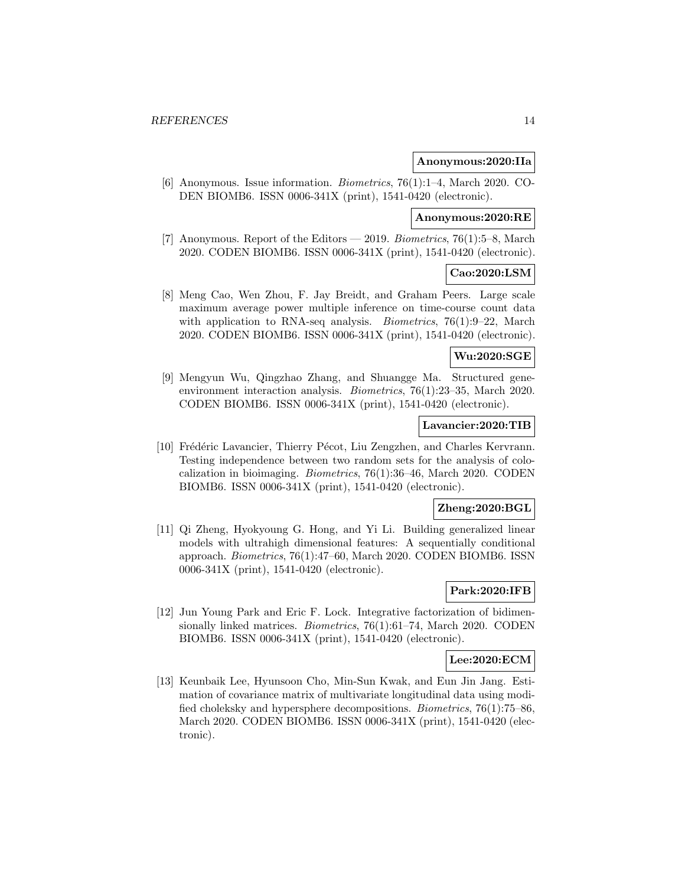**Anonymous:2020:IIa**

[6] Anonymous. Issue information. *Biometrics*, 76(1):1–4, March 2020. CODEN BIOMB6. ISSN 0006-341X (print), 1541-0420 (electronic).

**Anonymous:2020:RE**

[7] Anonymous. Report of the Editors — 2019. *Biometrics*, 76(1):5–8, March 2020. CODEN BIOMB6. ISSN 0006-341X (print), 1541-0420 (electronic).

**Cao:2020:LSM**

[8] Meng Cao, Wen Zhou, F. Jay Breidt, and Graham Peers. Large scale maximum average power multiple inference on time-course count data with application to RNA-seq analysis. *Biometrics*, 76(1):9–22, March 2020. CODEN BIOMB6. ISSN 0006-341X (print), 1541-0420 (electronic).

**Wu:2020:SGE**

[9] Mengyun Wu, Qingzhao Zhang, and Shuangge Ma. Structured gene-environment interaction analysis. *Biometrics*, 76(1):23–35, March 2020. CODEN BIOMB6. ISSN 0006-341X (print), 1541-0420 (electronic).

**Lavancier:2020:TIB**

[10] Frédéric Lavancier, Thierry Pécot, Liu Zengzhen, and Charles Kervrann. Testing independence between two random sets for the analysis of colocalization in bioimaging. *Biometrics*, 76(1):36–46, March 2020. CODEN BIOMB6. ISSN 0006-341X (print), 1541-0420 (electronic).

**Zheng:2020:BGL**

[11] Qi Zheng, Hyokyoung G. Hong, and Yi Li. Building generalized linear models with ultrahigh dimensional features: A sequentially conditional approach. *Biometrics*, 76(1):47–60, March 2020. CODEN BIOMB6. ISSN 0006-341X (print), 1541-0420 (electronic).

**Park:2020:IFB**

[12] Jun Young Park and Eric F. Lock. Integrative factorization of bidimensionally linked matrices. *Biometrics*, 76(1):61–74, March 2020. CODEN BIOMB6. ISSN 0006-341X (print), 1541-0420 (electronic).

**Lee:2020:ECM**

[13] Keunbaik Lee, Hyunsoon Cho, Min-Sun Kwak, and Eun Jin Jang. Estimation of covariance matrix of multivariate longitudinal data using modified choleksky and hypersphere decompositions. *Biometrics*, 76(1):75–86, March 2020. CODEN BIOMB6. ISSN 0006-341X (print), 1541-0420 (electronic).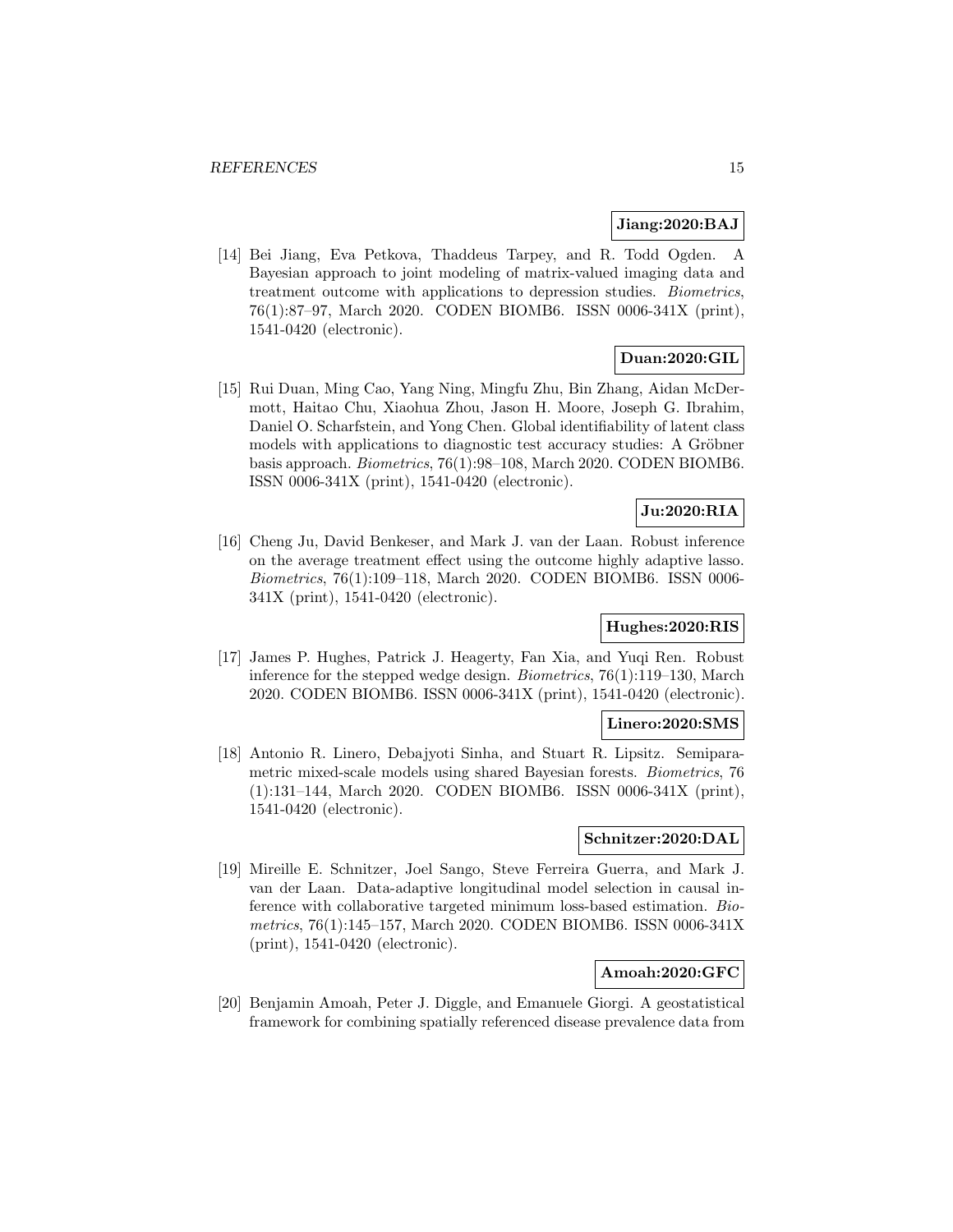**Jiang:2020:BAJ**

[14] Bei Jiang, Eva Petkova, Thaddeus Tarpey, and R. Todd Ogden. A Bayesian approach to joint modeling of matrix-valued imaging data and treatment outcome with applications to depression studies. *Biometrics*, 76(1):87–97, March 2020. CODEN BIOMB6. ISSN 0006-341X (print), 1541-0420 (electronic).

**Duan:2020:GIL**

[15] Rui Duan, Ming Cao, Yang Ning, Mingfu Zhu, Bin Zhang, Aidan McDermott, Haitao Chu, Xiaohua Zhou, Jason H. Moore, Joseph G. Ibrahim, Daniel O. Scharfstein, and Yong Chen. Global identifiability of latent class models with applications to diagnostic test accuracy studies: A Gröbner basis approach. *Biometrics*, 76(1):98–108, March 2020. CODEN BIOMB6. ISSN 0006-341X (print), 1541-0420 (electronic).

**Ju:2020:RIA**

[16] Cheng Ju, David Benkeser, and Mark J. van der Laan. Robust inference on the average treatment effect using the outcome highly adaptive lasso. *Biometrics*, 76(1):109–118, March 2020. CODEN BIOMB6. ISSN 0006-341X (print), 1541-0420 (electronic).

**Hughes:2020:RIS**

[17] James P. Hughes, Patrick J. Heagerty, Fan Xia, and Yuqi Ren. Robust inference for the stepped wedge design. *Biometrics*, 76(1):119–130, March 2020. CODEN BIOMB6. ISSN 0006-341X (print), 1541-0420 (electronic).

**Linero:2020:SMS**

[18] Antonio R. Linero, Debajyoti Sinha, and Stuart R. Lipsitz. Semiparametric mixed-scale models using shared Bayesian forests. *Biometrics*, 76 (1):131–144, March 2020. CODEN BIOMB6. ISSN 0006-341X (print), 1541-0420 (electronic).

**Schnitzer:2020:DAL**

[19] Mireille E. Schnitzer, Joel Sango, Steve Ferreira Guerra, and Mark J. van der Laan. Data-adaptive longitudinal model selection in causal inference with collaborative targeted minimum loss-based estimation. *Biometrics*, 76(1):145–157, March 2020. CODEN BIOMB6. ISSN 0006-341X (print), 1541-0420 (electronic).

**Amoah:2020:GFC**

[20] Benjamin Amoah, Peter J. Diggle, and Emanuele Giorgi. A geostatistical framework for combining spatially referenced disease prevalence data from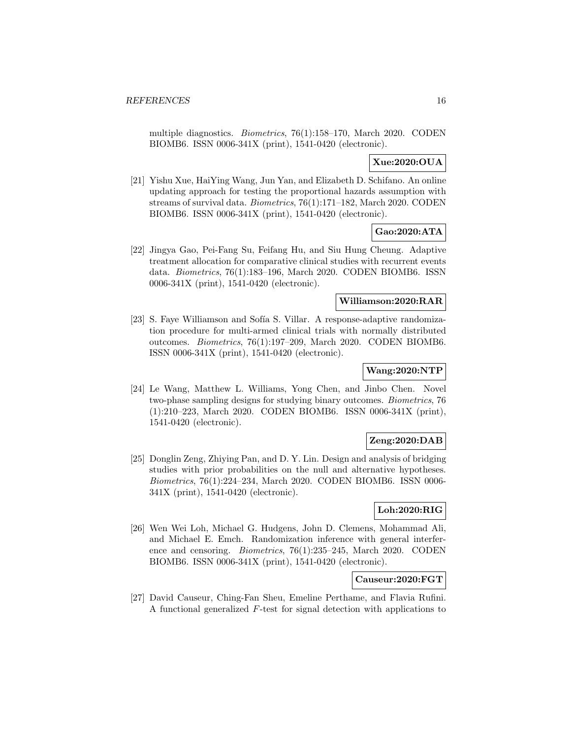multiple diagnostics. *Biometrics*, 76(1):158–170, March 2020. CODEN BIOMB6. ISSN 0006-341X (print), 1541-0420 (electronic).

**Xue:2020:OUA**

[21] Yishu Xue, HaiYing Wang, Jun Yan, and Elizabeth D. Schifano. An online updating approach for testing the proportional hazards assumption with streams of survival data. *Biometrics*, 76(1):171–182, March 2020. CODEN BIOMB6. ISSN 0006-341X (print), 1541-0420 (electronic).

**Gao:2020:ATA**

[22] Jingya Gao, Pei-Fang Su, Feifang Hu, and Siu Hung Cheung. Adaptive treatment allocation for comparative clinical studies with recurrent events data. *Biometrics*, 76(1):183–196, March 2020. CODEN BIOMB6. ISSN 0006-341X (print), 1541-0420 (electronic).

**Williamson:2020:RAR**

[23] S. Faye Williamson and Sofía S. Villar. A response-adaptive randomization procedure for multi-armed clinical trials with normally distributed outcomes. *Biometrics*, 76(1):197–209, March 2020. CODEN BIOMB6. ISSN 0006-341X (print), 1541-0420 (electronic).

**Wang:2020:NTP**

[24] Le Wang, Matthew L. Williams, Yong Chen, and Jinbo Chen. Novel two-phase sampling designs for studying binary outcomes. *Biometrics*, 76 (1):210–223, March 2020. CODEN BIOMB6. ISSN 0006-341X (print), 1541-0420 (electronic).

**Zeng:2020:DAB**

[25] Donglin Zeng, Zhiying Pan, and D. Y. Lin. Design and analysis of bridging studies with prior probabilities on the null and alternative hypotheses. *Biometrics*, 76(1):224–234, March 2020. CODEN BIOMB6. ISSN 0006-341X (print), 1541-0420 (electronic).

**Loh:2020:RIG**

[26] Wen Wei Loh, Michael G. Hudgens, John D. Clemens, Mohammad Ali, and Michael E. Emch. Randomization inference with general interference and censoring. *Biometrics*, 76(1):235–245, March 2020. CODEN BIOMB6. ISSN 0006-341X (print), 1541-0420 (electronic).

**Causeur:2020:FGT**

[27] David Causeur, Ching-Fan Sheu, Emeline Perthame, and Flavia Rufini. A functional generalized $F$-test for signal detection with applications to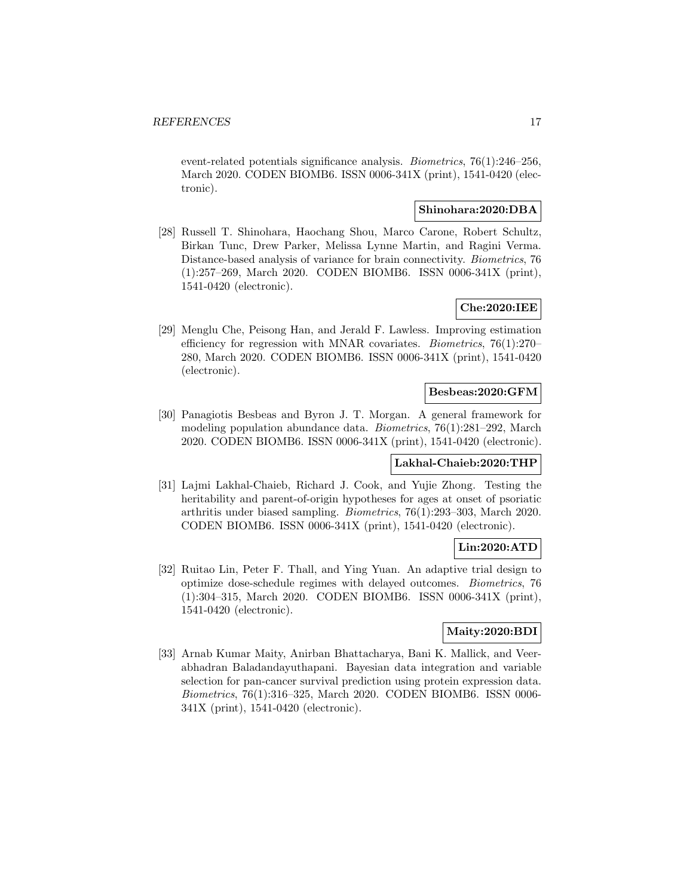event-related potentials significance analysis. *Biometrics*, 76(1):246–256, March 2020. CODEN BIOMB6. ISSN 0006-341X (print), 1541-0420 (electronic).

**Shinohara:2020:DBA**

[28] Russell T. Shinohara, Haochang Shou, Marco Carone, Robert Schultz, Birkan Tunc, Drew Parker, Melissa Lynne Martin, and Ragini Verma. Distance-based analysis of variance for brain connectivity. *Biometrics*, 76 (1):257–269, March 2020. CODEN BIOMB6. ISSN 0006-341X (print), 1541-0420 (electronic).

**Che:2020:IEE**

[29] Menglu Che, Peisong Han, and Jerald F. Lawless. Improving estimation efficiency for regression with MNAR covariates. *Biometrics*, 76(1):270–280, March 2020. CODEN BIOMB6. ISSN 0006-341X (print), 1541-0420 (electronic).

**Besbeas:2020:GFM**

[30] Panagiotis Besbeas and Byron J. T. Morgan. A general framework for modeling population abundance data. *Biometrics*, 76(1):281–292, March 2020. CODEN BIOMB6. ISSN 0006-341X (print), 1541-0420 (electronic).

**Lakhal-Chaieb:2020:THP**

[31] Lajmi Lakhal-Chaieb, Richard J. Cook, and Yujie Zhong. Testing the heritability and parent-of-origin hypotheses for ages at onset of psoriatic arthritis under biased sampling. *Biometrics*, 76(1):293–303, March 2020. CODEN BIOMB6. ISSN 0006-341X (print), 1541-0420 (electronic).

**Lin:2020:ATD**

[32] Ruitao Lin, Peter F. Thall, and Ying Yuan. An adaptive trial design to optimize dose-schedule regimes with delayed outcomes. *Biometrics*, 76 (1):304–315, March 2020. CODEN BIOMB6. ISSN 0006-341X (print), 1541-0420 (electronic).

**Maity:2020:BDI**

[33] Arnab Kumar Maity, Anirban Bhattacharya, Bani K. Mallick, and Veerabhadran Baladandayuthapani. Bayesian data integration and variable selection for pan-cancer survival prediction using protein expression data. *Biometrics*, 76(1):316–325, March 2020. CODEN BIOMB6. ISSN 0006-341X (print), 1541-0420 (electronic).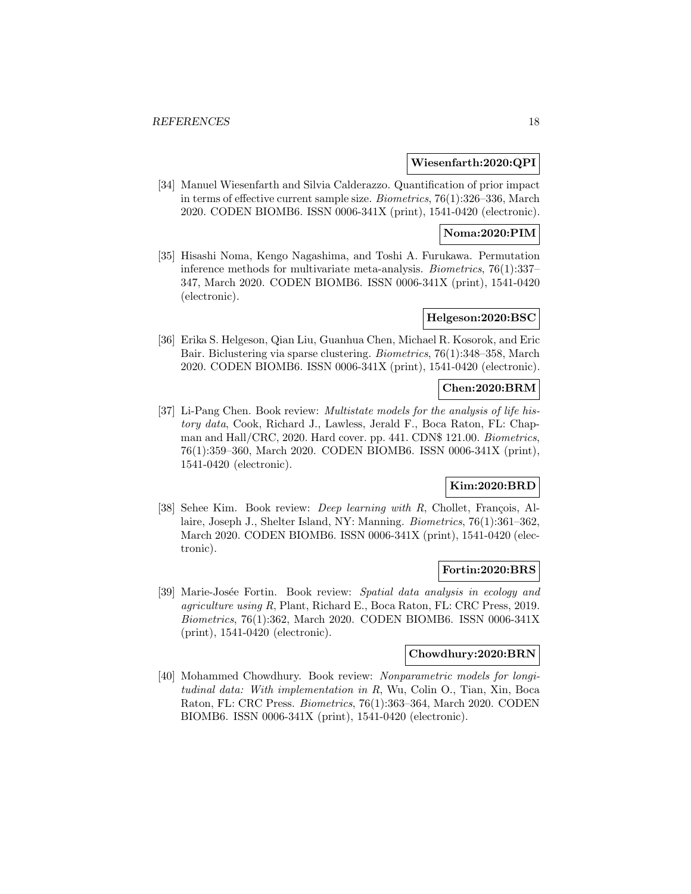**Wiesenfarth:2020:QPI**

[34] Manuel Wiesenfarth and Silvia Calderazzo. Quantification of prior impact in terms of effective current sample size. *Biometrics*, 76(1):326–336, March 2020. CODEN BIOMB6. ISSN 0006-341X (print), 1541-0420 (electronic).

**Noma:2020:PIM**

[35] Hisashi Noma, Kengo Nagashima, and Toshi A. Furukawa. Permutation inference methods for multivariate meta-analysis. *Biometrics*, 76(1):337–347, March 2020. CODEN BIOMB6. ISSN 0006-341X (print), 1541-0420 (electronic).

**Helgeson:2020:BSC**

[36] Erika S. Helgeson, Qian Liu, Guanhua Chen, Michael R. Kosorok, and Eric Bair. Biclustering via sparse clustering. *Biometrics*, 76(1):348–358, March 2020. CODEN BIOMB6. ISSN 0006-341X (print), 1541-0420 (electronic).

**Chen:2020:BRM**

[37] Li-Pang Chen. Book review: *Multistate models for the analysis of life history data*, Cook, Richard J., Lawless, Jerald F., Boca Raton, FL: Chapman and Hall/CRC, 2020. Hard cover. pp. 441. CDN$ 121.00. *Biometrics*, 76(1):359–360, March 2020. CODEN BIOMB6. ISSN 0006-341X (print), 1541-0420 (electronic).

**Kim:2020:BRD**

[38] Sehee Kim. Book review: *Deep learning with R*, Chollet, François, Allaire, Joseph J., Shelter Island, NY: Manning. *Biometrics*, 76(1):361–362, March 2020. CODEN BIOMB6. ISSN 0006-341X (print), 1541-0420 (electronic).

**Fortin:2020:BRS**

[39] Marie-Josée Fortin. Book review: *Spatial data analysis in ecology and agriculture using R*, Plant, Richard E., Boca Raton, FL: CRC Press, 2019. *Biometrics*, 76(1):362, March 2020. CODEN BIOMB6. ISSN 0006-341X (print), 1541-0420 (electronic).

**Chowdhury:2020:BRN**

[40] Mohammed Chowdhury. Book review: *Nonparametric models for longitudinal data: With implementation in R*, Wu, Colin O., Tian, Xin, Boca Raton, FL: CRC Press. *Biometrics*, 76(1):363–364, March 2020. CODEN BIOMB6. ISSN 0006-341X (print), 1541-0420 (electronic).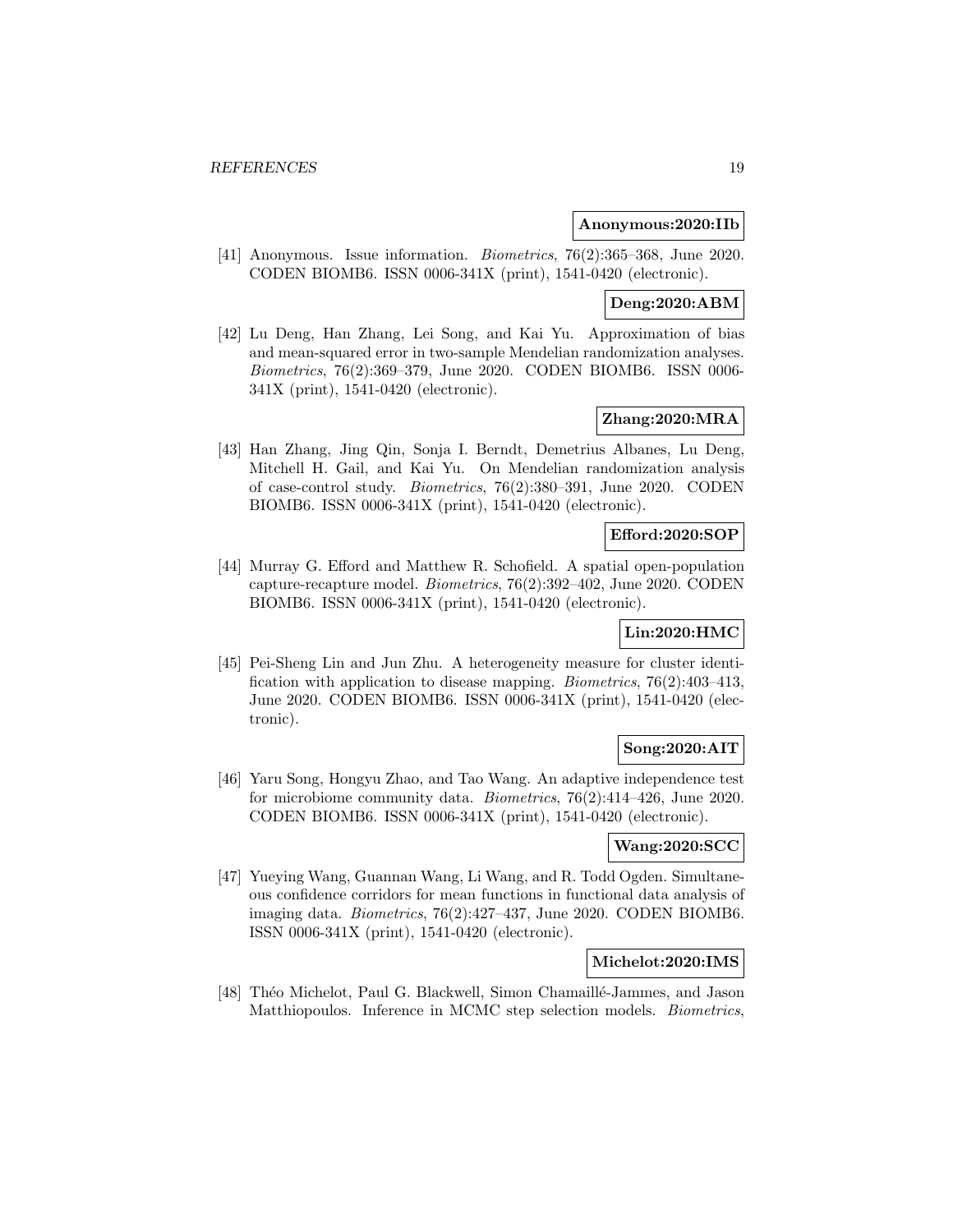**Anonymous:2020:IIb**

[41] Anonymous. Issue information. *Biometrics*, 76(2):365–368, June 2020. CODEN BIOMB6. ISSN 0006-341X (print), 1541-0420 (electronic).

**Deng:2020:ABM**

[42] Lu Deng, Han Zhang, Lei Song, and Kai Yu. Approximation of bias and mean-squared error in two-sample Mendelian randomization analyses. *Biometrics*, 76(2):369–379, June 2020. CODEN BIOMB6. ISSN 0006-341X (print), 1541-0420 (electronic).

**Zhang:2020:MRA**

[43] Han Zhang, Jing Qin, Sonja I. Berndt, Demetrius Albanes, Lu Deng, Mitchell H. Gail, and Kai Yu. On Mendelian randomization analysis of case-control study. *Biometrics*, 76(2):380–391, June 2020. CODEN BIOMB6. ISSN 0006-341X (print), 1541-0420 (electronic).

**Efford:2020:SOP**

[44] Murray G. Efford and Matthew R. Schofield. A spatial open-population capture-recapture model. *Biometrics*, 76(2):392–402, June 2020. CODEN BIOMB6. ISSN 0006-341X (print), 1541-0420 (electronic).

**Lin:2020:HMC**

[45] Pei-Sheng Lin and Jun Zhu. A heterogeneity measure for cluster identification with application to disease mapping. *Biometrics*, 76(2):403–413, June 2020. CODEN BIOMB6. ISSN 0006-341X (print), 1541-0420 (electronic).

**Song:2020:AIT**

[46] Yaru Song, Hongyu Zhao, and Tao Wang. An adaptive independence test for microbiome community data. *Biometrics*, 76(2):414–426, June 2020. CODEN BIOMB6. ISSN 0006-341X (print), 1541-0420 (electronic).

**Wang:2020:SCC**

[47] Yueying Wang, Guannan Wang, Li Wang, and R. Todd Ogden. Simultaneous confidence corridors for mean functions in functional data analysis of imaging data. *Biometrics*, 76(2):427–437, June 2020. CODEN BIOMB6. ISSN 0006-341X (print), 1541-0420 (electronic).

**Michelot:2020:IMS**

[48] Théo Michelot, Paul G. Blackwell, Simon Chamaillé-Jammes, and Jason Matthiopoulos. Inference in MCMC step selection models. *Biometrics*,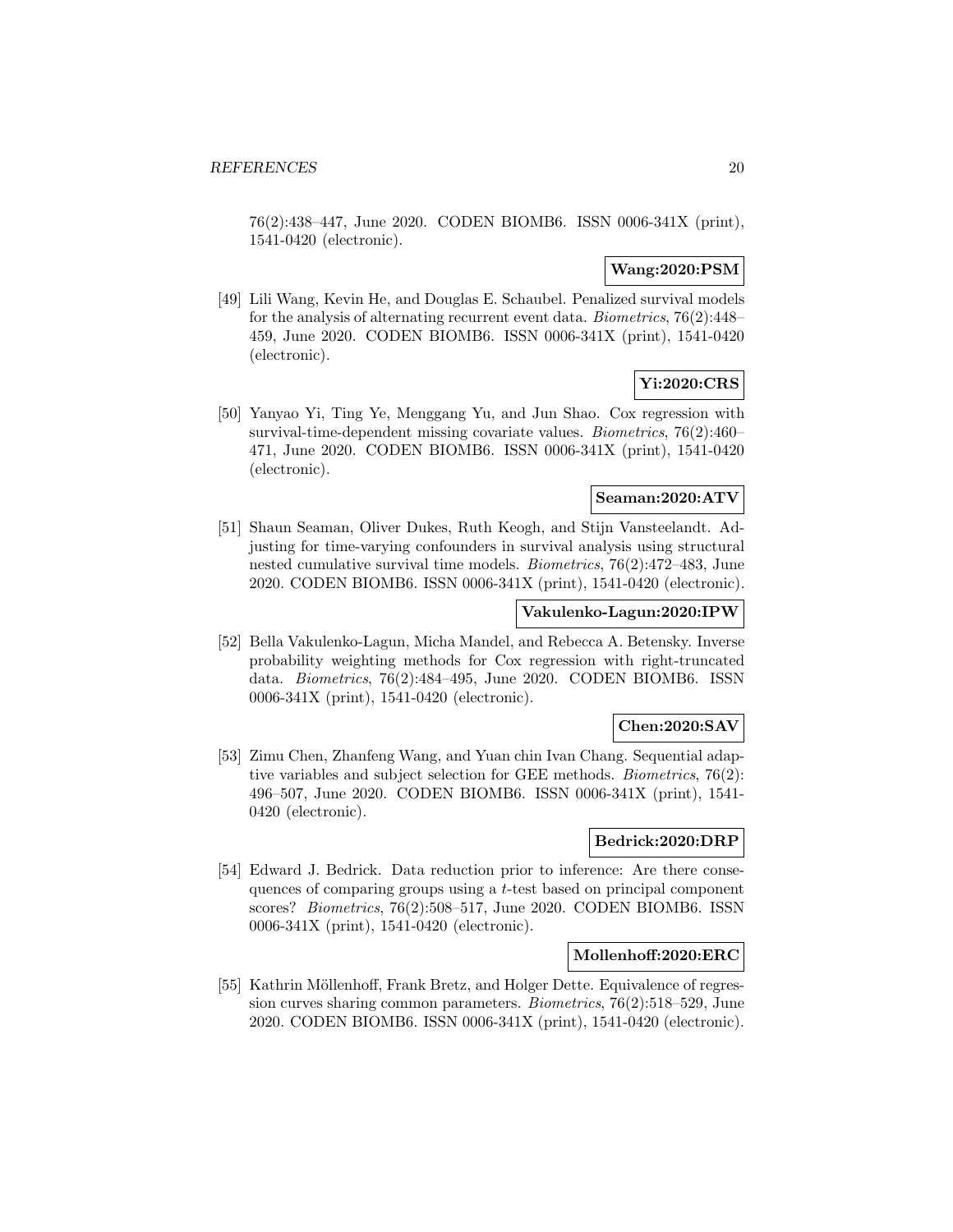76(2):438–447, June 2020. CODEN BIOMB6. ISSN 0006-341X (print), 1541-0420 (electronic).

**Wang:2020:PSM**

[49] Lili Wang, Kevin He, and Douglas E. Schaubel. Penalized survival models for the analysis of alternating recurrent event data. *Biometrics*, 76(2):448–459, June 2020. CODEN BIOMB6. ISSN 0006-341X (print), 1541-0420 (electronic).

**Yi:2020:CRS**

[50] Yanyao Yi, Ting Ye, Menggang Yu, and Jun Shao. Cox regression with survival-time-dependent missing covariate values. *Biometrics*, 76(2):460–471, June 2020. CODEN BIOMB6. ISSN 0006-341X (print), 1541-0420 (electronic).

**Seaman:2020:ATV**

[51] Shaun Seaman, Oliver Dukes, Ruth Keogh, and Stijn Vansteelandt. Adjusting for time-varying confounders in survival analysis using structural nested cumulative survival time models. *Biometrics*, 76(2):472–483, June 2020. CODEN BIOMB6. ISSN 0006-341X (print), 1541-0420 (electronic).

**Vakulenko-Lagun:2020:IPW**

[52] Bella Vakulenko-Lagun, Micha Mandel, and Rebecca A. Betensky. Inverse probability weighting methods for Cox regression with right-truncated data. *Biometrics*, 76(2):484–495, June 2020. CODEN BIOMB6. ISSN 0006-341X (print), 1541-0420 (electronic).

**Chen:2020:SAV**

[53] Zimu Chen, Zhanfeng Wang, and Yuan chin Ivan Chang. Sequential adaptive variables and subject selection for GEE methods. *Biometrics*, 76(2):496–507, June 2020. CODEN BIOMB6. ISSN 0006-341X (print), 1541-0420 (electronic).

**Bedrick:2020:DRP**

[54] Edward J. Bedrick. Data reduction prior to inference: Are there consequences of comparing groups using a $t$-test based on principal component scores? *Biometrics*, 76(2):508–517, June 2020. CODEN BIOMB6. ISSN 0006-341X (print), 1541-0420 (electronic).

**Mollenhoff:2020:ERC**

[55] Kathrin Möllenhoff, Frank Bretz, and Holger Dette. Equivalence of regression curves sharing common parameters. *Biometrics*, 76(2):518–529, June 2020. CODEN BIOMB6. ISSN 0006-341X (print), 1541-0420 (electronic).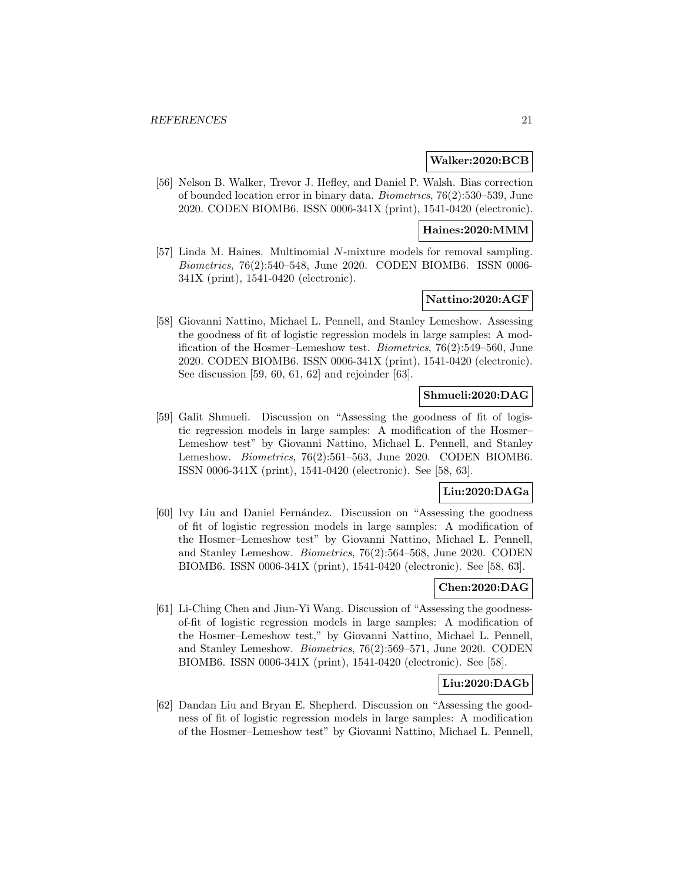**Walker:2020:BCB**

[56] Nelson B. Walker, Trevor J. Hefley, and Daniel P. Walsh. Bias correction of bounded location error in binary data. *Biometrics*, 76(2):530–539, June 2020. CODEN BIOMB6. ISSN 0006-341X (print), 1541-0420 (electronic).

**Haines:2020:MMM**

[57] Linda M. Haines. Multinomial $N$-mixture models for removal sampling. *Biometrics*, 76(2):540–548, June 2020. CODEN BIOMB6. ISSN 0006-341X (print), 1541-0420 (electronic).

**Nattino:2020:AGF**

[58] Giovanni Nattino, Michael L. Pennell, and Stanley Lemeshow. Assessing the goodness of fit of logistic regression models in large samples: A modification of the Hosmer–Lemeshow test. *Biometrics*, 76(2):549–560, June 2020. CODEN BIOMB6. ISSN 0006-341X (print), 1541-0420 (electronic). See discussion [59, 60, 61, 62] and rejoinder [63].

**Shmueli:2020:DAG**

[59] Galit Shmueli. Discussion on "Assessing the goodness of fit of logistic regression models in large samples: A modification of the Hosmer–Lemeshow test" by Giovanni Nattino, Michael L. Pennell, and Stanley Lemeshow. *Biometrics*, 76(2):561–563, June 2020. CODEN BIOMB6. ISSN 0006-341X (print), 1541-0420 (electronic). See [58, 63].

**Liu:2020:DAGa**

[60] Ivy Liu and Daniel Fernández. Discussion on "Assessing the goodness of fit of logistic regression models in large samples: A modification of the Hosmer–Lemeshow test" by Giovanni Nattino, Michael L. Pennell, and Stanley Lemeshow. *Biometrics*, 76(2):564–568, June 2020. CODEN BIOMB6. ISSN 0006-341X (print), 1541-0420 (electronic). See [58, 63].

**Chen:2020:DAG**

[61] Li-Ching Chen and Jiun-Yi Wang. Discussion of "Assessing the goodness-of-fit of logistic regression models in large samples: A modification of the Hosmer–Lemeshow test," by Giovanni Nattino, Michael L. Pennell, and Stanley Lemeshow. *Biometrics*, 76(2):569–571, June 2020. CODEN BIOMB6. ISSN 0006-341X (print), 1541-0420 (electronic). See [58].

**Liu:2020:DAGb**

[62] Dandan Liu and Bryan E. Shepherd. Discussion on "Assessing the goodness of fit of logistic regression models in large samples: A modification of the Hosmer–Lemeshow test" by Giovanni Nattino, Michael L. Pennell,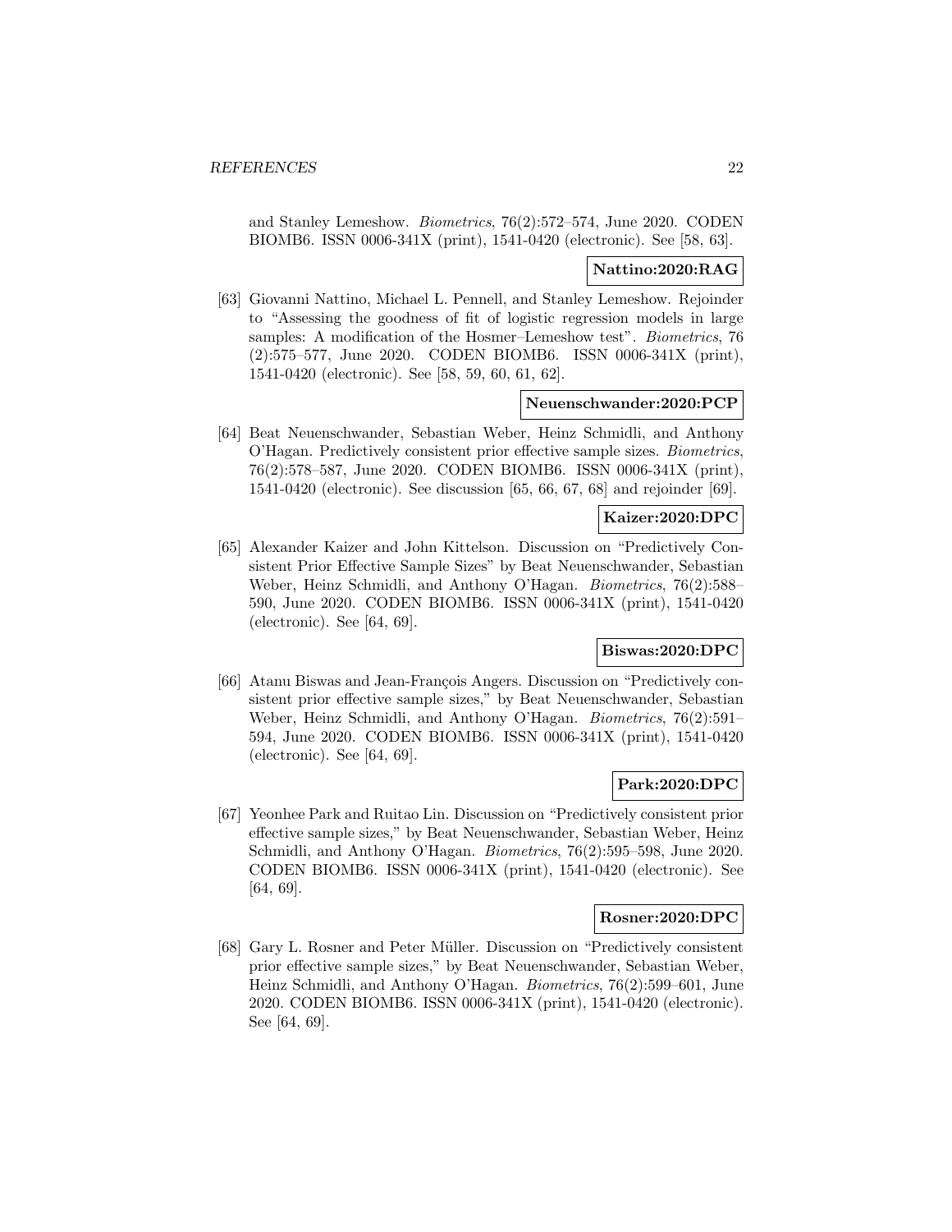and Stanley Lemeshow. *Biometrics*, 76(2):572–574, June 2020. CODEN BIOMB6. ISSN 0006-341X (print), 1541-0420 (electronic). See [58, 63].

**Nattino:2020:RAG**

[63] Giovanni Nattino, Michael L. Pennell, and Stanley Lemeshow. Rejoinder to "Assessing the goodness of fit of logistic regression models in large samples: A modification of the Hosmer–Lemeshow test". *Biometrics*, 76 (2):575–577, June 2020. CODEN BIOMB6. ISSN 0006-341X (print), 1541-0420 (electronic). See [58, 59, 60, 61, 62].

**Neuenschwander:2020:PCP**

[64] Beat Neuenschwander, Sebastian Weber, Heinz Schmidli, and Anthony O'Hagan. Predictively consistent prior effective sample sizes. *Biometrics*, 76(2):578–587, June 2020. CODEN BIOMB6. ISSN 0006-341X (print), 1541-0420 (electronic). See discussion [65, 66, 67, 68] and rejoinder [69].

**Kaizer:2020:DPC**

[65] Alexander Kaizer and John Kittelson. Discussion on "Predictively Consistent Prior Effective Sample Sizes" by Beat Neuenschwander, Sebastian Weber, Heinz Schmidli, and Anthony O'Hagan. *Biometrics*, 76(2):588–590, June 2020. CODEN BIOMB6. ISSN 0006-341X (print), 1541-0420 (electronic). See [64, 69].

**Biswas:2020:DPC**

[66] Atanu Biswas and Jean-François Angers. Discussion on "Predictively consistent prior effective sample sizes," by Beat Neuenschwander, Sebastian Weber, Heinz Schmidli, and Anthony O'Hagan. *Biometrics*, 76(2):591–594, June 2020. CODEN BIOMB6. ISSN 0006-341X (print), 1541-0420 (electronic). See [64, 69].

**Park:2020:DPC**

[67] Yeonhee Park and Ruitao Lin. Discussion on "Predictively consistent prior effective sample sizes," by Beat Neuenschwander, Sebastian Weber, Heinz Schmidli, and Anthony O'Hagan. *Biometrics*, 76(2):595–598, June 2020. CODEN BIOMB6. ISSN 0006-341X (print), 1541-0420 (electronic). See [64, 69].

**Rosner:2020:DPC**

[68] Gary L. Rosner and Peter Müller. Discussion on "Predictively consistent prior effective sample sizes," by Beat Neuenschwander, Sebastian Weber, Heinz Schmidli, and Anthony O'Hagan. *Biometrics*, 76(2):599–601, June 2020. CODEN BIOMB6. ISSN 0006-341X (print), 1541-0420 (electronic). See [64, 69].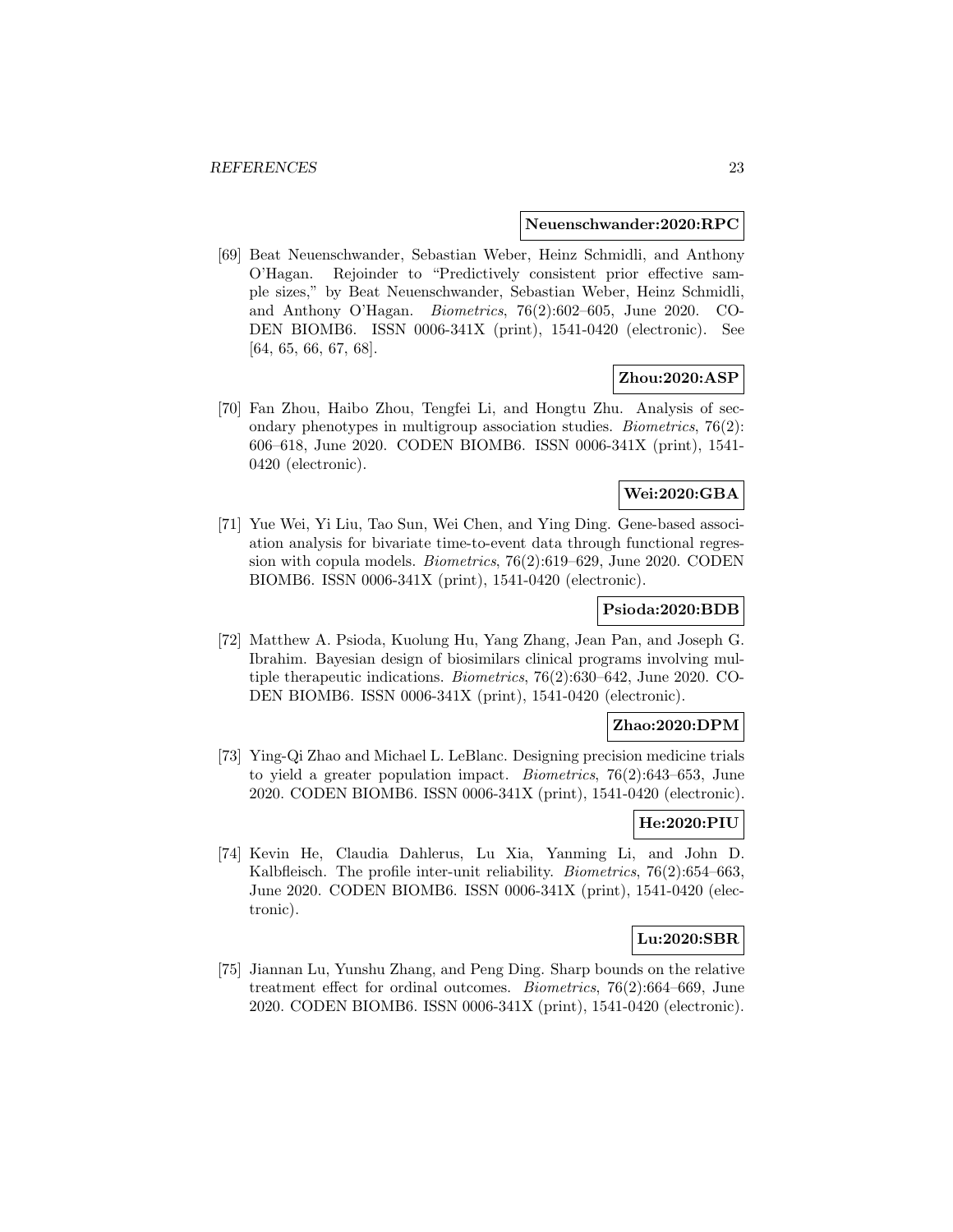**Neuenschwander:2020:RPC**

[69] Beat Neuenschwander, Sebastian Weber, Heinz Schmidli, and Anthony O'Hagan. Rejoinder to "Predictively consistent prior effective sample sizes," by Beat Neuenschwander, Sebastian Weber, Heinz Schmidli, and Anthony O'Hagan. *Biometrics*, 76(2):602–605, June 2020. CODEN BIOMB6. ISSN 0006-341X (print), 1541-0420 (electronic). See [64, 65, 66, 67, 68].

**Zhou:2020:ASP**

[70] Fan Zhou, Haibo Zhou, Tengfei Li, and Hongtu Zhu. Analysis of secondary phenotypes in multigroup association studies. *Biometrics*, 76(2): 606–618, June 2020. CODEN BIOMB6. ISSN 0006-341X (print), 1541-0420 (electronic).

**Wei:2020:GBA**

[71] Yue Wei, Yi Liu, Tao Sun, Wei Chen, and Ying Ding. Gene-based association analysis for bivariate time-to-event data through functional regression with copula models. *Biometrics*, 76(2):619–629, June 2020. CODEN BIOMB6. ISSN 0006-341X (print), 1541-0420 (electronic).

**Psioda:2020:BDB**

[72] Matthew A. Psioda, Kuolung Hu, Yang Zhang, Jean Pan, and Joseph G. Ibrahim. Bayesian design of biosimilars clinical programs involving multiple therapeutic indications. *Biometrics*, 76(2):630–642, June 2020. CODEN BIOMB6. ISSN 0006-341X (print), 1541-0420 (electronic).

**Zhao:2020:DPM**

[73] Ying-Qi Zhao and Michael L. LeBlanc. Designing precision medicine trials to yield a greater population impact. *Biometrics*, 76(2):643–653, June 2020. CODEN BIOMB6. ISSN 0006-341X (print), 1541-0420 (electronic).

**He:2020:PIU**

[74] Kevin He, Claudia Dahlerus, Lu Xia, Yanming Li, and John D. Kalbfleisch. The profile inter-unit reliability. *Biometrics*, 76(2):654–663, June 2020. CODEN BIOMB6. ISSN 0006-341X (print), 1541-0420 (electronic).

**Lu:2020:SBR**

[75] Jiannan Lu, Yunshu Zhang, and Peng Ding. Sharp bounds on the relative treatment effect for ordinal outcomes. *Biometrics*, 76(2):664–669, June 2020. CODEN BIOMB6. ISSN 0006-341X (print), 1541-0420 (electronic).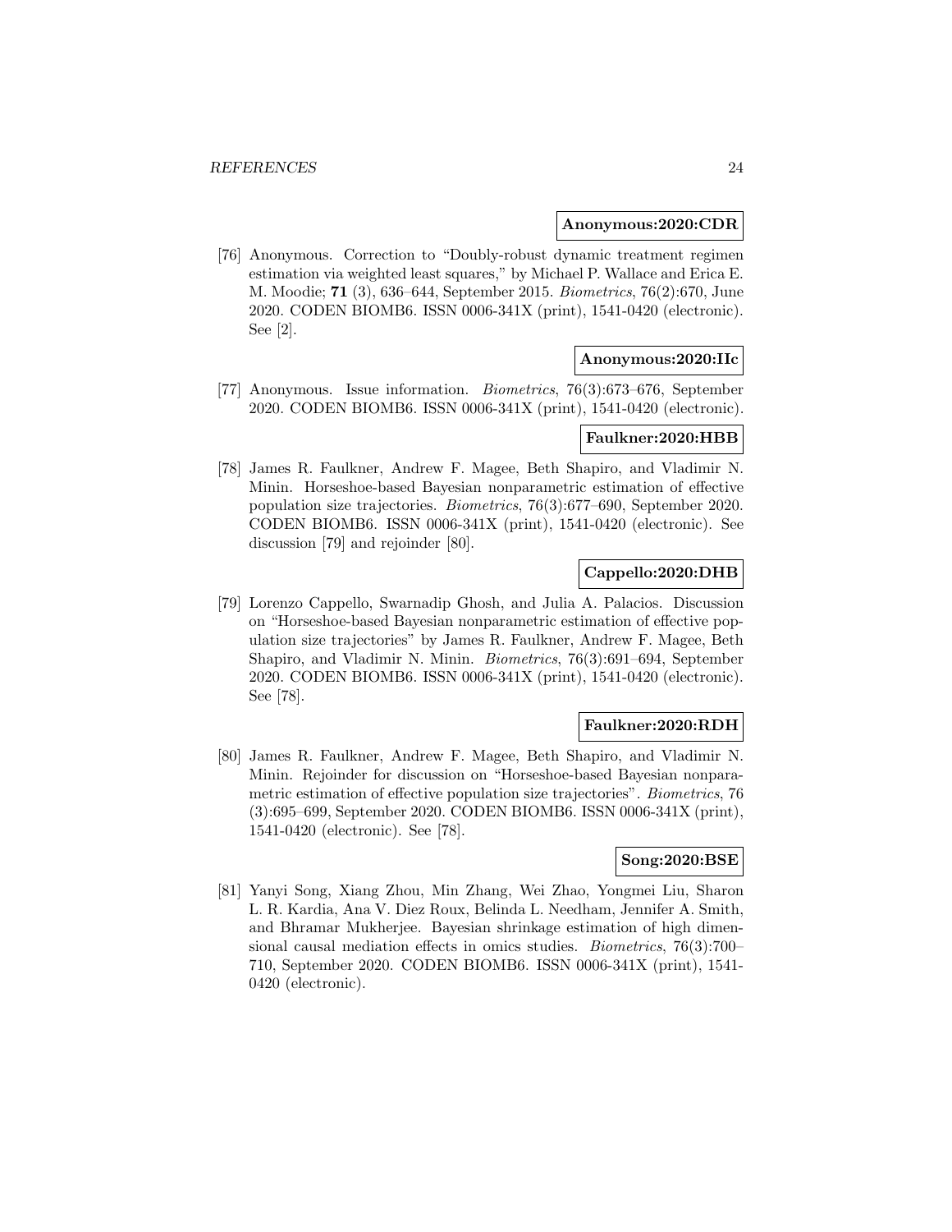**Anonymous:2020:CDR**

[76] Anonymous. Correction to “Doubly-robust dynamic treatment regimen estimation via weighted least squares,” by Michael P. Wallace and Erica E. M. Moodie; **71** (3), 636–644, September 2015. *Biometrics*, 76(2):670, June 2020. CODEN BIOMB6. ISSN 0006-341X (print), 1541-0420 (electronic). See [2].

**Anonymous:2020:IIc**

[77] Anonymous. Issue information. *Biometrics*, 76(3):673–676, September 2020. CODEN BIOMB6. ISSN 0006-341X (print), 1541-0420 (electronic).

**Faulkner:2020:HBB**

[78] James R. Faulkner, Andrew F. Magee, Beth Shapiro, and Vladimir N. Minin. Horseshoe-based Bayesian nonparametric estimation of effective population size trajectories. *Biometrics*, 76(3):677–690, September 2020. CODEN BIOMB6. ISSN 0006-341X (print), 1541-0420 (electronic). See discussion [79] and rejoinder [80].

**Cappello:2020:DHB**

[79] Lorenzo Cappello, Swarnadip Ghosh, and Julia A. Palacios. Discussion on “Horseshoe-based Bayesian nonparametric estimation of effective population size trajectories” by James R. Faulkner, Andrew F. Magee, Beth Shapiro, and Vladimir N. Minin. *Biometrics*, 76(3):691–694, September 2020. CODEN BIOMB6. ISSN 0006-341X (print), 1541-0420 (electronic). See [78].

**Faulkner:2020:RDH**

[80] James R. Faulkner, Andrew F. Magee, Beth Shapiro, and Vladimir N. Minin. Rejoinder for discussion on “Horseshoe-based Bayesian nonparametric estimation of effective population size trajectories”. *Biometrics*, 76 (3):695–699, September 2020. CODEN BIOMB6. ISSN 0006-341X (print), 1541-0420 (electronic). See [78].

**Song:2020:BSE**

[81] Yanyi Song, Xiang Zhou, Min Zhang, Wei Zhao, Yongmei Liu, Sharon L. R. Kardia, Ana V. Diez Roux, Belinda L. Needham, Jennifer A. Smith, and Bhramar Mukherjee. Bayesian shrinkage estimation of high dimensional causal mediation effects in omics studies. *Biometrics*, 76(3):700–710, September 2020. CODEN BIOMB6. ISSN 0006-341X (print), 1541-0420 (electronic).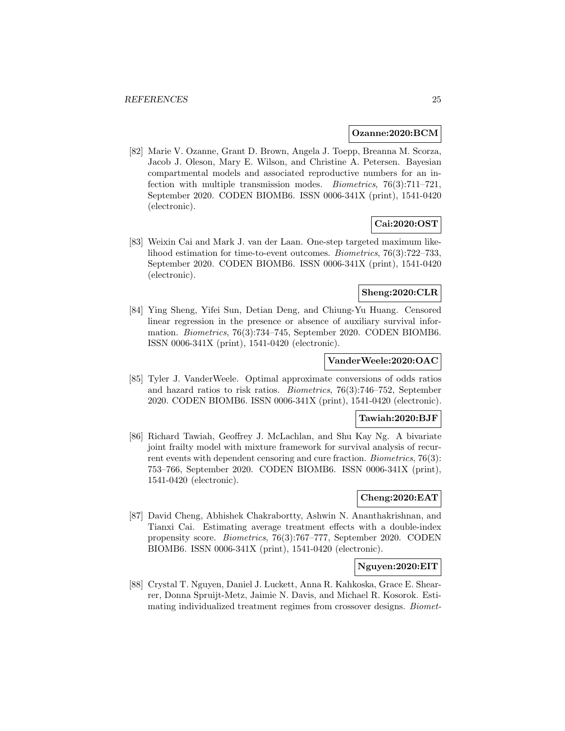**Ozanne:2020:BCM**

[82] Marie V. Ozanne, Grant D. Brown, Angela J. Toepp, Breanna M. Scorza, Jacob J. Oleson, Mary E. Wilson, and Christine A. Petersen. Bayesian compartmental models and associated reproductive numbers for an infection with multiple transmission modes. *Biometrics*, 76(3):711–721, September 2020. CODEN BIOMB6. ISSN 0006-341X (print), 1541-0420 (electronic).

**Cai:2020:OST**

[83] Weixin Cai and Mark J. van der Laan. One-step targeted maximum likelihood estimation for time-to-event outcomes. *Biometrics*, 76(3):722–733, September 2020. CODEN BIOMB6. ISSN 0006-341X (print), 1541-0420 (electronic).

**Sheng:2020:CLR**

[84] Ying Sheng, Yifei Sun, Detian Deng, and Chiung-Yu Huang. Censored linear regression in the presence or absence of auxiliary survival information. *Biometrics*, 76(3):734–745, September 2020. CODEN BIOMB6. ISSN 0006-341X (print), 1541-0420 (electronic).

**VanderWeele:2020:OAC**

[85] Tyler J. VanderWeele. Optimal approximate conversions of odds ratios and hazard ratios to risk ratios. *Biometrics*, 76(3):746–752, September 2020. CODEN BIOMB6. ISSN 0006-341X (print), 1541-0420 (electronic).

**Tawiah:2020:BJF**

[86] Richard Tawiah, Geoffrey J. McLachlan, and Shu Kay Ng. A bivariate joint frailty model with mixture framework for survival analysis of recurrent events with dependent censoring and cure fraction. *Biometrics*, 76(3): 753–766, September 2020. CODEN BIOMB6. ISSN 0006-341X (print), 1541-0420 (electronic).

**Cheng:2020:EAT**

[87] David Cheng, Abhishek Chakrabortty, Ashwin N. Ananthakrishnan, and Tianxi Cai. Estimating average treatment effects with a double-index propensity score. *Biometrics*, 76(3):767–777, September 2020. CODEN BIOMB6. ISSN 0006-341X (print), 1541-0420 (electronic).

**Nguyen:2020:EIT**

[88] Crystal T. Nguyen, Daniel J. Luckett, Anna R. Kahkoska, Grace E. Shearrer, Donna Spruijt-Metz, Jaimie N. Davis, and Michael R. Kosorok. Estimating individualized treatment regimes from crossover designs. *Biomet-*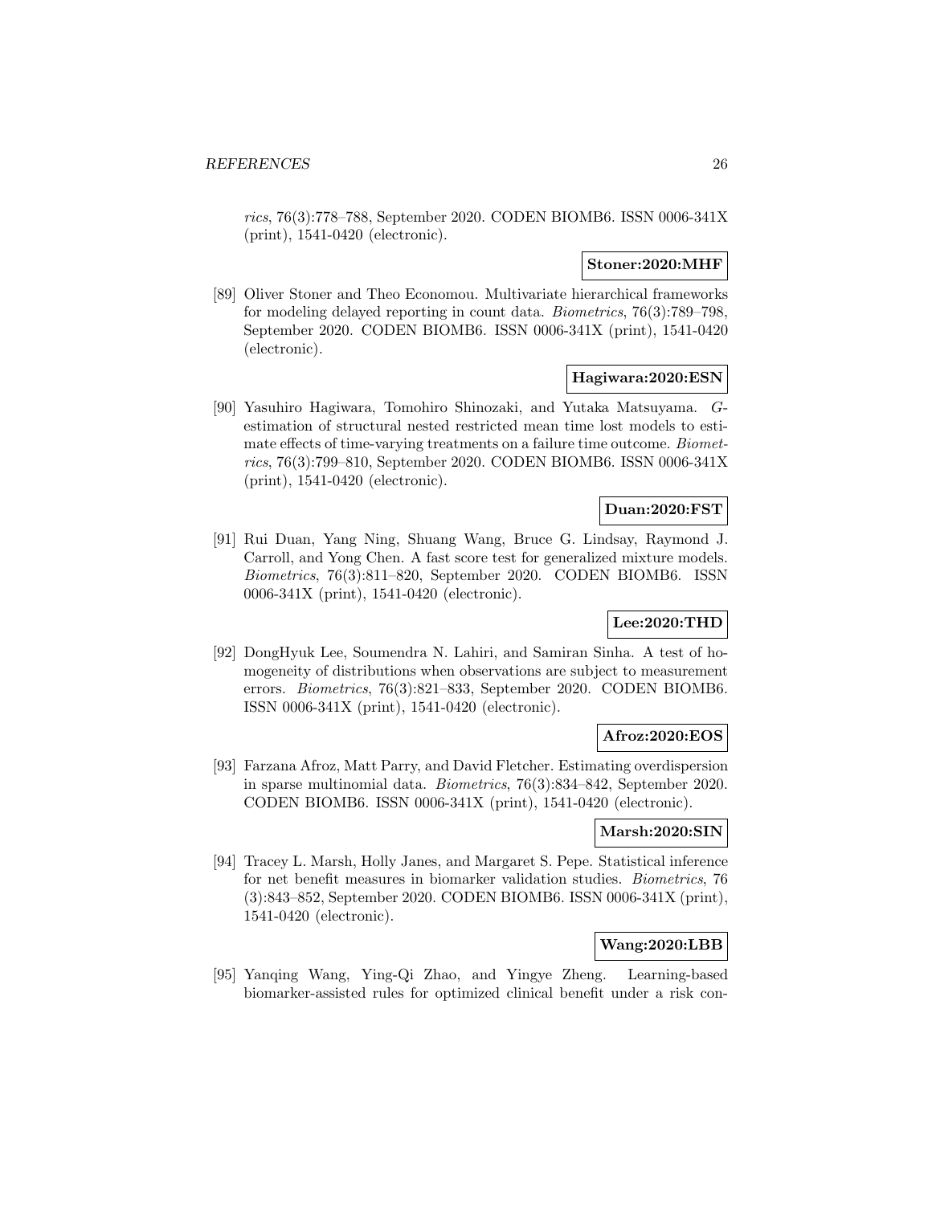*rics*, 76(3):778–788, September 2020. CODEN BIOMB6. ISSN 0006-341X (print), 1541-0420 (electronic).

**Stoner:2020:MHF**

[89] Oliver Stoner and Theo Economou. Multivariate hierarchical frameworks for modeling delayed reporting in count data. *Biometrics*, 76(3):789–798, September 2020. CODEN BIOMB6. ISSN 0006-341X (print), 1541-0420 (electronic).

**Hagiwara:2020:ESN**

[90] Yasuhiro Hagiwara, Tomohiro Shinozaki, and Yutaka Matsuyama. *G*-estimation of structural nested restricted mean time lost models to estimate effects of time-varying treatments on a failure time outcome. *Biometrics*, 76(3):799–810, September 2020. CODEN BIOMB6. ISSN 0006-341X (print), 1541-0420 (electronic).

**Duan:2020:FST**

[91] Rui Duan, Yang Ning, Shuang Wang, Bruce G. Lindsay, Raymond J. Carroll, and Yong Chen. A fast score test for generalized mixture models. *Biometrics*, 76(3):811–820, September 2020. CODEN BIOMB6. ISSN 0006-341X (print), 1541-0420 (electronic).

**Lee:2020:THD**

[92] DongHyuk Lee, Soumendra N. Lahiri, and Samiran Sinha. A test of homogeneity of distributions when observations are subject to measurement errors. *Biometrics*, 76(3):821–833, September 2020. CODEN BIOMB6. ISSN 0006-341X (print), 1541-0420 (electronic).

**Afroz:2020:EOS**

[93] Farzana Afroz, Matt Parry, and David Fletcher. Estimating overdispersion in sparse multinomial data. *Biometrics*, 76(3):834–842, September 2020. CODEN BIOMB6. ISSN 0006-341X (print), 1541-0420 (electronic).

**Marsh:2020:SIN**

[94] Tracey L. Marsh, Holly Janes, and Margaret S. Pepe. Statistical inference for net benefit measures in biomarker validation studies. *Biometrics*, 76 (3):843–852, September 2020. CODEN BIOMB6. ISSN 0006-341X (print), 1541-0420 (electronic).

**Wang:2020:LBB**

[95] Yanqing Wang, Ying-Qi Zhao, and Yingye Zheng. Learning-based biomarker-assisted rules for optimized clinical benefit under a risk con-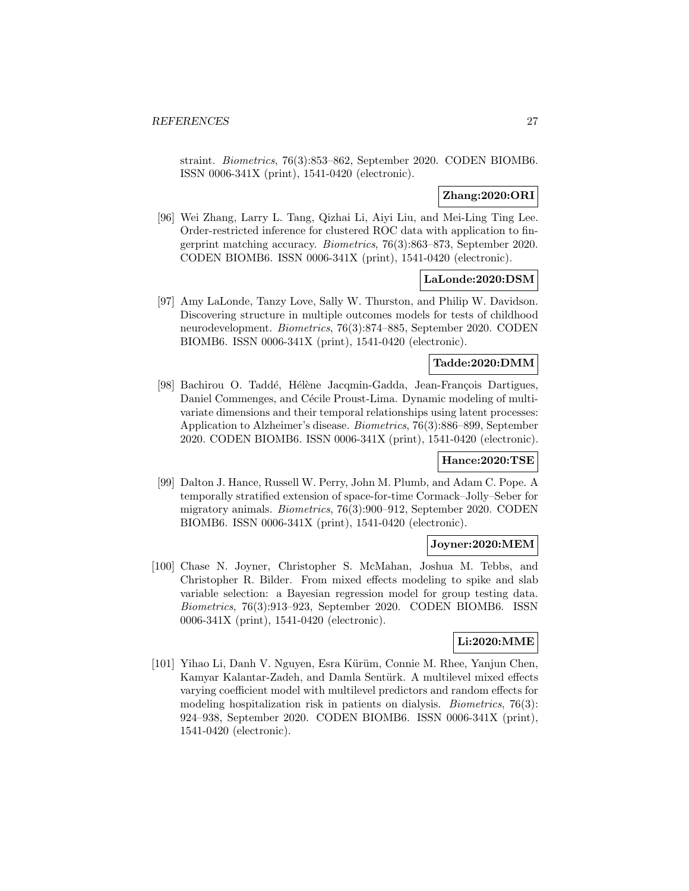straint. *Biometrics*, 76(3):853–862, September 2020. CODEN BIOMB6. ISSN 0006-341X (print), 1541-0420 (electronic).

**Zhang:2020:ORI**

[96] Wei Zhang, Larry L. Tang, Qizhai Li, Aiyi Liu, and Mei-Ling Ting Lee. Order-restricted inference for clustered ROC data with application to fingerprint matching accuracy. *Biometrics*, 76(3):863–873, September 2020. CODEN BIOMB6. ISSN 0006-341X (print), 1541-0420 (electronic).

**LaLonde:2020:DSM**

[97] Amy LaLonde, Tanzy Love, Sally W. Thurston, and Philip W. Davidson. Discovering structure in multiple outcomes models for tests of childhood neurodevelopment. *Biometrics*, 76(3):874–885, September 2020. CODEN BIOMB6. ISSN 0006-341X (print), 1541-0420 (electronic).

**Tadde:2020:DMM**

[98] Bachirou O. Taddé, Hélène Jacqmin-Gadda, Jean-François Dartigues, Daniel Commenges, and Cécile Proust-Lima. Dynamic modeling of multivariate dimensions and their temporal relationships using latent processes: Application to Alzheimer's disease. *Biometrics*, 76(3):886–899, September 2020. CODEN BIOMB6. ISSN 0006-341X (print), 1541-0420 (electronic).

**Hance:2020:TSE**

[99] Dalton J. Hance, Russell W. Perry, John M. Plumb, and Adam C. Pope. A temporally stratified extension of space-for-time Cormack–Jolly–Seber for migratory animals. *Biometrics*, 76(3):900–912, September 2020. CODEN BIOMB6. ISSN 0006-341X (print), 1541-0420 (electronic).

**Joyner:2020:MEM**

[100] Chase N. Joyner, Christopher S. McMahan, Joshua M. Tebbs, and Christopher R. Bilder. From mixed effects modeling to spike and slab variable selection: a Bayesian regression model for group testing data. *Biometrics*, 76(3):913–923, September 2020. CODEN BIOMB6. ISSN 0006-341X (print), 1541-0420 (electronic).

**Li:2020:MME**

[101] Yihao Li, Danh V. Nguyen, Esra Kürüm, Connie M. Rhee, Yanjun Chen, Kamyar Kalantar-Zadeh, and Damla Sentürk. A multilevel mixed effects varying coefficient model with multilevel predictors and random effects for modeling hospitalization risk in patients on dialysis. *Biometrics*, 76(3): 924–938, September 2020. CODEN BIOMB6. ISSN 0006-341X (print), 1541-0420 (electronic).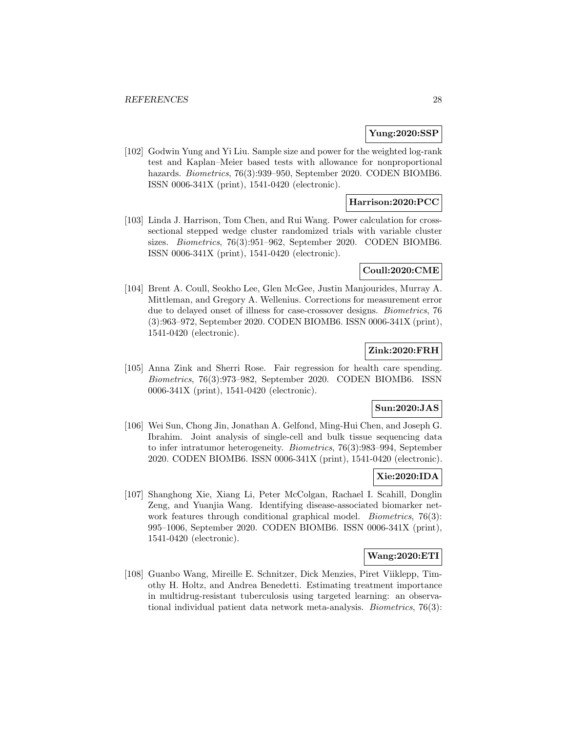**Yung:2020:SSP**

[102] Godwin Yung and Yi Liu. Sample size and power for the weighted log-rank test and Kaplan–Meier based tests with allowance for nonproportional hazards. *Biometrics*, 76(3):939–950, September 2020. CODEN BIOMB6. ISSN 0006-341X (print), 1541-0420 (electronic).

**Harrison:2020:PCC**

[103] Linda J. Harrison, Tom Chen, and Rui Wang. Power calculation for cross-sectional stepped wedge cluster randomized trials with variable cluster sizes. *Biometrics*, 76(3):951–962, September 2020. CODEN BIOMB6. ISSN 0006-341X (print), 1541-0420 (electronic).

**Coull:2020:CME**

[104] Brent A. Coull, Seokho Lee, Glen McGee, Justin Manjourides, Murray A. Mittleman, and Gregory A. Wellenius. Corrections for measurement error due to delayed onset of illness for case-crossover designs. *Biometrics*, 76 (3):963–972, September 2020. CODEN BIOMB6. ISSN 0006-341X (print), 1541-0420 (electronic).

**Zink:2020:FRH**

[105] Anna Zink and Sherri Rose. Fair regression for health care spending. *Biometrics*, 76(3):973–982, September 2020. CODEN BIOMB6. ISSN 0006-341X (print), 1541-0420 (electronic).

**Sun:2020:JAS**

[106] Wei Sun, Chong Jin, Jonathan A. Gelfond, Ming-Hui Chen, and Joseph G. Ibrahim. Joint analysis of single-cell and bulk tissue sequencing data to infer intratumor heterogeneity. *Biometrics*, 76(3):983–994, September 2020. CODEN BIOMB6. ISSN 0006-341X (print), 1541-0420 (electronic).

**Xie:2020:IDA**

[107] Shanghong Xie, Xiang Li, Peter McColgan, Rachael I. Scahill, Donglin Zeng, and Yuanjia Wang. Identifying disease-associated biomarker network features through conditional graphical model. *Biometrics*, 76(3): 995–1006, September 2020. CODEN BIOMB6. ISSN 0006-341X (print), 1541-0420 (electronic).

**Wang:2020:ETI**

[108] Guanbo Wang, Mireille E. Schnitzer, Dick Menzies, Piret Viiklepp, Timothy H. Holtz, and Andrea Benedetti. Estimating treatment importance in multidrug-resistant tuberculosis using targeted learning: an observational individual patient data network meta-analysis. *Biometrics*, 76(3):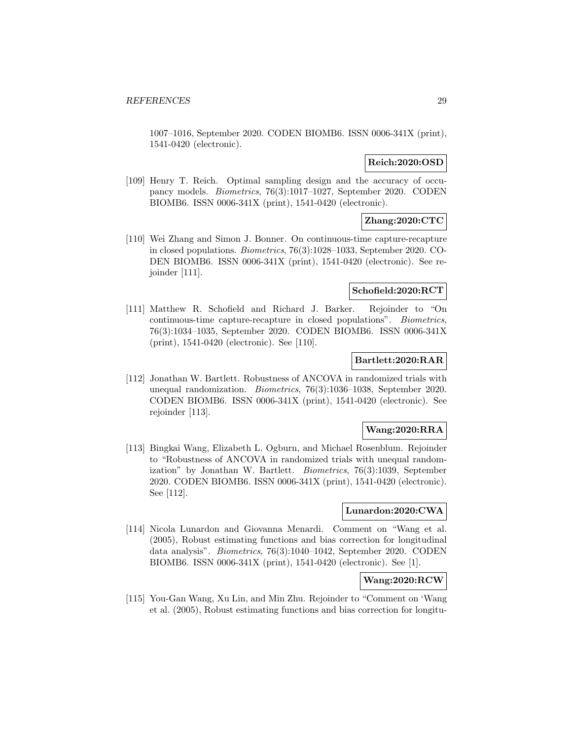1007–1016, September 2020. CODEN BIOMB6. ISSN 0006-341X (print), 1541-0420 (electronic).

**Reich:2020:OSD**

[109] Henry T. Reich. Optimal sampling design and the accuracy of occupancy models. *Biometrics*, 76(3):1017–1027, September 2020. CODEN BIOMB6. ISSN 0006-341X (print), 1541-0420 (electronic).

**Zhang:2020:CTC**

[110] Wei Zhang and Simon J. Bonner. On continuous-time capture-recapture in closed populations. *Biometrics*, 76(3):1028–1033, September 2020. CODEN BIOMB6. ISSN 0006-341X (print), 1541-0420 (electronic). See rejoinder [111].

**Schofield:2020:RCT**

[111] Matthew R. Schofield and Richard J. Barker. Rejoinder to "On continuous-time capture-recapture in closed populations". *Biometrics*, 76(3):1034–1035, September 2020. CODEN BIOMB6. ISSN 0006-341X (print), 1541-0420 (electronic). See [110].

**Bartlett:2020:RAR**

[112] Jonathan W. Bartlett. Robustness of ANCOVA in randomized trials with unequal randomization. *Biometrics*, 76(3):1036–1038, September 2020. CODEN BIOMB6. ISSN 0006-341X (print), 1541-0420 (electronic). See rejoinder [113].

**Wang:2020:RRA**

[113] Bingkai Wang, Elizabeth L. Ogburn, and Michael Rosenblum. Rejoinder to "Robustness of ANCOVA in randomized trials with unequal randomization" by Jonathan W. Bartlett. *Biometrics*, 76(3):1039, September 2020. CODEN BIOMB6. ISSN 0006-341X (print), 1541-0420 (electronic). See [112].

**Lunardon:2020:CWA**

[114] Nicola Lunardon and Giovanna Menardi. Comment on "Wang et al. (2005), Robust estimating functions and bias correction for longitudinal data analysis". *Biometrics*, 76(3):1040–1042, September 2020. CODEN BIOMB6. ISSN 0006-341X (print), 1541-0420 (electronic). See [1].

**Wang:2020:RCW**

[115] You-Gan Wang, Xu Lin, and Min Zhu. Rejoinder to "Comment on 'Wang et al. (2005), Robust estimating functions and bias correction for longitu-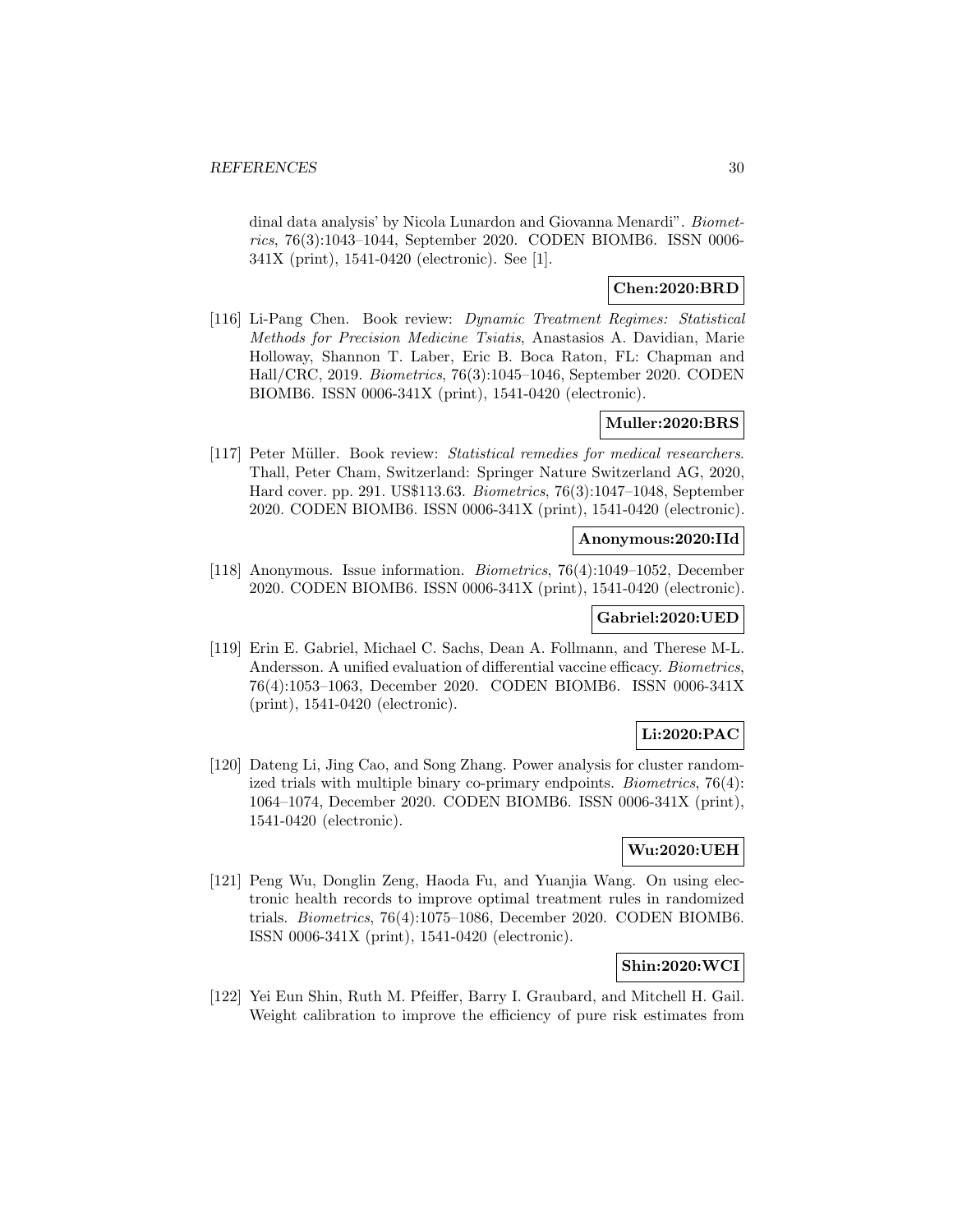dinal data analysis' by Nicola Lunardon and Giovanna Menardi". *Biometrics*, 76(3):1043–1044, September 2020. CODEN BIOMB6. ISSN 0006-341X (print), 1541-0420 (electronic). See [1].

**Chen:2020:BRD**

[116] Li-Pang Chen. Book review: *Dynamic Treatment Regimes: Statistical Methods for Precision Medicine Tsiatis*, Anastasios A. Davidian, Marie Holloway, Shannon T. Laber, Eric B. Boca Raton, FL: Chapman and Hall/CRC, 2019. *Biometrics*, 76(3):1045–1046, September 2020. CODEN BIOMB6. ISSN 0006-341X (print), 1541-0420 (electronic).

**Muller:2020:BRS**

[117] Peter Müller. Book review: *Statistical remedies for medical researchers*. Thall, Peter Cham, Switzerland: Springer Nature Switzerland AG, 2020, Hard cover. pp. 291. US$113.63. *Biometrics*, 76(3):1047–1048, September 2020. CODEN BIOMB6. ISSN 0006-341X (print), 1541-0420 (electronic).

**Anonymous:2020:IId**

[118] Anonymous. Issue information. *Biometrics*, 76(4):1049–1052, December 2020. CODEN BIOMB6. ISSN 0006-341X (print), 1541-0420 (electronic).

**Gabriel:2020:UED**

[119] Erin E. Gabriel, Michael C. Sachs, Dean A. Follmann, and Therese M-L. Andersson. A unified evaluation of differential vaccine efficacy. *Biometrics*, 76(4):1053–1063, December 2020. CODEN BIOMB6. ISSN 0006-341X (print), 1541-0420 (electronic).

**Li:2020:PAC**

[120] Dateng Li, Jing Cao, and Song Zhang. Power analysis for cluster randomized trials with multiple binary co-primary endpoints. *Biometrics*, 76(4): 1064–1074, December 2020. CODEN BIOMB6. ISSN 0006-341X (print), 1541-0420 (electronic).

**Wu:2020:UEH**

[121] Peng Wu, Donglin Zeng, Haoda Fu, and Yuanjia Wang. On using electronic health records to improve optimal treatment rules in randomized trials. *Biometrics*, 76(4):1075–1086, December 2020. CODEN BIOMB6. ISSN 0006-341X (print), 1541-0420 (electronic).

**Shin:2020:WCI**

[122] Yei Eun Shin, Ruth M. Pfeiffer, Barry I. Graubard, and Mitchell H. Gail. Weight calibration to improve the efficiency of pure risk estimates from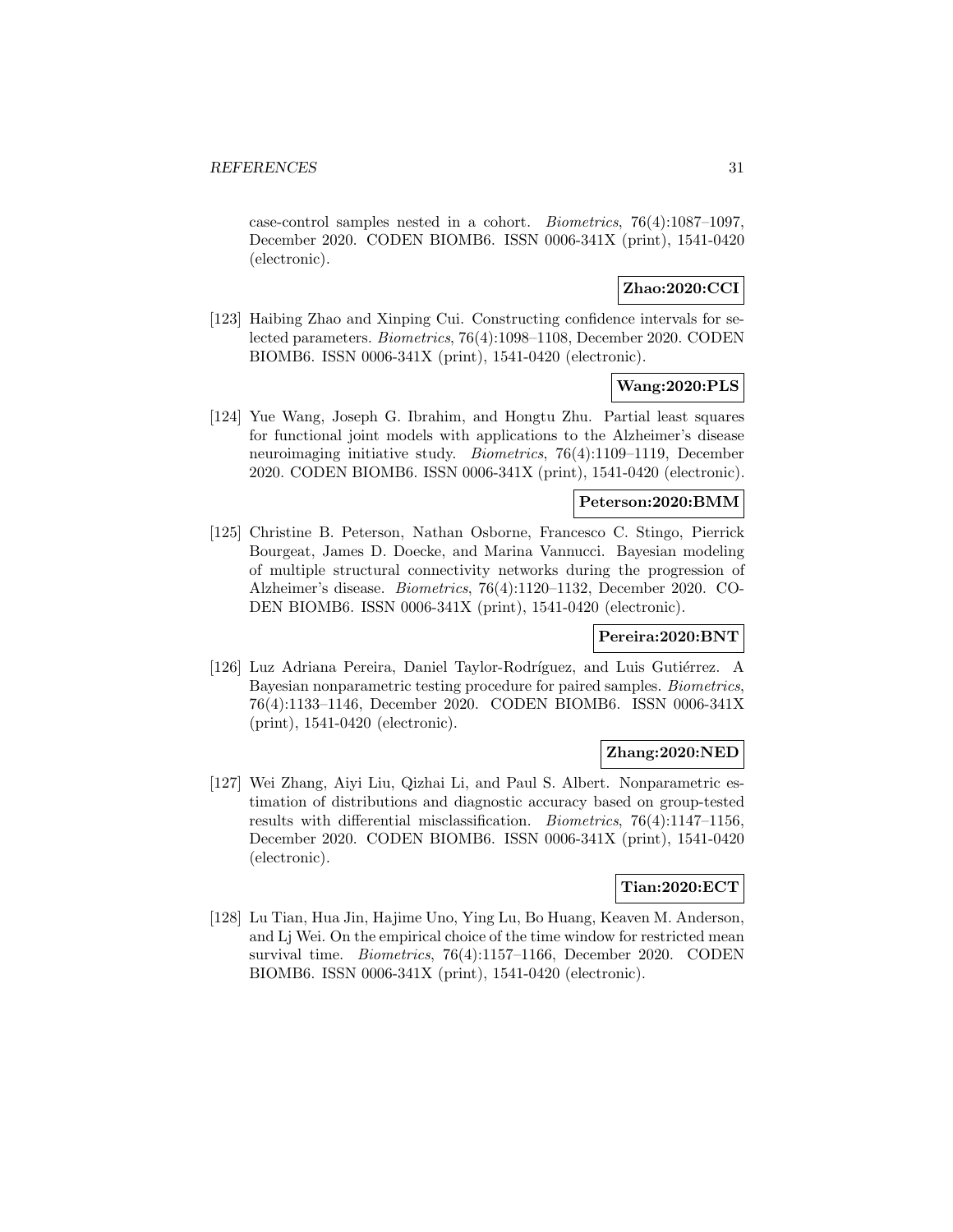case-control samples nested in a cohort. *Biometrics*, 76(4):1087–1097, December 2020. CODEN BIOMB6. ISSN 0006-341X (print), 1541-0420 (electronic).

**Zhao:2020:CCI**

[123] Haibing Zhao and Xinping Cui. Constructing confidence intervals for selected parameters. *Biometrics*, 76(4):1098–1108, December 2020. CODEN BIOMB6. ISSN 0006-341X (print), 1541-0420 (electronic).

**Wang:2020:PLS**

[124] Yue Wang, Joseph G. Ibrahim, and Hongtu Zhu. Partial least squares for functional joint models with applications to the Alzheimer's disease neuroimaging initiative study. *Biometrics*, 76(4):1109–1119, December 2020. CODEN BIOMB6. ISSN 0006-341X (print), 1541-0420 (electronic).

**Peterson:2020:BMM**

[125] Christine B. Peterson, Nathan Osborne, Francesco C. Stingo, Pierrick Bourgeat, James D. Doecke, and Marina Vannucci. Bayesian modeling of multiple structural connectivity networks during the progression of Alzheimer's disease. *Biometrics*, 76(4):1120–1132, December 2020. CODEN BIOMB6. ISSN 0006-341X (print), 1541-0420 (electronic).

**Pereira:2020:BNT**

[126] Luz Adriana Pereira, Daniel Taylor-Rodríguez, and Luis Gutiérrez. A Bayesian nonparametric testing procedure for paired samples. *Biometrics*, 76(4):1133–1146, December 2020. CODEN BIOMB6. ISSN 0006-341X (print), 1541-0420 (electronic).

**Zhang:2020:NED**

[127] Wei Zhang, Aiyi Liu, Qizhai Li, and Paul S. Albert. Nonparametric estimation of distributions and diagnostic accuracy based on group-tested results with differential misclassification. *Biometrics*, 76(4):1147–1156, December 2020. CODEN BIOMB6. ISSN 0006-341X (print), 1541-0420 (electronic).

**Tian:2020:ECT**

[128] Lu Tian, Hua Jin, Hajime Uno, Ying Lu, Bo Huang, Keaven M. Anderson, and Lj Wei. On the empirical choice of the time window for restricted mean survival time. *Biometrics*, 76(4):1157–1166, December 2020. CODEN BIOMB6. ISSN 0006-341X (print), 1541-0420 (electronic).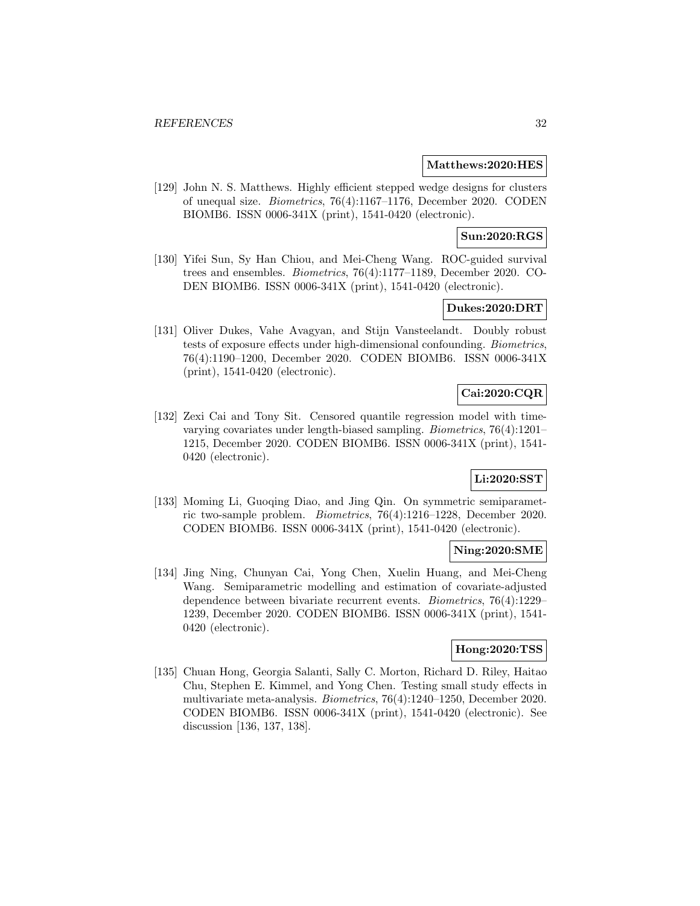**Matthews:2020:HES**

[129] John N. S. Matthews. Highly efficient stepped wedge designs for clusters of unequal size. *Biometrics*, 76(4):1167–1176, December 2020. CODEN BIOMB6. ISSN 0006-341X (print), 1541-0420 (electronic).

**Sun:2020:RGS**

[130] Yifei Sun, Sy Han Chiou, and Mei-Cheng Wang. ROC-guided survival trees and ensembles. *Biometrics*, 76(4):1177–1189, December 2020. CODEN BIOMB6. ISSN 0006-341X (print), 1541-0420 (electronic).

**Dukes:2020:DRT**

[131] Oliver Dukes, Vahe Avagyan, and Stijn Vansteelandt. Doubly robust tests of exposure effects under high-dimensional confounding. *Biometrics*, 76(4):1190–1200, December 2020. CODEN BIOMB6. ISSN 0006-341X (print), 1541-0420 (electronic).

**Cai:2020:CQR**

[132] Zexi Cai and Tony Sit. Censored quantile regression model with time-varying covariates under length-biased sampling. *Biometrics*, 76(4):1201–1215, December 2020. CODEN BIOMB6. ISSN 0006-341X (print), 1541-0420 (electronic).

**Li:2020:SST**

[133] Moming Li, Guoqing Diao, and Jing Qin. On symmetric semiparametric two-sample problem. *Biometrics*, 76(4):1216–1228, December 2020. CODEN BIOMB6. ISSN 0006-341X (print), 1541-0420 (electronic).

**Ning:2020:SME**

[134] Jing Ning, Chunyan Cai, Yong Chen, Xuelin Huang, and Mei-Cheng Wang. Semiparametric modelling and estimation of covariate-adjusted dependence between bivariate recurrent events. *Biometrics*, 76(4):1229–1239, December 2020. CODEN BIOMB6. ISSN 0006-341X (print), 1541-0420 (electronic).

**Hong:2020:TSS**

[135] Chuan Hong, Georgia Salanti, Sally C. Morton, Richard D. Riley, Haitao Chu, Stephen E. Kimmel, and Yong Chen. Testing small study effects in multivariate meta-analysis. *Biometrics*, 76(4):1240–1250, December 2020. CODEN BIOMB6. ISSN 0006-341X (print), 1541-0420 (electronic). See discussion [136, 137, 138].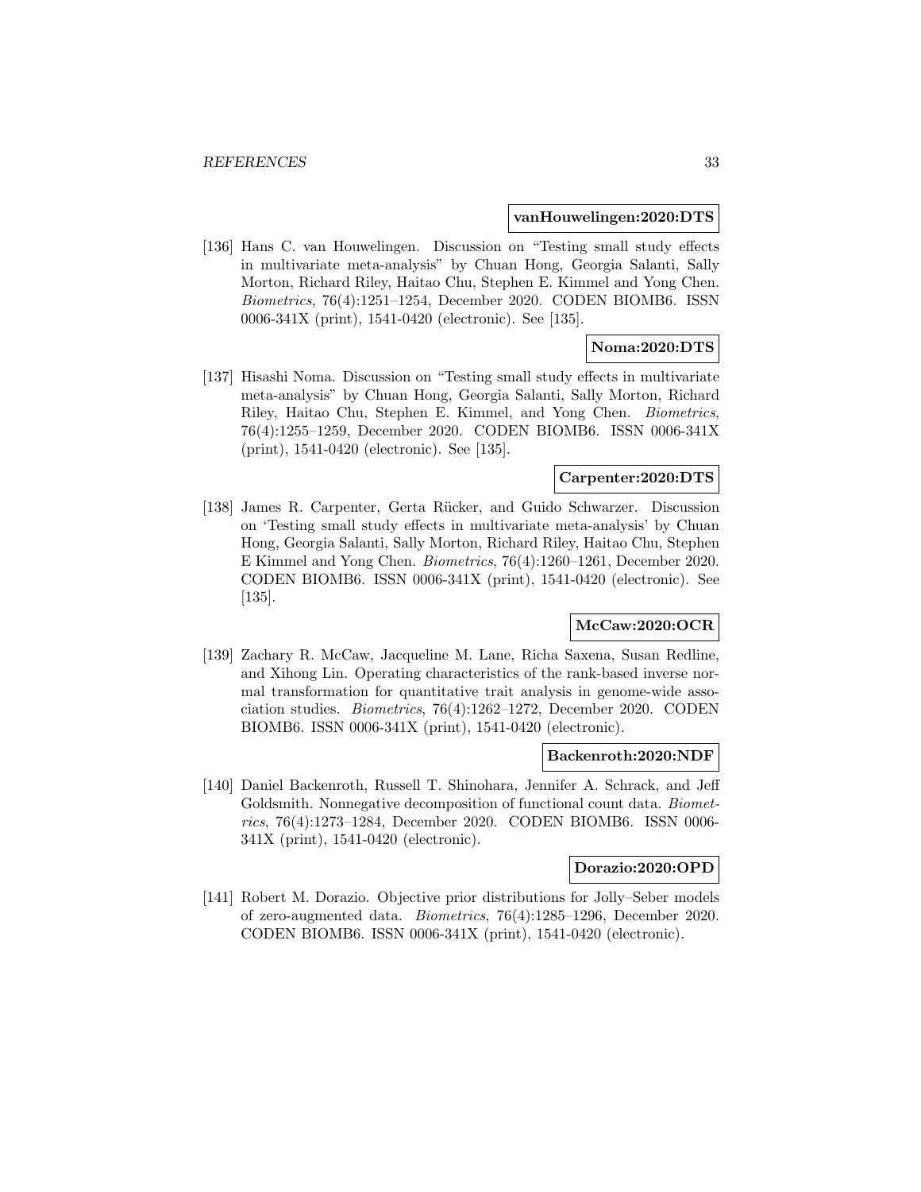**vanHouwelingen:2020:DTS**

[136] Hans C. van Houwelingen. Discussion on "Testing small study effects in multivariate meta-analysis" by Chuan Hong, Georgia Salanti, Sally Morton, Richard Riley, Haitao Chu, Stephen E. Kimmel and Yong Chen. *Biometrics*, 76(4):1251–1254, December 2020. CODEN BIOMB6. ISSN 0006-341X (print), 1541-0420 (electronic). See [135].

**Noma:2020:DTS**

[137] Hisashi Noma. Discussion on "Testing small study effects in multivariate meta-analysis" by Chuan Hong, Georgia Salanti, Sally Morton, Richard Riley, Haitao Chu, Stephen E. Kimmel, and Yong Chen. *Biometrics*, 76(4):1255–1259, December 2020. CODEN BIOMB6. ISSN 0006-341X (print), 1541-0420 (electronic). See [135].

**Carpenter:2020:DTS**

[138] James R. Carpenter, Gerta Rücker, and Guido Schwarzer. Discussion on 'Testing small study effects in multivariate meta-analysis' by Chuan Hong, Georgia Salanti, Sally Morton, Richard Riley, Haitao Chu, Stephen E Kimmel and Yong Chen. *Biometrics*, 76(4):1260–1261, December 2020. CODEN BIOMB6. ISSN 0006-341X (print), 1541-0420 (electronic). See [135].

**McCaw:2020:OCR**

[139] Zachary R. McCaw, Jacqueline M. Lane, Richa Saxena, Susan Redline, and Xihong Lin. Operating characteristics of the rank-based inverse normal transformation for quantitative trait analysis in genome-wide association studies. *Biometrics*, 76(4):1262–1272, December 2020. CODEN BIOMB6. ISSN 0006-341X (print), 1541-0420 (electronic).

**Backenroth:2020:NDF**

[140] Daniel Backenroth, Russell T. Shinohara, Jennifer A. Schrack, and Jeff Goldsmith. Nonnegative decomposition of functional count data. *Biometrics*, 76(4):1273–1284, December 2020. CODEN BIOMB6. ISSN 0006-341X (print), 1541-0420 (electronic).

**Dorazio:2020:OPD**

[141] Robert M. Dorazio. Objective prior distributions for Jolly–Seber models of zero-augmented data. *Biometrics*, 76(4):1285–1296, December 2020. CODEN BIOMB6. ISSN 0006-341X (print), 1541-0420 (electronic).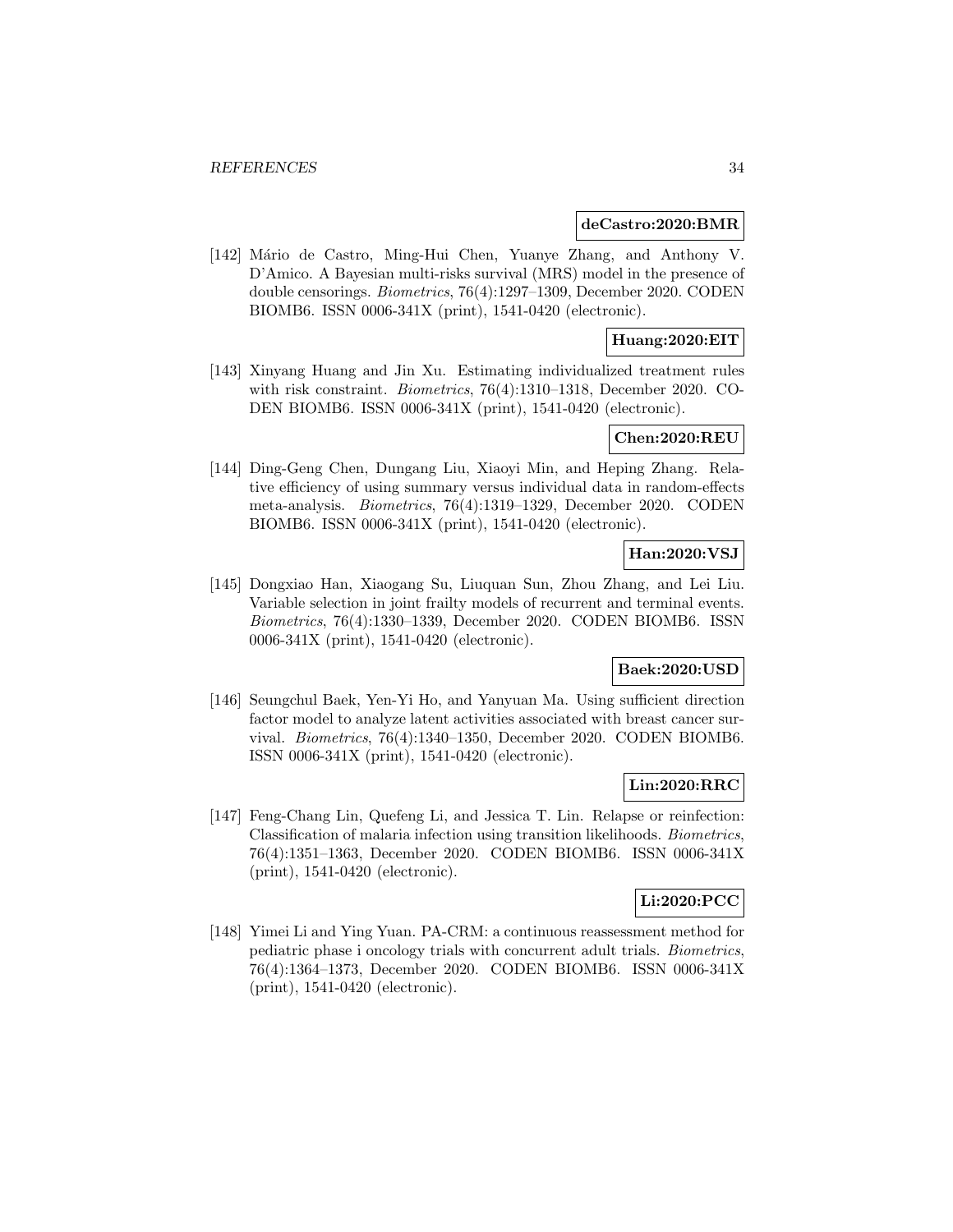**deCastro:2020:BMR**

[142] Mário de Castro, Ming-Hui Chen, Yuanye Zhang, and Anthony V. D'Amico. A Bayesian multi-risks survival (MRS) model in the presence of double censorings. *Biometrics*, 76(4):1297–1309, December 2020. CODEN BIOMB6. ISSN 0006-341X (print), 1541-0420 (electronic).

**Huang:2020:EIT**

[143] Xinyang Huang and Jin Xu. Estimating individualized treatment rules with risk constraint. *Biometrics*, 76(4):1310–1318, December 2020. CODEN BIOMB6. ISSN 0006-341X (print), 1541-0420 (electronic).

**Chen:2020:REU**

[144] Ding-Geng Chen, Dungang Liu, Xiaoyi Min, and Heping Zhang. Relative efficiency of using summary versus individual data in random-effects meta-analysis. *Biometrics*, 76(4):1319–1329, December 2020. CODEN BIOMB6. ISSN 0006-341X (print), 1541-0420 (electronic).

**Han:2020:VSJ**

[145] Dongxiao Han, Xiaogang Su, Liuquan Sun, Zhou Zhang, and Lei Liu. Variable selection in joint frailty models of recurrent and terminal events. *Biometrics*, 76(4):1330–1339, December 2020. CODEN BIOMB6. ISSN 0006-341X (print), 1541-0420 (electronic).

**Baek:2020:USD**

[146] Seungchul Baek, Yen-Yi Ho, and Yanyuan Ma. Using sufficient direction factor model to analyze latent activities associated with breast cancer survival. *Biometrics*, 76(4):1340–1350, December 2020. CODEN BIOMB6. ISSN 0006-341X (print), 1541-0420 (electronic).

**Lin:2020:RRC**

[147] Feng-Chang Lin, Quefeng Li, and Jessica T. Lin. Relapse or reinfection: Classification of malaria infection using transition likelihoods. *Biometrics*, 76(4):1351–1363, December 2020. CODEN BIOMB6. ISSN 0006-341X (print), 1541-0420 (electronic).

**Li:2020:PCC**

[148] Yimei Li and Ying Yuan. PA-CRM: a continuous reassessment method for pediatric phase i oncology trials with concurrent adult trials. *Biometrics*, 76(4):1364–1373, December 2020. CODEN BIOMB6. ISSN 0006-341X (print), 1541-0420 (electronic).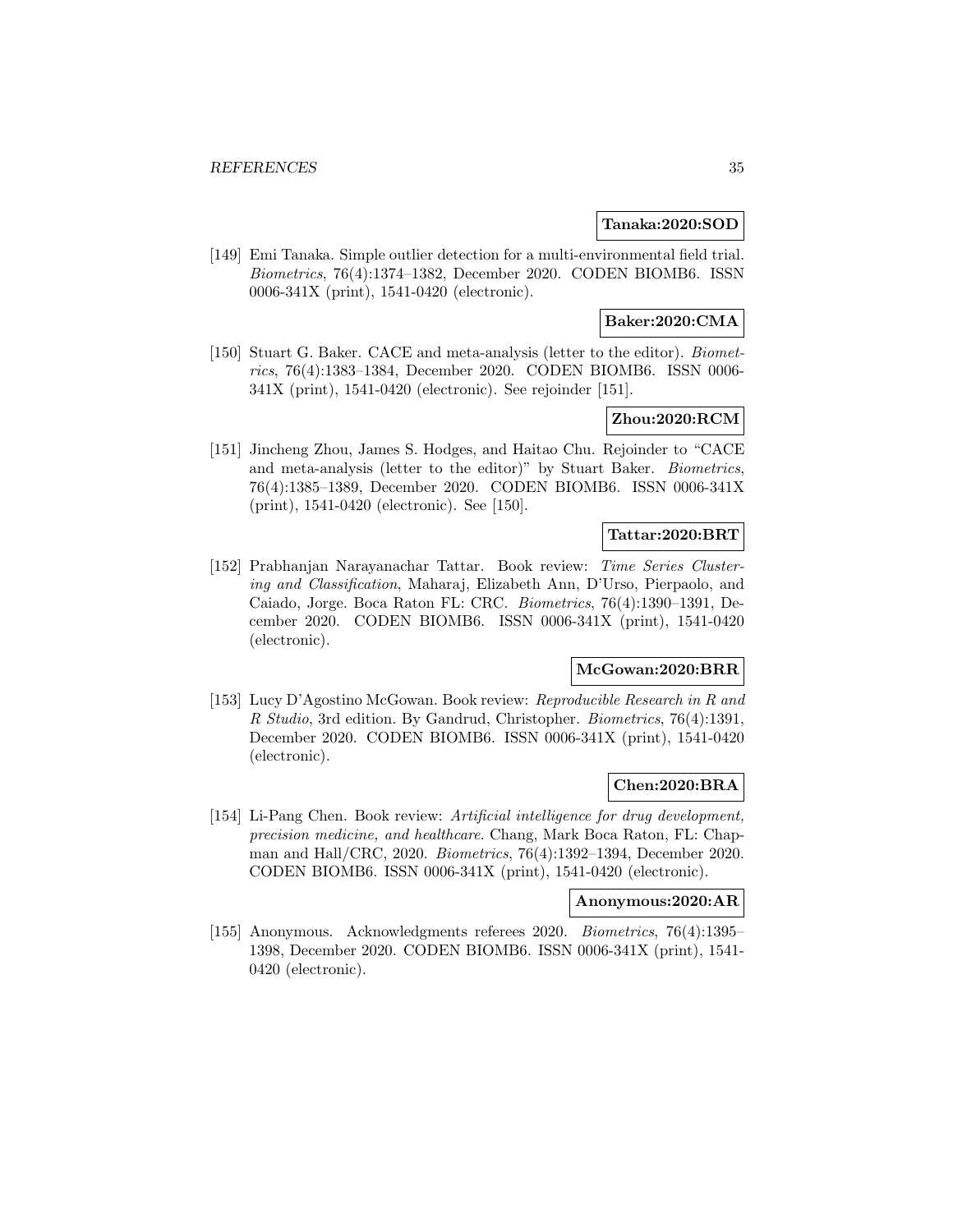**Tanaka:2020:SOD**

[149] Emi Tanaka. Simple outlier detection for a multi-environmental field trial. *Biometrics*, 76(4):1374–1382, December 2020. CODEN BIOMB6. ISSN 0006-341X (print), 1541-0420 (electronic).

**Baker:2020:CMA**

[150] Stuart G. Baker. CACE and meta-analysis (letter to the editor). *Biometrics*, 76(4):1383–1384, December 2020. CODEN BIOMB6. ISSN 0006-341X (print), 1541-0420 (electronic). See rejoinder [151].

**Zhou:2020:RCM**

[151] Jincheng Zhou, James S. Hodges, and Haitao Chu. Rejoinder to "CACE and meta-analysis (letter to the editor)" by Stuart Baker. *Biometrics*, 76(4):1385–1389, December 2020. CODEN BIOMB6. ISSN 0006-341X (print), 1541-0420 (electronic). See [150].

**Tattar:2020:BRT**

[152] Prabhanjan Narayanachar Tattar. Book review: *Time Series Clustering and Classification*, Maharaj, Elizabeth Ann, D'Urso, Pierpaolo, and Caiado, Jorge. Boca Raton FL: CRC. *Biometrics*, 76(4):1390–1391, December 2020. CODEN BIOMB6. ISSN 0006-341X (print), 1541-0420 (electronic).

**McGowan:2020:BRR**

[153] Lucy D'Agostino McGowan. Book review: *Reproducible Research in R and R Studio*, 3rd edition. By Gandrud, Christopher. *Biometrics*, 76(4):1391, December 2020. CODEN BIOMB6. ISSN 0006-341X (print), 1541-0420 (electronic).

**Chen:2020:BRA**

[154] Li-Pang Chen. Book review: *Artificial intelligence for drug development, precision medicine, and healthcare*. Chang, Mark Boca Raton, FL: Chapman and Hall/CRC, 2020. *Biometrics*, 76(4):1392–1394, December 2020. CODEN BIOMB6. ISSN 0006-341X (print), 1541-0420 (electronic).

**Anonymous:2020:AR**

[155] Anonymous. Acknowledgments referees 2020. *Biometrics*, 76(4):1395–1398, December 2020. CODEN BIOMB6. ISSN 0006-341X (print), 1541-0420 (electronic).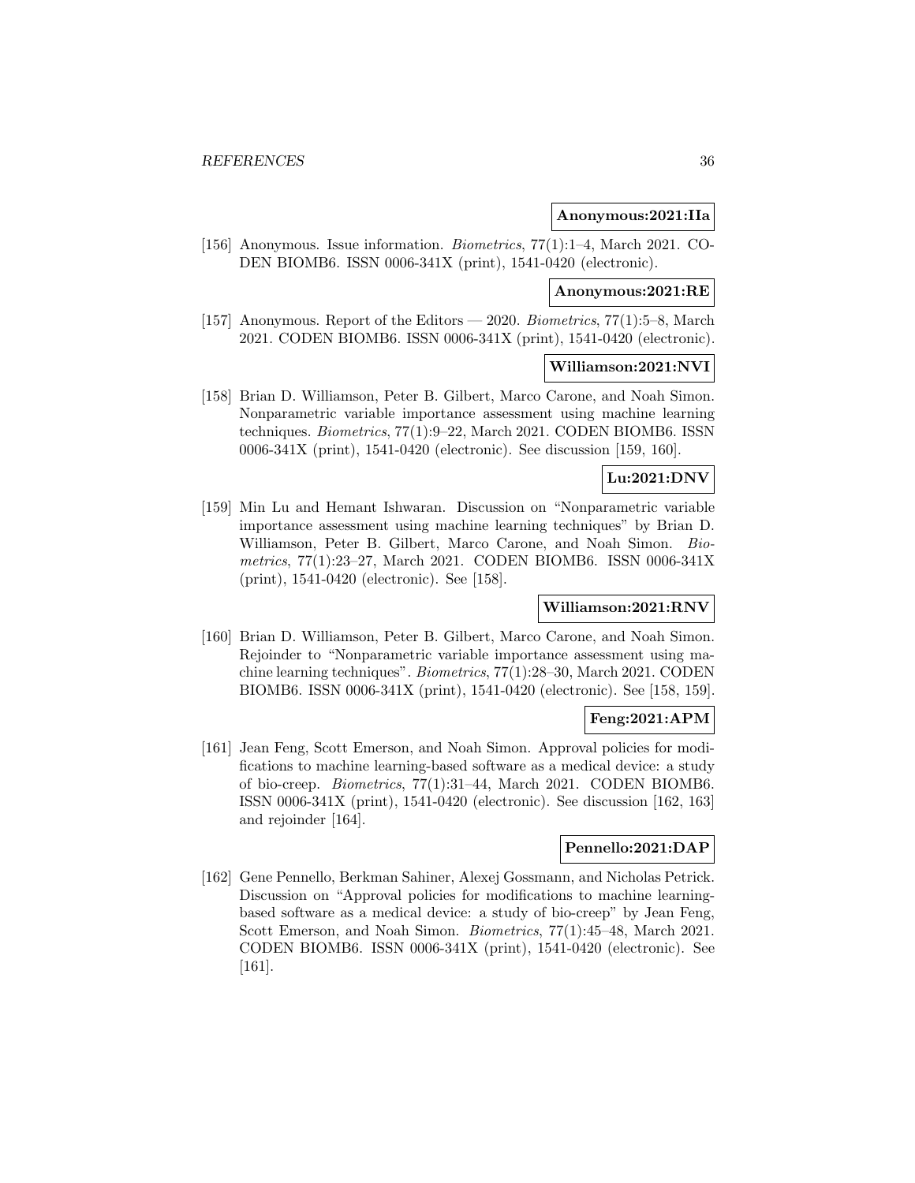**Anonymous:2021:IIa**

[156] Anonymous. Issue information. *Biometrics*, 77(1):1–4, March 2021. CODEN BIOMB6. ISSN 0006-341X (print), 1541-0420 (electronic).

**Anonymous:2021:RE**

[157] Anonymous. Report of the Editors — 2020. *Biometrics*, 77(1):5–8, March 2021. CODEN BIOMB6. ISSN 0006-341X (print), 1541-0420 (electronic).

**Williamson:2021:NVI**

[158] Brian D. Williamson, Peter B. Gilbert, Marco Carone, and Noah Simon. Nonparametric variable importance assessment using machine learning techniques. *Biometrics*, 77(1):9–22, March 2021. CODEN BIOMB6. ISSN 0006-341X (print), 1541-0420 (electronic). See discussion [159, 160].

**Lu:2021:DNV**

[159] Min Lu and Hemant Ishwaran. Discussion on "Nonparametric variable importance assessment using machine learning techniques" by Brian D. Williamson, Peter B. Gilbert, Marco Carone, and Noah Simon. *Biometrics*, 77(1):23–27, March 2021. CODEN BIOMB6. ISSN 0006-341X (print), 1541-0420 (electronic). See [158].

**Williamson:2021:RNV**

[160] Brian D. Williamson, Peter B. Gilbert, Marco Carone, and Noah Simon. Rejoinder to "Nonparametric variable importance assessment using machine learning techniques". *Biometrics*, 77(1):28–30, March 2021. CODEN BIOMB6. ISSN 0006-341X (print), 1541-0420 (electronic). See [158, 159].

**Feng:2021:APM**

[161] Jean Feng, Scott Emerson, and Noah Simon. Approval policies for modifications to machine learning-based software as a medical device: a study of bio-creep. *Biometrics*, 77(1):31–44, March 2021. CODEN BIOMB6. ISSN 0006-341X (print), 1541-0420 (electronic). See discussion [162, 163] and rejoinder [164].

**Pennello:2021:DAP**

[162] Gene Pennello, Berkman Sahiner, Alexej Gossmann, and Nicholas Petrick. Discussion on "Approval policies for modifications to machine learning-based software as a medical device: a study of bio-creep" by Jean Feng, Scott Emerson, and Noah Simon. *Biometrics*, 77(1):45–48, March 2021. CODEN BIOMB6. ISSN 0006-341X (print), 1541-0420 (electronic). See [161].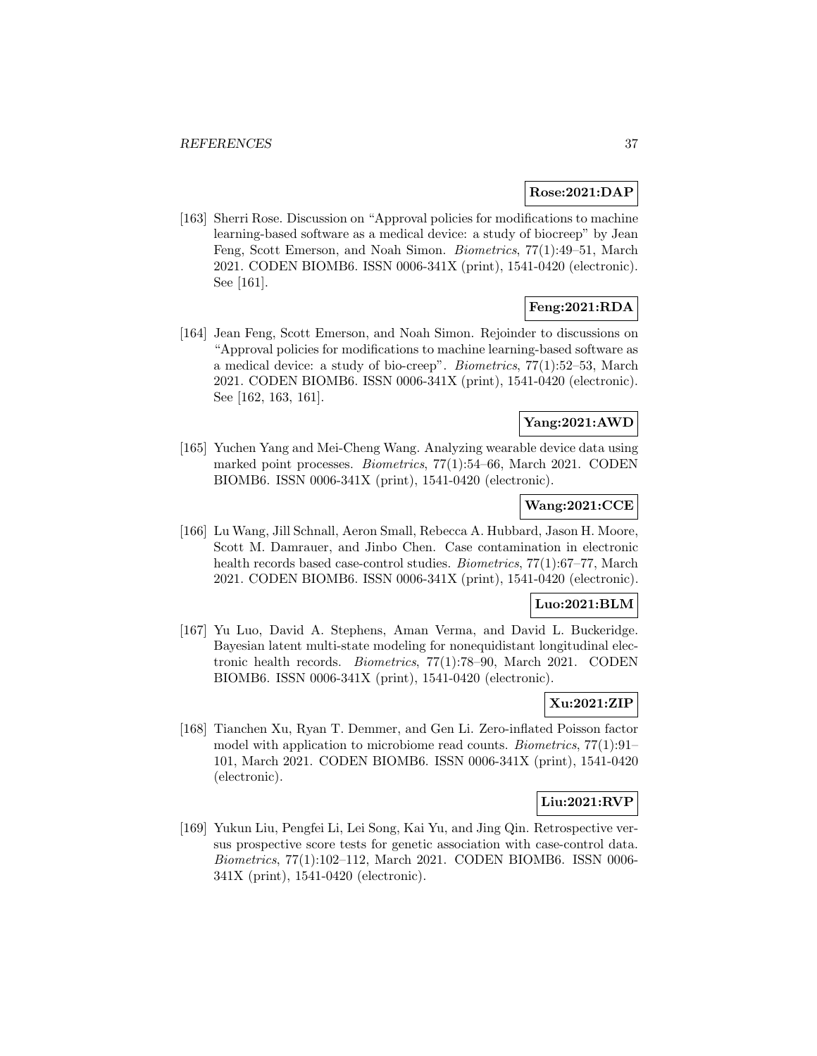**Rose:2021:DAP**

[163] Sherri Rose. Discussion on "Approval policies for modifications to machine learning-based software as a medical device: a study of biocreep" by Jean Feng, Scott Emerson, and Noah Simon. *Biometrics*, 77(1):49–51, March 2021. CODEN BIOMB6. ISSN 0006-341X (print), 1541-0420 (electronic). See [161].

**Feng:2021:RDA**

[164] Jean Feng, Scott Emerson, and Noah Simon. Rejoinder to discussions on "Approval policies for modifications to machine learning-based software as a medical device: a study of bio-creep". *Biometrics*, 77(1):52–53, March 2021. CODEN BIOMB6. ISSN 0006-341X (print), 1541-0420 (electronic). See [162, 163, 161].

**Yang:2021:AWD**

[165] Yuchen Yang and Mei-Cheng Wang. Analyzing wearable device data using marked point processes. *Biometrics*, 77(1):54–66, March 2021. CODEN BIOMB6. ISSN 0006-341X (print), 1541-0420 (electronic).

**Wang:2021:CCE**

[166] Lu Wang, Jill Schnall, Aeron Small, Rebecca A. Hubbard, Jason H. Moore, Scott M. Damrauer, and Jinbo Chen. Case contamination in electronic health records based case-control studies. *Biometrics*, 77(1):67–77, March 2021. CODEN BIOMB6. ISSN 0006-341X (print), 1541-0420 (electronic).

**Luo:2021:BLM**

[167] Yu Luo, David A. Stephens, Aman Verma, and David L. Buckeridge. Bayesian latent multi-state modeling for nonequidistant longitudinal electronic health records. *Biometrics*, 77(1):78–90, March 2021. CODEN BIOMB6. ISSN 0006-341X (print), 1541-0420 (electronic).

**Xu:2021:ZIP**

[168] Tianchen Xu, Ryan T. Demmer, and Gen Li. Zero-inflated Poisson factor model with application to microbiome read counts. *Biometrics*, 77(1):91–101, March 2021. CODEN BIOMB6. ISSN 0006-341X (print), 1541-0420 (electronic).

**Liu:2021:RVP**

[169] Yukun Liu, Pengfei Li, Lei Song, Kai Yu, and Jing Qin. Retrospective versus prospective score tests for genetic association with case-control data. *Biometrics*, 77(1):102–112, March 2021. CODEN BIOMB6. ISSN 0006-341X (print), 1541-0420 (electronic).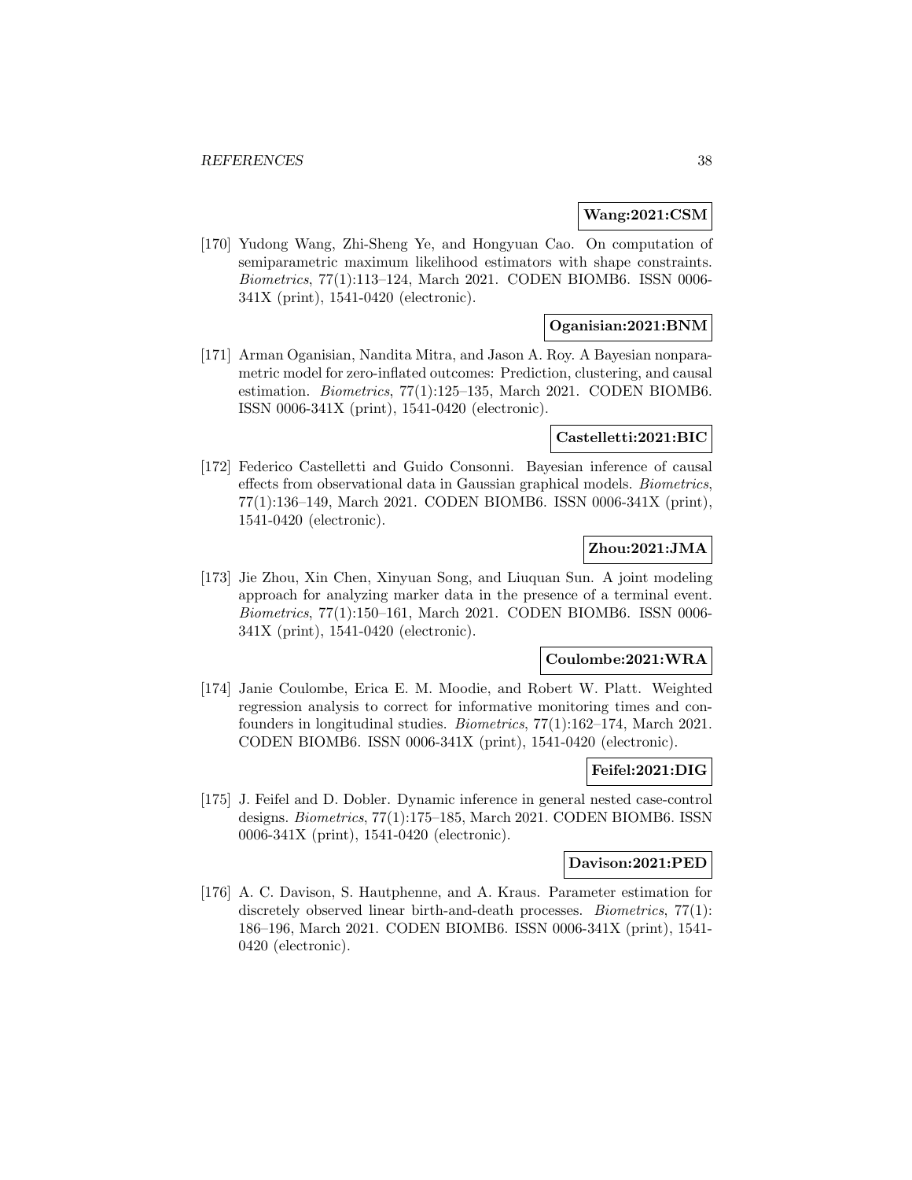**Wang:2021:CSM**

[170] Yudong Wang, Zhi-Sheng Ye, and Hongyuan Cao. On computation of semiparametric maximum likelihood estimators with shape constraints. *Biometrics*, 77(1):113–124, March 2021. CODEN BIOMB6. ISSN 0006-341X (print), 1541-0420 (electronic).

**Oganisian:2021:BNM**

[171] Arman Oganisian, Nandita Mitra, and Jason A. Roy. A Bayesian nonparametric model for zero-inflated outcomes: Prediction, clustering, and causal estimation. *Biometrics*, 77(1):125–135, March 2021. CODEN BIOMB6. ISSN 0006-341X (print), 1541-0420 (electronic).

**Castelletti:2021:BIC**

[172] Federico Castelletti and Guido Consonni. Bayesian inference of causal effects from observational data in Gaussian graphical models. *Biometrics*, 77(1):136–149, March 2021. CODEN BIOMB6. ISSN 0006-341X (print), 1541-0420 (electronic).

**Zhou:2021:JMA**

[173] Jie Zhou, Xin Chen, Xinyuan Song, and Liuquan Sun. A joint modeling approach for analyzing marker data in the presence of a terminal event. *Biometrics*, 77(1):150–161, March 2021. CODEN BIOMB6. ISSN 0006-341X (print), 1541-0420 (electronic).

**Coulombe:2021:WRA**

[174] Janie Coulombe, Erica E. M. Moodie, and Robert W. Platt. Weighted regression analysis to correct for informative monitoring times and confounders in longitudinal studies. *Biometrics*, 77(1):162–174, March 2021. CODEN BIOMB6. ISSN 0006-341X (print), 1541-0420 (electronic).

**Feifel:2021:DIG**

[175] J. Feifel and D. Dobler. Dynamic inference in general nested case-control designs. *Biometrics*, 77(1):175–185, March 2021. CODEN BIOMB6. ISSN 0006-341X (print), 1541-0420 (electronic).

**Davison:2021:PED**

[176] A. C. Davison, S. Hautphenne, and A. Kraus. Parameter estimation for discretely observed linear birth-and-death processes. *Biometrics*, 77(1): 186–196, March 2021. CODEN BIOMB6. ISSN 0006-341X (print), 1541-0420 (electronic).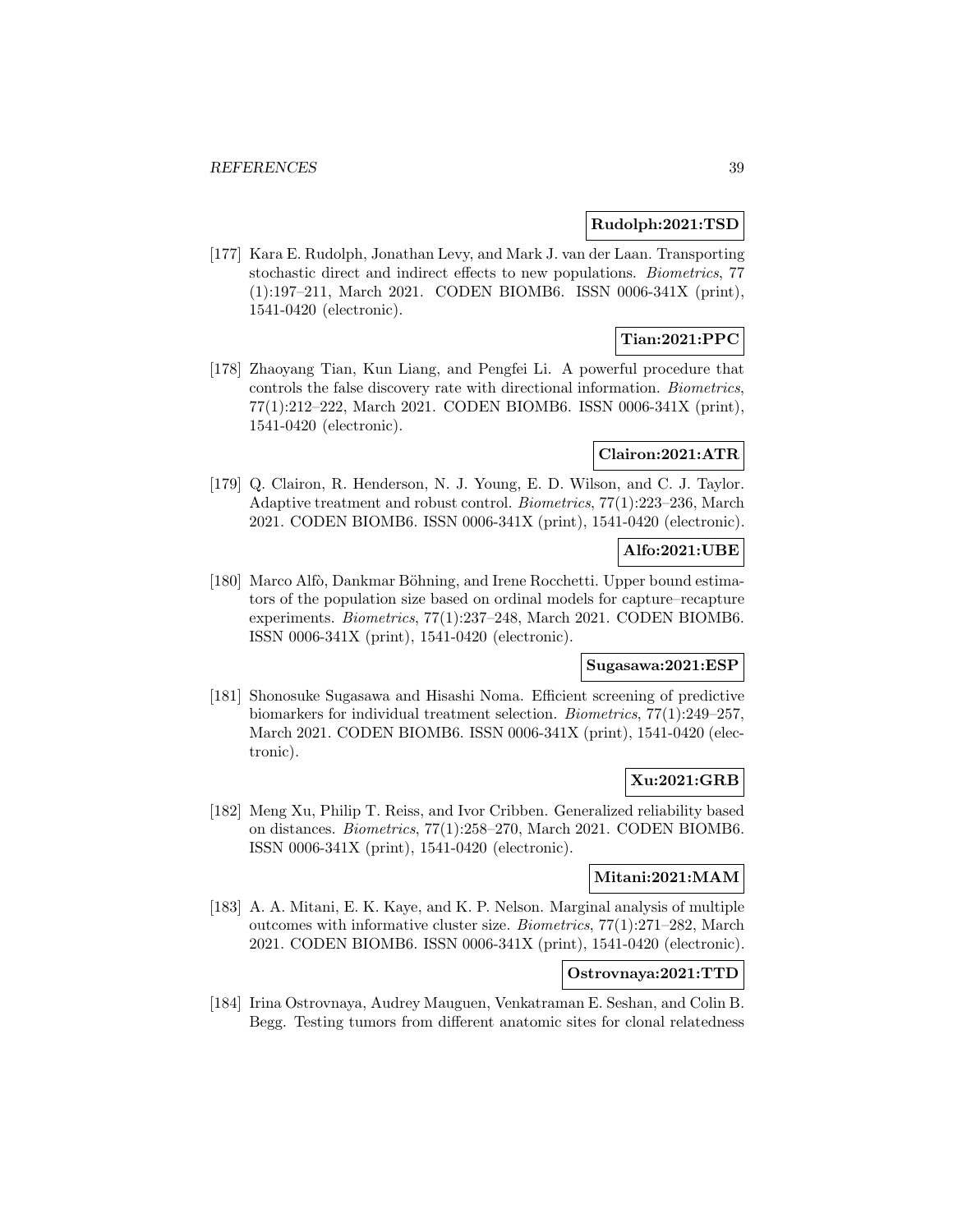**Rudolph:2021:TSD**

[177] Kara E. Rudolph, Jonathan Levy, and Mark J. van der Laan. Transporting stochastic direct and indirect effects to new populations. *Biometrics*, 77 (1):197–211, March 2021. CODEN BIOMB6. ISSN 0006-341X (print), 1541-0420 (electronic).

**Tian:2021:PPC**

[178] Zhaoyang Tian, Kun Liang, and Pengfei Li. A powerful procedure that controls the false discovery rate with directional information. *Biometrics*, 77(1):212–222, March 2021. CODEN BIOMB6. ISSN 0006-341X (print), 1541-0420 (electronic).

**Clairon:2021:ATR**

[179] Q. Clairon, R. Henderson, N. J. Young, E. D. Wilson, and C. J. Taylor. Adaptive treatment and robust control. *Biometrics*, 77(1):223–236, March 2021. CODEN BIOMB6. ISSN 0006-341X (print), 1541-0420 (electronic).

**Alfo:2021:UBE**

[180] Marco Alfò, Dankmar Böhning, and Irene Rocchetti. Upper bound estimators of the population size based on ordinal models for capture–recapture experiments. *Biometrics*, 77(1):237–248, March 2021. CODEN BIOMB6. ISSN 0006-341X (print), 1541-0420 (electronic).

**Sugasawa:2021:ESP**

[181] Shonosuke Sugasawa and Hisashi Noma. Efficient screening of predictive biomarkers for individual treatment selection. *Biometrics*, 77(1):249–257, March 2021. CODEN BIOMB6. ISSN 0006-341X (print), 1541-0420 (electronic).

**Xu:2021:GRB**

[182] Meng Xu, Philip T. Reiss, and Ivor Cribben. Generalized reliability based on distances. *Biometrics*, 77(1):258–270, March 2021. CODEN BIOMB6. ISSN 0006-341X (print), 1541-0420 (electronic).

**Mitani:2021:MAM**

[183] A. A. Mitani, E. K. Kaye, and K. P. Nelson. Marginal analysis of multiple outcomes with informative cluster size. *Biometrics*, 77(1):271–282, March 2021. CODEN BIOMB6. ISSN 0006-341X (print), 1541-0420 (electronic).

**Ostrovnaya:2021:TTD**

[184] Irina Ostrovnaya, Audrey Mauguen, Venkatraman E. Seshan, and Colin B. Begg. Testing tumors from different anatomic sites for clonal relatedness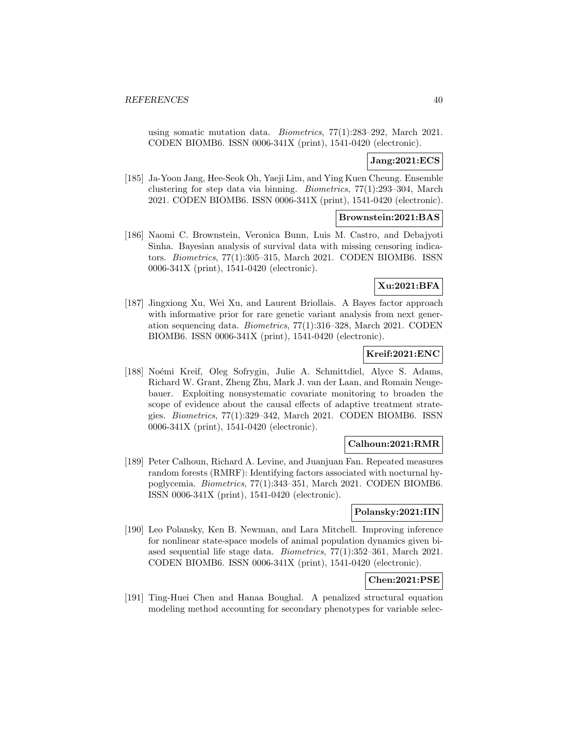using somatic mutation data. *Biometrics*, 77(1):283–292, March 2021. CODEN BIOMB6. ISSN 0006-341X (print), 1541-0420 (electronic).

**Jang:2021:ECS**

[185] Ja-Yoon Jang, Hee-Seok Oh, Yaeji Lim, and Ying Kuen Cheung. Ensemble clustering for step data via binning. *Biometrics*, 77(1):293–304, March 2021. CODEN BIOMB6. ISSN 0006-341X (print), 1541-0420 (electronic).

**Brownstein:2021:BAS**

[186] Naomi C. Brownstein, Veronica Bunn, Luis M. Castro, and Debajyoti Sinha. Bayesian analysis of survival data with missing censoring indicators. *Biometrics*, 77(1):305–315, March 2021. CODEN BIOMB6. ISSN 0006-341X (print), 1541-0420 (electronic).

**Xu:2021:BFA**

[187] Jingxiong Xu, Wei Xu, and Laurent Briollais. A Bayes factor approach with informative prior for rare genetic variant analysis from next generation sequencing data. *Biometrics*, 77(1):316–328, March 2021. CODEN BIOMB6. ISSN 0006-341X (print), 1541-0420 (electronic).

**Kreif:2021:ENC**

[188] Noémi Kreif, Oleg Sofrygin, Julie A. Schmittdiel, Alyce S. Adams, Richard W. Grant, Zheng Zhu, Mark J. van der Laan, and Romain Neugebauer. Exploiting nonsystematic covariate monitoring to broaden the scope of evidence about the causal effects of adaptive treatment strategies. *Biometrics*, 77(1):329–342, March 2021. CODEN BIOMB6. ISSN 0006-341X (print), 1541-0420 (electronic).

**Calhoun:2021:RMR**

[189] Peter Calhoun, Richard A. Levine, and Juanjuan Fan. Repeated measures random forests (RMRF): Identifying factors associated with nocturnal hypoglycemia. *Biometrics*, 77(1):343–351, March 2021. CODEN BIOMB6. ISSN 0006-341X (print), 1541-0420 (electronic).

**Polansky:2021:IIN**

[190] Leo Polansky, Ken B. Newman, and Lara Mitchell. Improving inference for nonlinear state-space models of animal population dynamics given biased sequential life stage data. *Biometrics*, 77(1):352–361, March 2021. CODEN BIOMB6. ISSN 0006-341X (print), 1541-0420 (electronic).

**Chen:2021:PSE**

[191] Ting-Huei Chen and Hanaa Boughal. A penalized structural equation modeling method accounting for secondary phenotypes for variable selec-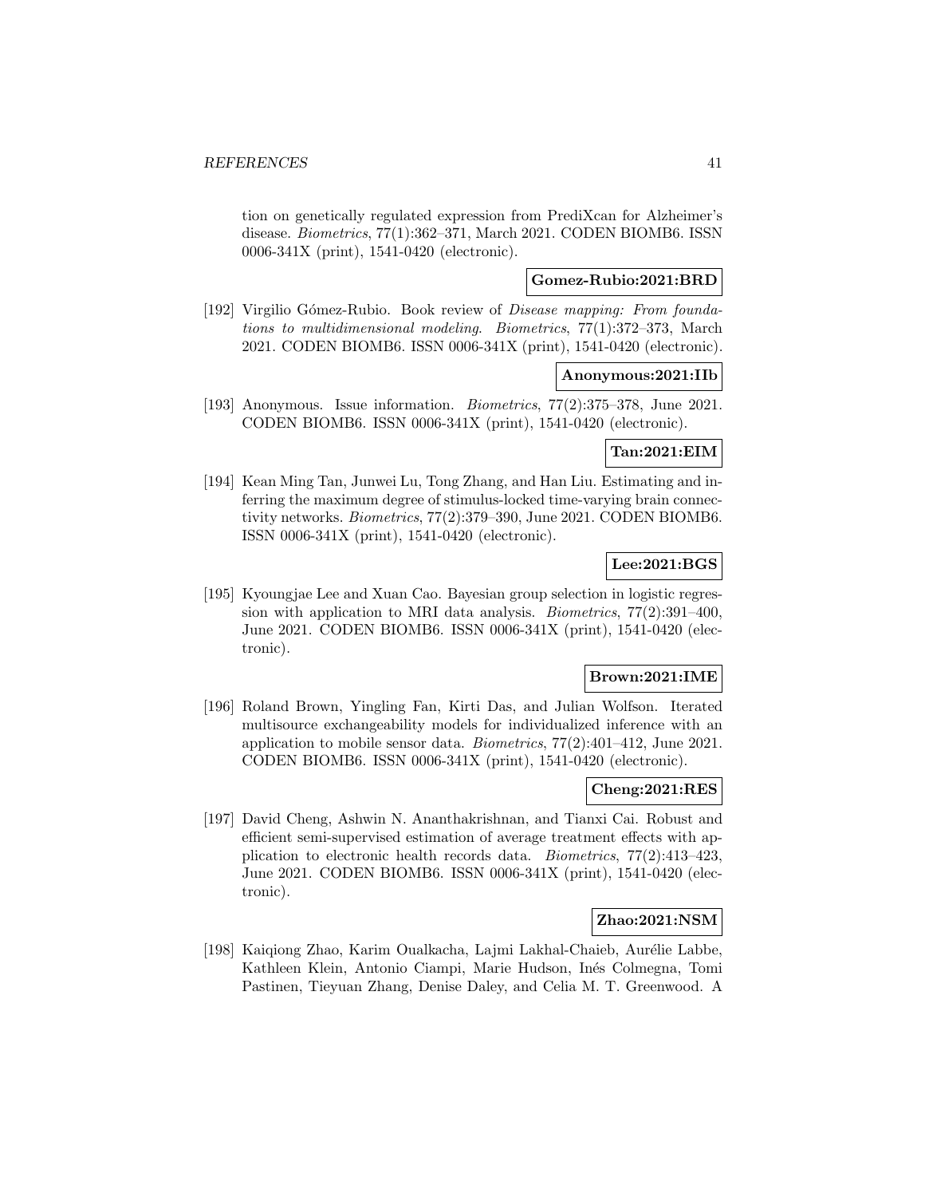tion on genetically regulated expression from PrediXcan for Alzheimer's disease. *Biometrics*, 77(1):362–371, March 2021. CODEN BIOMB6. ISSN 0006-341X (print), 1541-0420 (electronic).

**Gomez-Rubio:2021:BRD**

[192] Virgilio Gómez-Rubio. Book review of *Disease mapping: From foundations to multidimensional modeling*. *Biometrics*, 77(1):372–373, March 2021. CODEN BIOMB6. ISSN 0006-341X (print), 1541-0420 (electronic).

**Anonymous:2021:IIb**

[193] Anonymous. Issue information. *Biometrics*, 77(2):375–378, June 2021. CODEN BIOMB6. ISSN 0006-341X (print), 1541-0420 (electronic).

**Tan:2021:EIM**

[194] Kean Ming Tan, Junwei Lu, Tong Zhang, and Han Liu. Estimating and inferring the maximum degree of stimulus-locked time-varying brain connectivity networks. *Biometrics*, 77(2):379–390, June 2021. CODEN BIOMB6. ISSN 0006-341X (print), 1541-0420 (electronic).

**Lee:2021:BGS**

[195] Kyoungjae Lee and Xuan Cao. Bayesian group selection in logistic regression with application to MRI data analysis. *Biometrics*, 77(2):391–400, June 2021. CODEN BIOMB6. ISSN 0006-341X (print), 1541-0420 (electronic).

**Brown:2021:IME**

[196] Roland Brown, Yingling Fan, Kirti Das, and Julian Wolfson. Iterated multisource exchangeability models for individualized inference with an application to mobile sensor data. *Biometrics*, 77(2):401–412, June 2021. CODEN BIOMB6. ISSN 0006-341X (print), 1541-0420 (electronic).

**Cheng:2021:RES**

[197] David Cheng, Ashwin N. Ananthakrishnan, and Tianxi Cai. Robust and efficient semi-supervised estimation of average treatment effects with application to electronic health records data. *Biometrics*, 77(2):413–423, June 2021. CODEN BIOMB6. ISSN 0006-341X (print), 1541-0420 (electronic).

**Zhao:2021:NSM**

[198] Kaiqiong Zhao, Karim Oualkacha, Lajmi Lakhal-Chaieb, Aurélie Labbe, Kathleen Klein, Antonio Ciampi, Marie Hudson, Inés Colmegna, Tomi Pastinen, Tieyuan Zhang, Denise Daley, and Celia M. T. Greenwood. A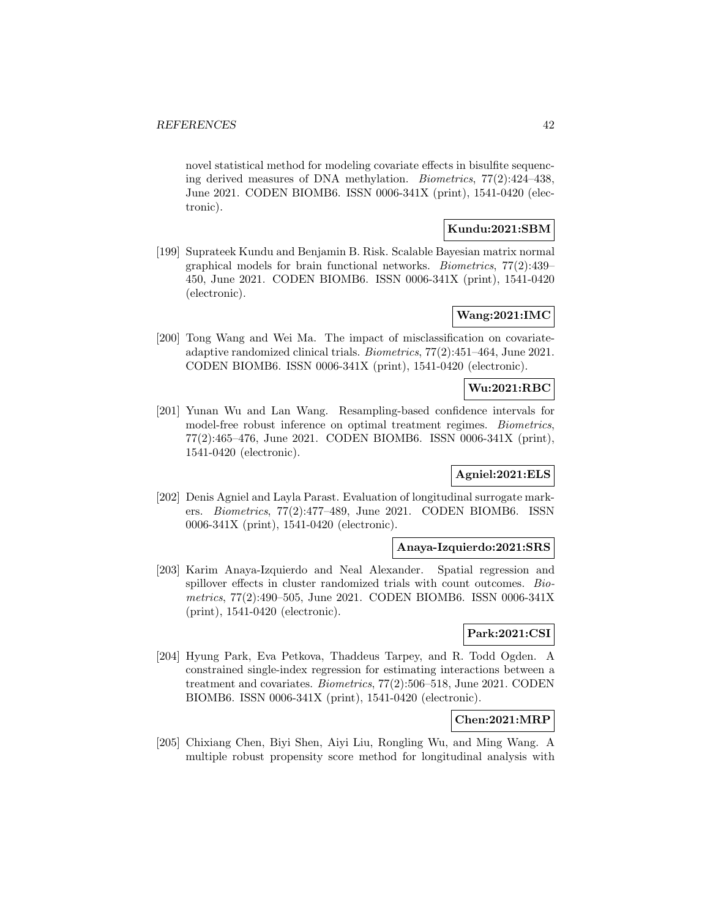novel statistical method for modeling covariate effects in bisulfite sequencing derived measures of DNA methylation. *Biometrics*, 77(2):424–438, June 2021. CODEN BIOMB6. ISSN 0006-341X (print), 1541-0420 (electronic).

**Kundu:2021:SBM**

[199] Suprateek Kundu and Benjamin B. Risk. Scalable Bayesian matrix normal graphical models for brain functional networks. *Biometrics*, 77(2):439–450, June 2021. CODEN BIOMB6. ISSN 0006-341X (print), 1541-0420 (electronic).

**Wang:2021:IMC**

[200] Tong Wang and Wei Ma. The impact of misclassification on covariate-adaptive randomized clinical trials. *Biometrics*, 77(2):451–464, June 2021. CODEN BIOMB6. ISSN 0006-341X (print), 1541-0420 (electronic).

**Wu:2021:RBC**

[201] Yunan Wu and Lan Wang. Resampling-based confidence intervals for model-free robust inference on optimal treatment regimes. *Biometrics*, 77(2):465–476, June 2021. CODEN BIOMB6. ISSN 0006-341X (print), 1541-0420 (electronic).

**Agniel:2021:ELS**

[202] Denis Agniel and Layla Parast. Evaluation of longitudinal surrogate markers. *Biometrics*, 77(2):477–489, June 2021. CODEN BIOMB6. ISSN 0006-341X (print), 1541-0420 (electronic).

**Anaya-Izquierdo:2021:SRS**

[203] Karim Anaya-Izquierdo and Neal Alexander. Spatial regression and spillover effects in cluster randomized trials with count outcomes. *Biometrics*, 77(2):490–505, June 2021. CODEN BIOMB6. ISSN 0006-341X (print), 1541-0420 (electronic).

**Park:2021:CSI**

[204] Hyung Park, Eva Petkova, Thaddeus Tarpey, and R. Todd Ogden. A constrained single-index regression for estimating interactions between a treatment and covariates. *Biometrics*, 77(2):506–518, June 2021. CODEN BIOMB6. ISSN 0006-341X (print), 1541-0420 (electronic).

**Chen:2021:MRP**

[205] Chixiang Chen, Biyi Shen, Aiyi Liu, Rongling Wu, and Ming Wang. A multiple robust propensity score method for longitudinal analysis with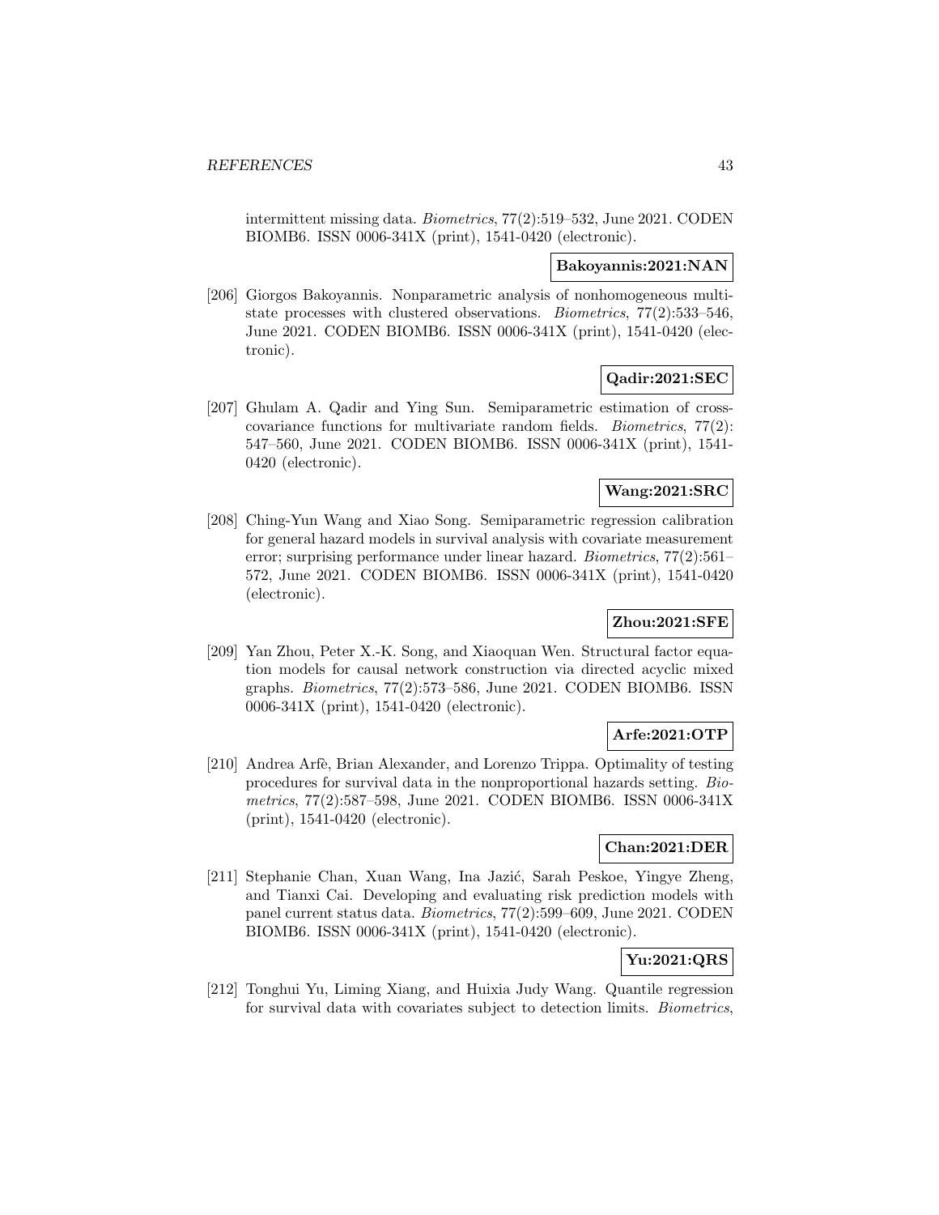intermittent missing data. *Biometrics*, 77(2):519–532, June 2021. CODEN BIOMB6. ISSN 0006-341X (print), 1541-0420 (electronic).

**Bakoyannis:2021:NAN**

[206] Giorgos Bakoyannis. Nonparametric analysis of nonhomogeneous multistate processes with clustered observations. *Biometrics*, 77(2):533–546, June 2021. CODEN BIOMB6. ISSN 0006-341X (print), 1541-0420 (electronic).

**Qadir:2021:SEC**

[207] Ghulam A. Qadir and Ying Sun. Semiparametric estimation of cross-covariance functions for multivariate random fields. *Biometrics*, 77(2): 547–560, June 2021. CODEN BIOMB6. ISSN 0006-341X (print), 1541-0420 (electronic).

**Wang:2021:SRC**

[208] Ching-Yun Wang and Xiao Song. Semiparametric regression calibration for general hazard models in survival analysis with covariate measurement error; surprising performance under linear hazard. *Biometrics*, 77(2):561–572, June 2021. CODEN BIOMB6. ISSN 0006-341X (print), 1541-0420 (electronic).

**Zhou:2021:SFE**

[209] Yan Zhou, Peter X.-K. Song, and Xiaoquan Wen. Structural factor equation models for causal network construction via directed acyclic mixed graphs. *Biometrics*, 77(2):573–586, June 2021. CODEN BIOMB6. ISSN 0006-341X (print), 1541-0420 (electronic).

**Arfe:2021:OTP**

[210] Andrea Arfè, Brian Alexander, and Lorenzo Trippa. Optimality of testing procedures for survival data in the nonproportional hazards setting. *Biometrics*, 77(2):587–598, June 2021. CODEN BIOMB6. ISSN 0006-341X (print), 1541-0420 (electronic).

**Chan:2021:DER**

[211] Stephanie Chan, Xuan Wang, Ina Jazić, Sarah Peskoe, Yingye Zheng, and Tianxi Cai. Developing and evaluating risk prediction models with panel current status data. *Biometrics*, 77(2):599–609, June 2021. CODEN BIOMB6. ISSN 0006-341X (print), 1541-0420 (electronic).

**Yu:2021:QRS**

[212] Tonghui Yu, Liming Xiang, and Huixia Judy Wang. Quantile regression for survival data with covariates subject to detection limits. *Biometrics*,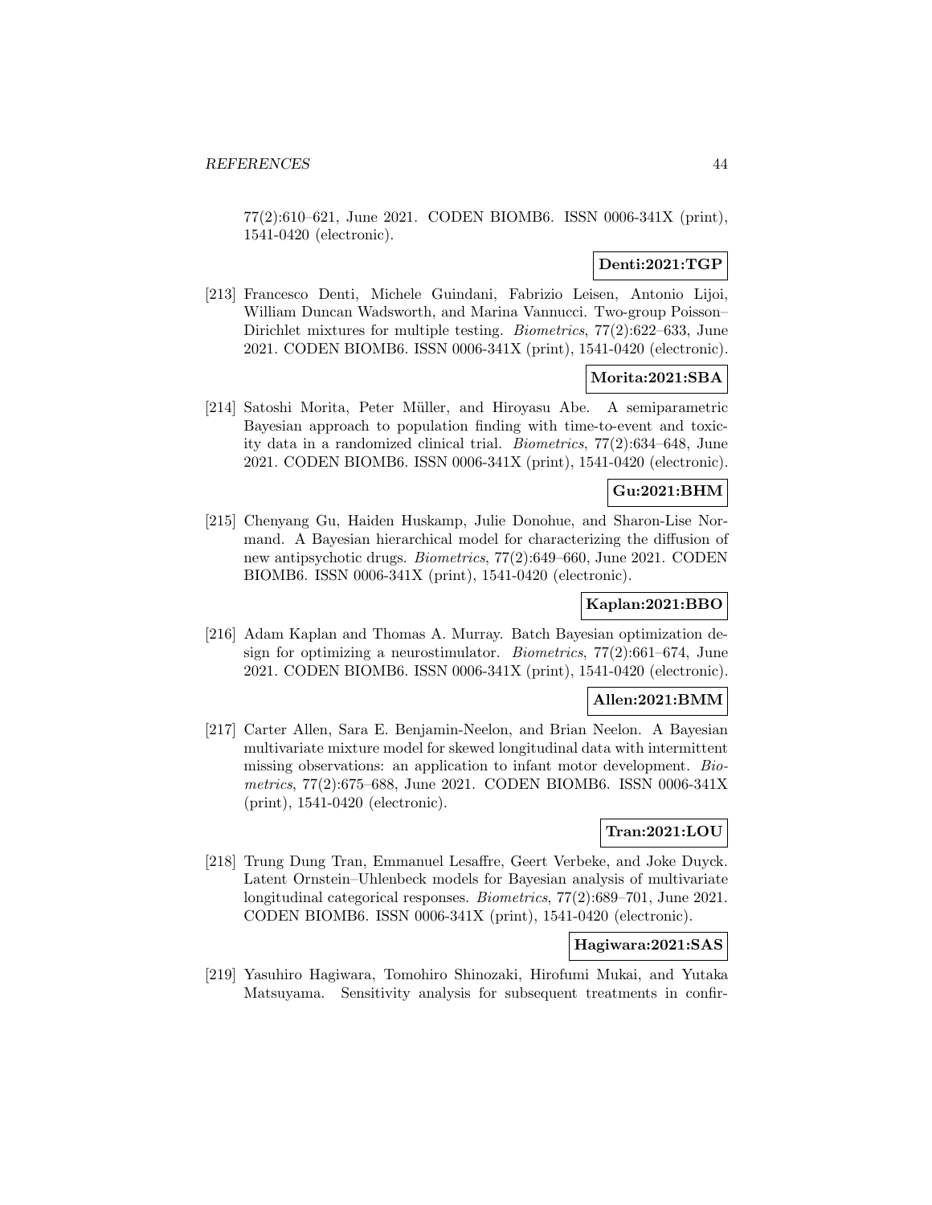77(2):610–621, June 2021. CODEN BIOMB6. ISSN 0006-341X (print), 1541-0420 (electronic).

**Denti:2021:TGP**

[213] Francesco Denti, Michele Guindani, Fabrizio Leisen, Antonio Lijoi, William Duncan Wadsworth, and Marina Vannucci. Two-group Poisson–Dirichlet mixtures for multiple testing. *Biometrics*, 77(2):622–633, June 2021. CODEN BIOMB6. ISSN 0006-341X (print), 1541-0420 (electronic).

**Morita:2021:SBA**

[214] Satoshi Morita, Peter Müller, and Hiroyasu Abe. A semiparametric Bayesian approach to population finding with time-to-event and toxicity data in a randomized clinical trial. *Biometrics*, 77(2):634–648, June 2021. CODEN BIOMB6. ISSN 0006-341X (print), 1541-0420 (electronic).

**Gu:2021:BHM**

[215] Chenyang Gu, Haiden Huskamp, Julie Donohue, and Sharon-Lise Normand. A Bayesian hierarchical model for characterizing the diffusion of new antipsychotic drugs. *Biometrics*, 77(2):649–660, June 2021. CODEN BIOMB6. ISSN 0006-341X (print), 1541-0420 (electronic).

**Kaplan:2021:BBO**

[216] Adam Kaplan and Thomas A. Murray. Batch Bayesian optimization design for optimizing a neurostimulator. *Biometrics*, 77(2):661–674, June 2021. CODEN BIOMB6. ISSN 0006-341X (print), 1541-0420 (electronic).

**Allen:2021:BMM**

[217] Carter Allen, Sara E. Benjamin-Neelon, and Brian Neelon. A Bayesian multivariate mixture model for skewed longitudinal data with intermittent missing observations: an application to infant motor development. *Biometrics*, 77(2):675–688, June 2021. CODEN BIOMB6. ISSN 0006-341X (print), 1541-0420 (electronic).

**Tran:2021:LOU**

[218] Trung Dung Tran, Emmanuel Lesaffre, Geert Verbeke, and Joke Duyck. Latent Ornstein–Uhlenbeck models for Bayesian analysis of multivariate longitudinal categorical responses. *Biometrics*, 77(2):689–701, June 2021. CODEN BIOMB6. ISSN 0006-341X (print), 1541-0420 (electronic).

**Hagiwara:2021:SAS**

[219] Yasuhiro Hagiwara, Tomohiro Shinozaki, Hirofumi Mukai, and Yutaka Matsuyama. Sensitivity analysis for subsequent treatments in confir-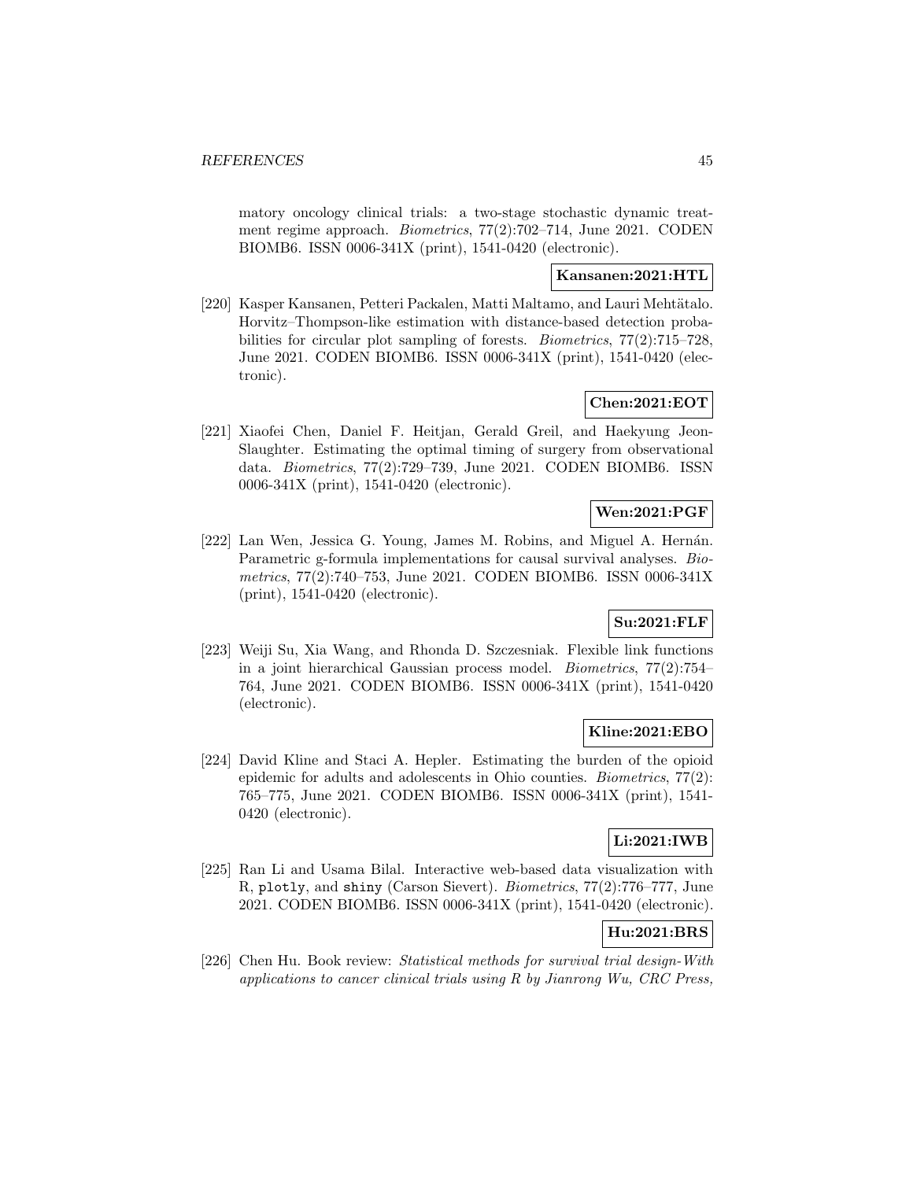matory oncology clinical trials: a two-stage stochastic dynamic treatment regime approach. *Biometrics*, 77(2):702–714, June 2021. CODEN BIOMB6. ISSN 0006-341X (print), 1541-0420 (electronic).

**Kansanen:2021:HTL**

[220] Kasper Kansanen, Petteri Packalen, Matti Maltamo, and Lauri Mehtätalo. Horvitz–Thompson-like estimation with distance-based detection probabilities for circular plot sampling of forests. *Biometrics*, 77(2):715–728, June 2021. CODEN BIOMB6. ISSN 0006-341X (print), 1541-0420 (electronic).

**Chen:2021:EOT**

[221] Xiaofei Chen, Daniel F. Heitjan, Gerald Greil, and Haekyung Jeon-Slaughter. Estimating the optimal timing of surgery from observational data. *Biometrics*, 77(2):729–739, June 2021. CODEN BIOMB6. ISSN 0006-341X (print), 1541-0420 (electronic).

**Wen:2021:PGF**

[222] Lan Wen, Jessica G. Young, James M. Robins, and Miguel A. Hernán. Parametric g-formula implementations for causal survival analyses. *Biometrics*, 77(2):740–753, June 2021. CODEN BIOMB6. ISSN 0006-341X (print), 1541-0420 (electronic).

**Su:2021:FLF**

[223] Weiji Su, Xia Wang, and Rhonda D. Szczesniak. Flexible link functions in a joint hierarchical Gaussian process model. *Biometrics*, 77(2):754–764, June 2021. CODEN BIOMB6. ISSN 0006-341X (print), 1541-0420 (electronic).

**Kline:2021:EBO**

[224] David Kline and Staci A. Hepler. Estimating the burden of the opioid epidemic for adults and adolescents in Ohio counties. *Biometrics*, 77(2): 765–775, June 2021. CODEN BIOMB6. ISSN 0006-341X (print), 1541-0420 (electronic).

**Li:2021:IWB**

[225] Ran Li and Usama Bilal. Interactive web-based data visualization with R, `plotly`, and `shiny` (Carson Sievert). *Biometrics*, 77(2):776–777, June 2021. CODEN BIOMB6. ISSN 0006-341X (print), 1541-0420 (electronic).

**Hu:2021:BRS**

[226] Chen Hu. Book review: *Statistical methods for survival trial design-With applications to cancer clinical trials using R by Jianrong Wu, CRC Press,*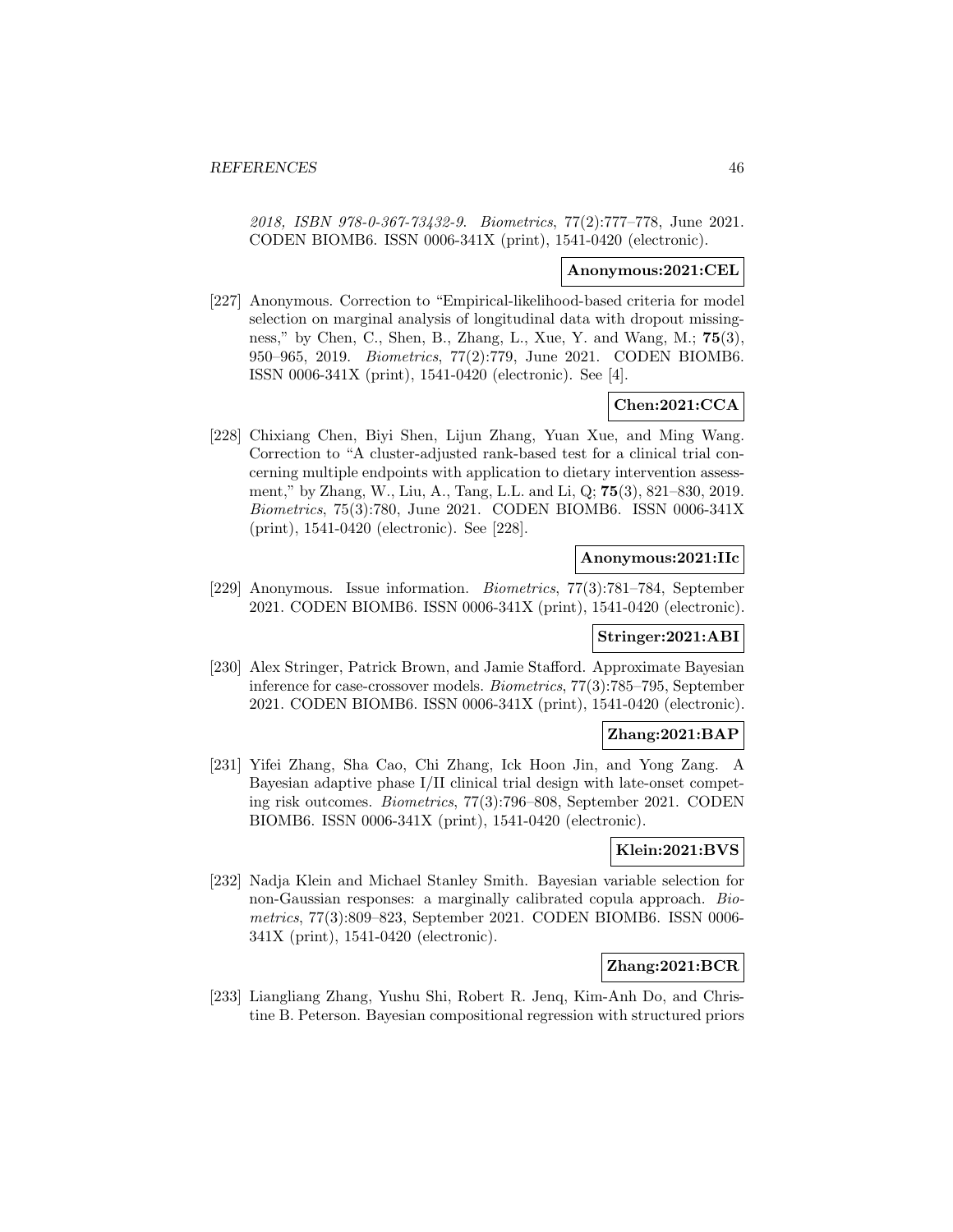*2018, ISBN 978-0-367-73432-9*. *Biometrics*, 77(2):777–778, June 2021. CODEN BIOMB6. ISSN 0006-341X (print), 1541-0420 (electronic).

**Anonymous:2021:CEL**

[227] Anonymous. Correction to "Empirical-likelihood-based criteria for model selection on marginal analysis of longitudinal data with dropout missingness," by Chen, C., Shen, B., Zhang, L., Xue, Y. and Wang, M.; **75**(3), 950–965, 2019. *Biometrics*, 77(2):779, June 2021. CODEN BIOMB6. ISSN 0006-341X (print), 1541-0420 (electronic). See [4].

**Chen:2021:CCA**

[228] Chixiang Chen, Biyi Shen, Lijun Zhang, Yuan Xue, and Ming Wang. Correction to "A cluster-adjusted rank-based test for a clinical trial concerning multiple endpoints with application to dietary intervention assessment," by Zhang, W., Liu, A., Tang, L.L. and Li, Q; **75**(3), 821–830, 2019. *Biometrics*, 75(3):780, June 2021. CODEN BIOMB6. ISSN 0006-341X (print), 1541-0420 (electronic). See [228].

**Anonymous:2021:IIc**

[229] Anonymous. Issue information. *Biometrics*, 77(3):781–784, September 2021. CODEN BIOMB6. ISSN 0006-341X (print), 1541-0420 (electronic).

**Stringer:2021:ABI**

[230] Alex Stringer, Patrick Brown, and Jamie Stafford. Approximate Bayesian inference for case-crossover models. *Biometrics*, 77(3):785–795, September 2021. CODEN BIOMB6. ISSN 0006-341X (print), 1541-0420 (electronic).

**Zhang:2021:BAP**

[231] Yifei Zhang, Sha Cao, Chi Zhang, Ick Hoon Jin, and Yong Zang. A Bayesian adaptive phase I/II clinical trial design with late-onset competing risk outcomes. *Biometrics*, 77(3):796–808, September 2021. CODEN BIOMB6. ISSN 0006-341X (print), 1541-0420 (electronic).

**Klein:2021:BVS**

[232] Nadja Klein and Michael Stanley Smith. Bayesian variable selection for non-Gaussian responses: a marginally calibrated copula approach. *Biometrics*, 77(3):809–823, September 2021. CODEN BIOMB6. ISSN 0006-341X (print), 1541-0420 (electronic).

**Zhang:2021:BCR**

[233] Liangliang Zhang, Yushu Shi, Robert R. Jenq, Kim-Anh Do, and Christine B. Peterson. Bayesian compositional regression with structured priors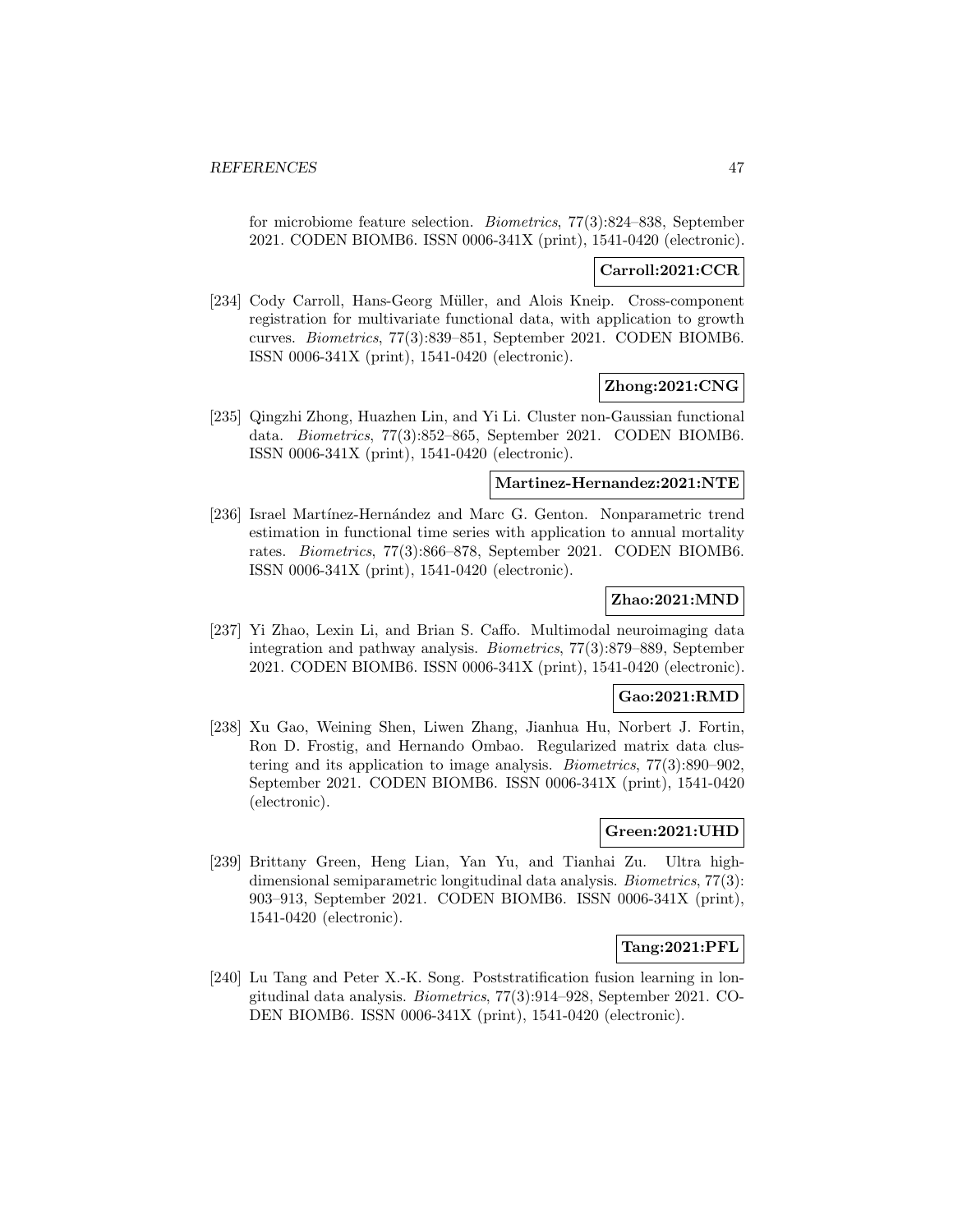for microbiome feature selection. *Biometrics*, 77(3):824–838, September 2021. CODEN BIOMB6. ISSN 0006-341X (print), 1541-0420 (electronic).

**Carroll:2021:CCR**

[234] Cody Carroll, Hans-Georg Müller, and Alois Kneip. Cross-component registration for multivariate functional data, with application to growth curves. *Biometrics*, 77(3):839–851, September 2021. CODEN BIOMB6. ISSN 0006-341X (print), 1541-0420 (electronic).

**Zhong:2021:CNG**

[235] Qingzhi Zhong, Huazhen Lin, and Yi Li. Cluster non-Gaussian functional data. *Biometrics*, 77(3):852–865, September 2021. CODEN BIOMB6. ISSN 0006-341X (print), 1541-0420 (electronic).

**Martinez-Hernandez:2021:NTE**

[236] Israel Martínez-Hernández and Marc G. Genton. Nonparametric trend estimation in functional time series with application to annual mortality rates. *Biometrics*, 77(3):866–878, September 2021. CODEN BIOMB6. ISSN 0006-341X (print), 1541-0420 (electronic).

**Zhao:2021:MND**

[237] Yi Zhao, Lexin Li, and Brian S. Caffo. Multimodal neuroimaging data integration and pathway analysis. *Biometrics*, 77(3):879–889, September 2021. CODEN BIOMB6. ISSN 0006-341X (print), 1541-0420 (electronic).

**Gao:2021:RMD**

[238] Xu Gao, Weining Shen, Liwen Zhang, Jianhua Hu, Norbert J. Fortin, Ron D. Frostig, and Hernando Ombao. Regularized matrix data clustering and its application to image analysis. *Biometrics*, 77(3):890–902, September 2021. CODEN BIOMB6. ISSN 0006-341X (print), 1541-0420 (electronic).

**Green:2021:UHD**

[239] Brittany Green, Heng Lian, Yan Yu, and Tianhai Zu. Ultra high-dimensional semiparametric longitudinal data analysis. *Biometrics*, 77(3): 903–913, September 2021. CODEN BIOMB6. ISSN 0006-341X (print), 1541-0420 (electronic).

**Tang:2021:PFL**

[240] Lu Tang and Peter X.-K. Song. Poststratification fusion learning in longitudinal data analysis. *Biometrics*, 77(3):914–928, September 2021. CODEN BIOMB6. ISSN 0006-341X (print), 1541-0420 (electronic).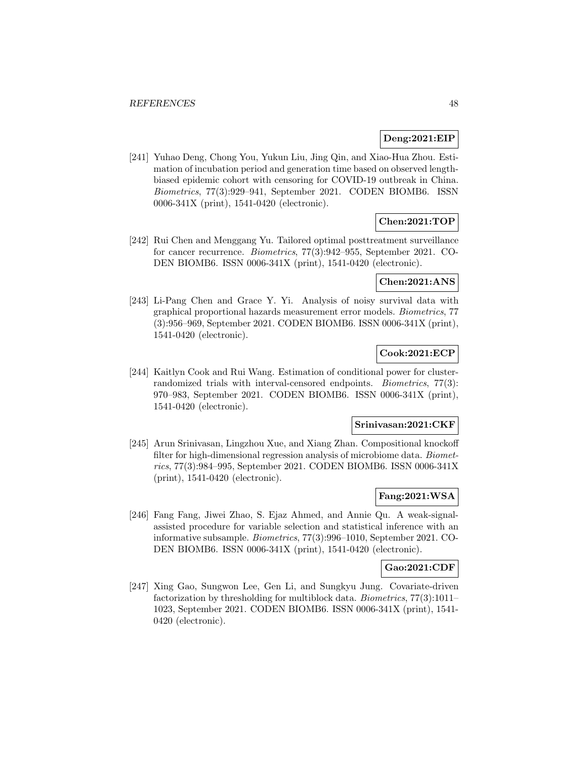**Deng:2021:EIP**

[241] Yuhao Deng, Chong You, Yukun Liu, Jing Qin, and Xiao-Hua Zhou. Estimation of incubation period and generation time based on observed length-biased epidemic cohort with censoring for COVID-19 outbreak in China. *Biometrics*, 77(3):929–941, September 2021. CODEN BIOMB6. ISSN 0006-341X (print), 1541-0420 (electronic).

**Chen:2021:TOP**

[242] Rui Chen and Menggang Yu. Tailored optimal posttreatment surveillance for cancer recurrence. *Biometrics*, 77(3):942–955, September 2021. CODEN BIOMB6. ISSN 0006-341X (print), 1541-0420 (electronic).

**Chen:2021:ANS**

[243] Li-Pang Chen and Grace Y. Yi. Analysis of noisy survival data with graphical proportional hazards measurement error models. *Biometrics*, 77 (3):956–969, September 2021. CODEN BIOMB6. ISSN 0006-341X (print), 1541-0420 (electronic).

**Cook:2021:ECP**

[244] Kaitlyn Cook and Rui Wang. Estimation of conditional power for cluster-randomized trials with interval-censored endpoints. *Biometrics*, 77(3): 970–983, September 2021. CODEN BIOMB6. ISSN 0006-341X (print), 1541-0420 (electronic).

**Srinivasan:2021:CKF**

[245] Arun Srinivasan, Lingzhou Xue, and Xiang Zhan. Compositional knockoff filter for high-dimensional regression analysis of microbiome data. *Biometrics*, 77(3):984–995, September 2021. CODEN BIOMB6. ISSN 0006-341X (print), 1541-0420 (electronic).

**Fang:2021:WSA**

[246] Fang Fang, Jiwei Zhao, S. Ejaz Ahmed, and Annie Qu. A weak-signal-assisted procedure for variable selection and statistical inference with an informative subsample. *Biometrics*, 77(3):996–1010, September 2021. CODEN BIOMB6. ISSN 0006-341X (print), 1541-0420 (electronic).

**Gao:2021:CDF**

[247] Xing Gao, Sungwon Lee, Gen Li, and Sungkyu Jung. Covariate-driven factorization by thresholding for multiblock data. *Biometrics*, 77(3):1011–1023, September 2021. CODEN BIOMB6. ISSN 0006-341X (print), 1541-0420 (electronic).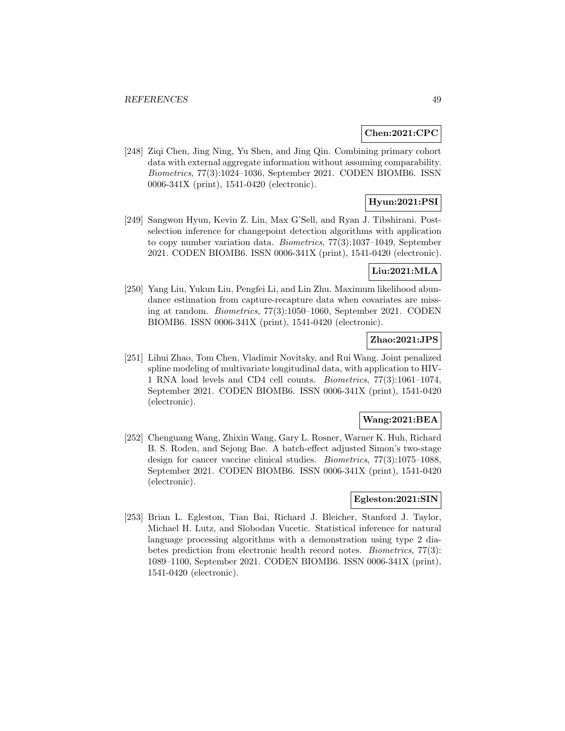**Chen:2021:CPC**

[248] Ziqi Chen, Jing Ning, Yu Shen, and Jing Qin. Combining primary cohort data with external aggregate information without assuming comparability. *Biometrics*, 77(3):1024–1036, September 2021. CODEN BIOMB6. ISSN 0006-341X (print), 1541-0420 (electronic).

**Hyun:2021:PSI**

[249] Sangwon Hyun, Kevin Z. Lin, Max G'Sell, and Ryan J. Tibshirani. Post-selection inference for changepoint detection algorithms with application to copy number variation data. *Biometrics*, 77(3):1037–1049, September 2021. CODEN BIOMB6. ISSN 0006-341X (print), 1541-0420 (electronic).

**Liu:2021:MLA**

[250] Yang Liu, Yukun Liu, Pengfei Li, and Lin Zhu. Maximum likelihood abundance estimation from capture-recapture data when covariates are missing at random. *Biometrics*, 77(3):1050–1060, September 2021. CODEN BIOMB6. ISSN 0006-341X (print), 1541-0420 (electronic).

**Zhao:2021:JPS**

[251] Lihui Zhao, Tom Chen, Vladimir Novitsky, and Rui Wang. Joint penalized spline modeling of multivariate longitudinal data, with application to HIV-1 RNA load levels and CD4 cell counts. *Biometrics*, 77(3):1061–1074, September 2021. CODEN BIOMB6. ISSN 0006-341X (print), 1541-0420 (electronic).

**Wang:2021:BEA**

[252] Chenguang Wang, Zhixin Wang, Gary L. Rosner, Warner K. Huh, Richard B. S. Roden, and Sejong Bae. A batch-effect adjusted Simon's two-stage design for cancer vaccine clinical studies. *Biometrics*, 77(3):1075–1088, September 2021. CODEN BIOMB6. ISSN 0006-341X (print), 1541-0420 (electronic).

**Egleston:2021:SIN**

[253] Brian L. Egleston, Tian Bai, Richard J. Bleicher, Stanford J. Taylor, Michael H. Lutz, and Slobodan Vucetic. Statistical inference for natural language processing algorithms with a demonstration using type 2 diabetes prediction from electronic health record notes. *Biometrics*, 77(3): 1089–1100, September 2021. CODEN BIOMB6. ISSN 0006-341X (print), 1541-0420 (electronic).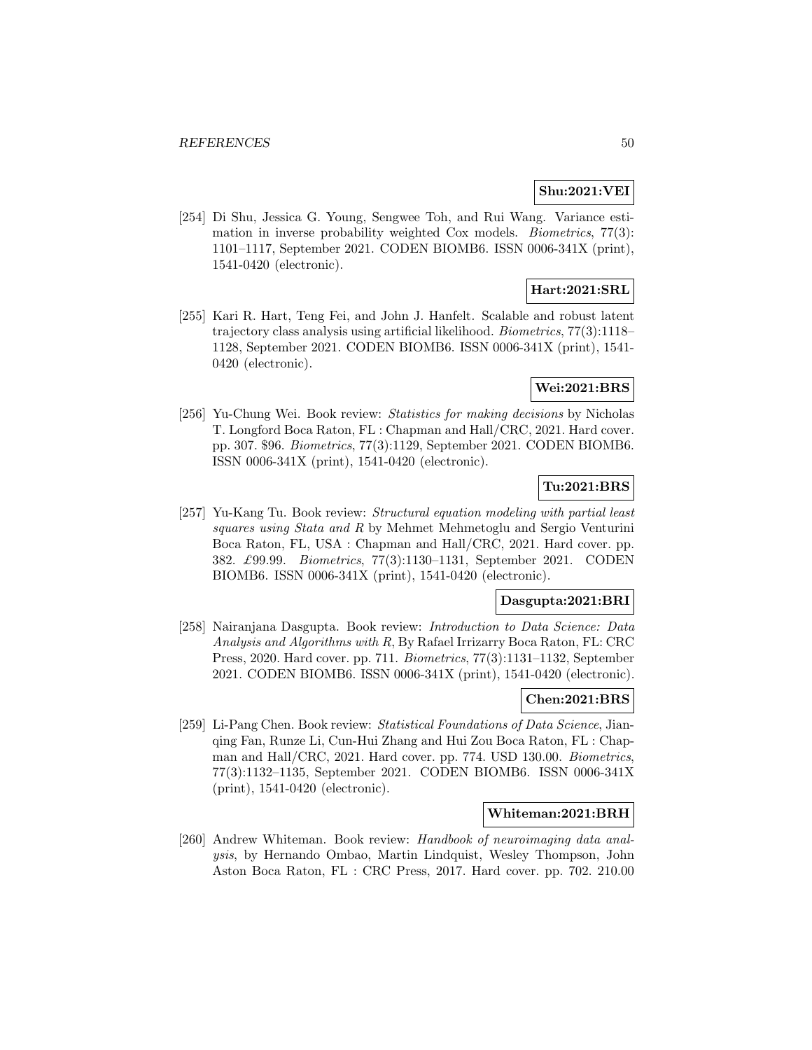**Shu:2021:VEI**

[254] Di Shu, Jessica G. Young, Sengwee Toh, and Rui Wang. Variance estimation in inverse probability weighted Cox models. *Biometrics*, 77(3): 1101–1117, September 2021. CODEN BIOMB6. ISSN 0006-341X (print), 1541-0420 (electronic).

**Hart:2021:SRL**

[255] Kari R. Hart, Teng Fei, and John J. Hanfelt. Scalable and robust latent trajectory class analysis using artificial likelihood. *Biometrics*, 77(3):1118–1128, September 2021. CODEN BIOMB6. ISSN 0006-341X (print), 1541-0420 (electronic).

**Wei:2021:BRS**

[256] Yu-Chung Wei. Book review: *Statistics for making decisions* by Nicholas T. Longford Boca Raton, FL : Chapman and Hall/CRC, 2021. Hard cover. pp. 307. $96. *Biometrics*, 77(3):1129, September 2021. CODEN BIOMB6. ISSN 0006-341X (print), 1541-0420 (electronic).

**Tu:2021:BRS**

[257] Yu-Kang Tu. Book review: *Structural equation modeling with partial least squares using Stata and R* by Mehmet Mehmetoglu and Sergio Venturini Boca Raton, FL, USA : Chapman and Hall/CRC, 2021. Hard cover. pp. 382. £99.99. *Biometrics*, 77(3):1130–1131, September 2021. CODEN BIOMB6. ISSN 0006-341X (print), 1541-0420 (electronic).

**Dasgupta:2021:BRI**

[258] Nairanjana Dasgupta. Book review: *Introduction to Data Science: Data Analysis and Algorithms with R*, By Rafael Irrizarry Boca Raton, FL: CRC Press, 2020. Hard cover. pp. 711. *Biometrics*, 77(3):1131–1132, September 2021. CODEN BIOMB6. ISSN 0006-341X (print), 1541-0420 (electronic).

**Chen:2021:BRS**

[259] Li-Pang Chen. Book review: *Statistical Foundations of Data Science*, Jianqing Fan, Runze Li, Cun-Hui Zhang and Hui Zou Boca Raton, FL : Chapman and Hall/CRC, 2021. Hard cover. pp. 774. USD 130.00. *Biometrics*, 77(3):1132–1135, September 2021. CODEN BIOMB6. ISSN 0006-341X (print), 1541-0420 (electronic).

**Whiteman:2021:BRH**

[260] Andrew Whiteman. Book review: *Handbook of neuroimaging data analysis*, by Hernando Ombao, Martin Lindquist, Wesley Thompson, John Aston Boca Raton, FL : CRC Press, 2017. Hard cover. pp. 702. 210.00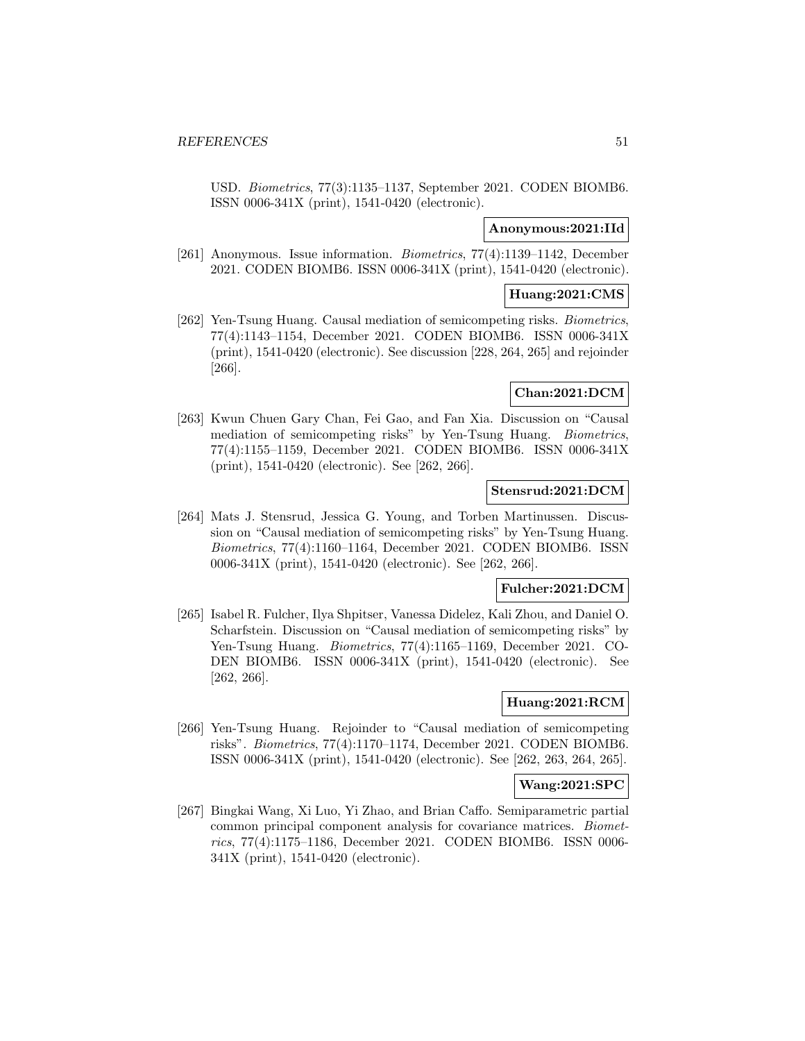USD. *Biometrics*, 77(3):1135–1137, September 2021. CODEN BIOMB6. ISSN 0006-341X (print), 1541-0420 (electronic).

**Anonymous:2021:IId**

[261] Anonymous. Issue information. *Biometrics*, 77(4):1139–1142, December 2021. CODEN BIOMB6. ISSN 0006-341X (print), 1541-0420 (electronic).

**Huang:2021:CMS**

[262] Yen-Tsung Huang. Causal mediation of semicompeting risks. *Biometrics*, 77(4):1143–1154, December 2021. CODEN BIOMB6. ISSN 0006-341X (print), 1541-0420 (electronic). See discussion [228, 264, 265] and rejoinder [266].

**Chan:2021:DCM**

[263] Kwun Chuen Gary Chan, Fei Gao, and Fan Xia. Discussion on "Causal mediation of semicompeting risks" by Yen-Tsung Huang. *Biometrics*, 77(4):1155–1159, December 2021. CODEN BIOMB6. ISSN 0006-341X (print), 1541-0420 (electronic). See [262, 266].

**Stensrud:2021:DCM**

[264] Mats J. Stensrud, Jessica G. Young, and Torben Martinussen. Discussion on "Causal mediation of semicompeting risks" by Yen-Tsung Huang. *Biometrics*, 77(4):1160–1164, December 2021. CODEN BIOMB6. ISSN 0006-341X (print), 1541-0420 (electronic). See [262, 266].

**Fulcher:2021:DCM**

[265] Isabel R. Fulcher, Ilya Shpitser, Vanessa Didelez, Kali Zhou, and Daniel O. Scharfstein. Discussion on "Causal mediation of semicompeting risks" by Yen-Tsung Huang. *Biometrics*, 77(4):1165–1169, December 2021. CODEN BIOMB6. ISSN 0006-341X (print), 1541-0420 (electronic). See [262, 266].

**Huang:2021:RCM**

[266] Yen-Tsung Huang. Rejoinder to "Causal mediation of semicompeting risks". *Biometrics*, 77(4):1170–1174, December 2021. CODEN BIOMB6. ISSN 0006-341X (print), 1541-0420 (electronic). See [262, 263, 264, 265].

**Wang:2021:SPC**

[267] Bingkai Wang, Xi Luo, Yi Zhao, and Brian Caffo. Semiparametric partial common principal component analysis for covariance matrices. *Biometrics*, 77(4):1175–1186, December 2021. CODEN BIOMB6. ISSN 0006-341X (print), 1541-0420 (electronic).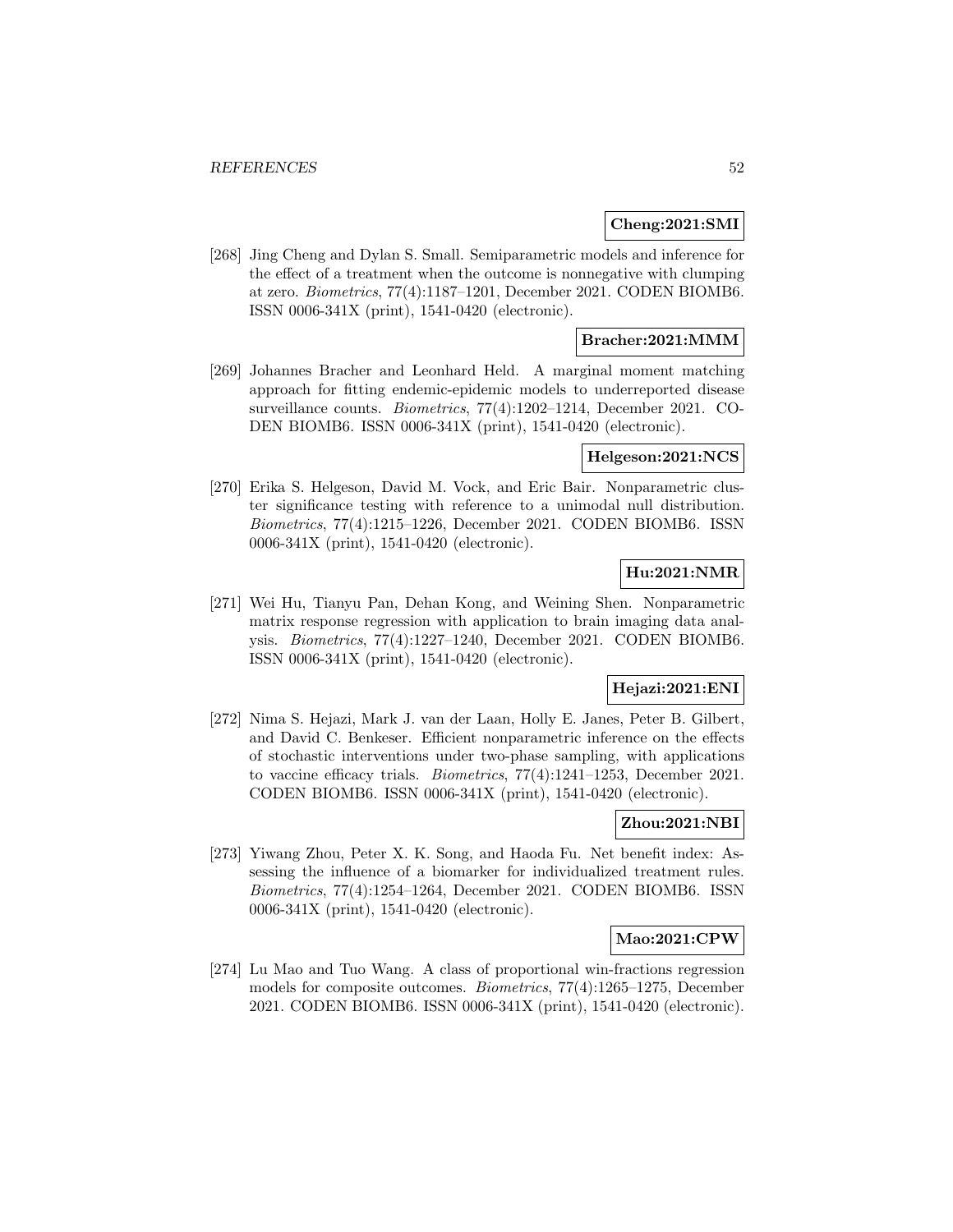**Cheng:2021:SMI**

[268] Jing Cheng and Dylan S. Small. Semiparametric models and inference for the effect of a treatment when the outcome is nonnegative with clumping at zero. *Biometrics*, 77(4):1187–1201, December 2021. CODEN BIOMB6. ISSN 0006-341X (print), 1541-0420 (electronic).

**Bracher:2021:MMM**

[269] Johannes Bracher and Leonhard Held. A marginal moment matching approach for fitting endemic-epidemic models to underreported disease surveillance counts. *Biometrics*, 77(4):1202–1214, December 2021. CODEN BIOMB6. ISSN 0006-341X (print), 1541-0420 (electronic).

**Helgeson:2021:NCS**

[270] Erika S. Helgeson, David M. Vock, and Eric Bair. Nonparametric cluster significance testing with reference to a unimodal null distribution. *Biometrics*, 77(4):1215–1226, December 2021. CODEN BIOMB6. ISSN 0006-341X (print), 1541-0420 (electronic).

**Hu:2021:NMR**

[271] Wei Hu, Tianyu Pan, Dehan Kong, and Weining Shen. Nonparametric matrix response regression with application to brain imaging data analysis. *Biometrics*, 77(4):1227–1240, December 2021. CODEN BIOMB6. ISSN 0006-341X (print), 1541-0420 (electronic).

**Hejazi:2021:ENI**

[272] Nima S. Hejazi, Mark J. van der Laan, Holly E. Janes, Peter B. Gilbert, and David C. Benkeser. Efficient nonparametric inference on the effects of stochastic interventions under two-phase sampling, with applications to vaccine efficacy trials. *Biometrics*, 77(4):1241–1253, December 2021. CODEN BIOMB6. ISSN 0006-341X (print), 1541-0420 (electronic).

**Zhou:2021:NBI**

[273] Yiwang Zhou, Peter X. K. Song, and Haoda Fu. Net benefit index: Assessing the influence of a biomarker for individualized treatment rules. *Biometrics*, 77(4):1254–1264, December 2021. CODEN BIOMB6. ISSN 0006-341X (print), 1541-0420 (electronic).

**Mao:2021:CPW**

[274] Lu Mao and Tuo Wang. A class of proportional win-fractions regression models for composite outcomes. *Biometrics*, 77(4):1265–1275, December 2021. CODEN BIOMB6. ISSN 0006-341X (print), 1541-0420 (electronic).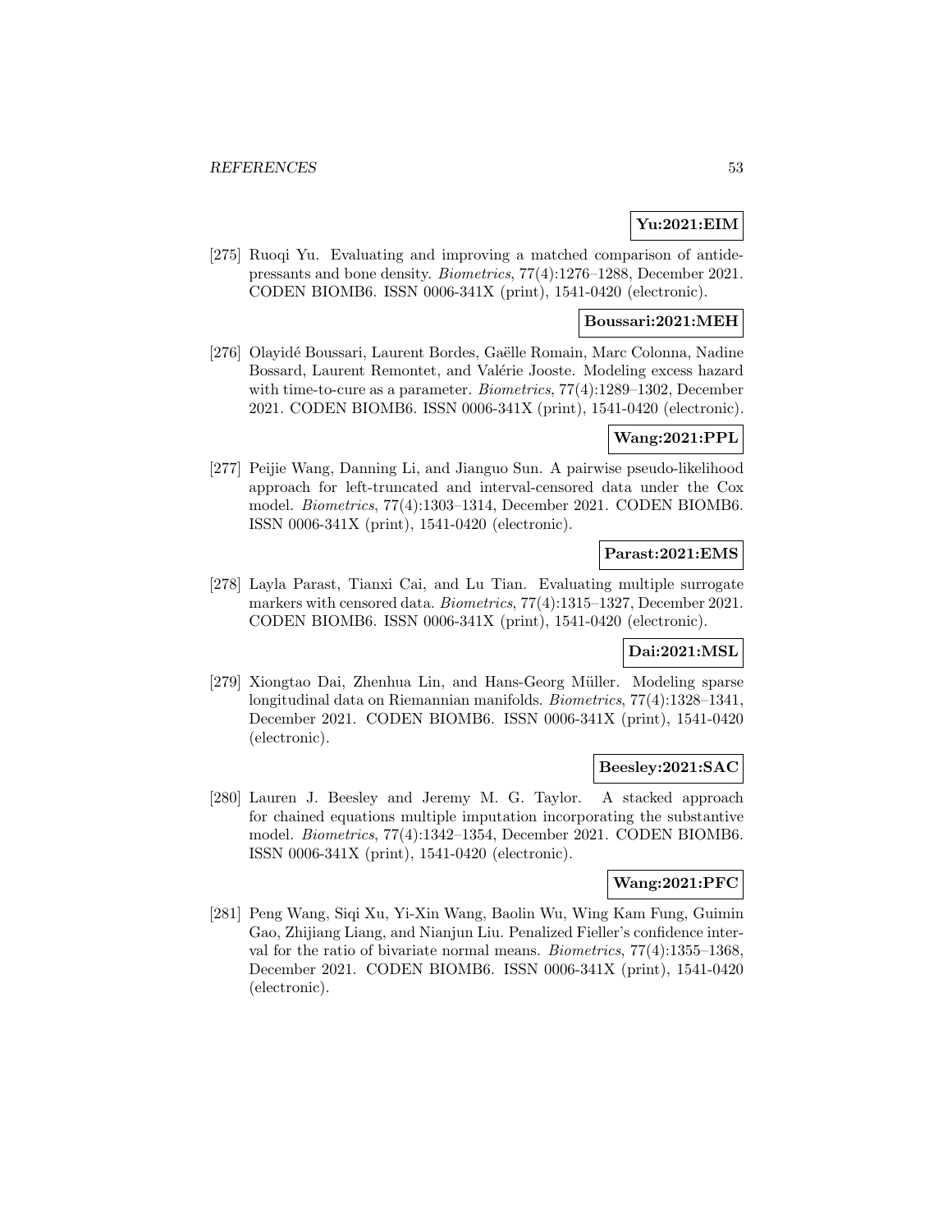**Yu:2021:EIM**

[275] Ruoqi Yu. Evaluating and improving a matched comparison of antidepressants and bone density. *Biometrics*, 77(4):1276–1288, December 2021. CODEN BIOMB6. ISSN 0006-341X (print), 1541-0420 (electronic).

**Boussari:2021:MEH**

[276] Olayidé Boussari, Laurent Bordes, Gaëlle Romain, Marc Colonna, Nadine Bossard, Laurent Remontet, and Valérie Jooste. Modeling excess hazard with time-to-cure as a parameter. *Biometrics*, 77(4):1289–1302, December 2021. CODEN BIOMB6. ISSN 0006-341X (print), 1541-0420 (electronic).

**Wang:2021:PPL**

[277] Peijie Wang, Danning Li, and Jianguo Sun. A pairwise pseudo-likelihood approach for left-truncated and interval-censored data under the Cox model. *Biometrics*, 77(4):1303–1314, December 2021. CODEN BIOMB6. ISSN 0006-341X (print), 1541-0420 (electronic).

**Parast:2021:EMS**

[278] Layla Parast, Tianxi Cai, and Lu Tian. Evaluating multiple surrogate markers with censored data. *Biometrics*, 77(4):1315–1327, December 2021. CODEN BIOMB6. ISSN 0006-341X (print), 1541-0420 (electronic).

**Dai:2021:MSL**

[279] Xiongtao Dai, Zhenhua Lin, and Hans-Georg Müller. Modeling sparse longitudinal data on Riemannian manifolds. *Biometrics*, 77(4):1328–1341, December 2021. CODEN BIOMB6. ISSN 0006-341X (print), 1541-0420 (electronic).

**Beesley:2021:SAC**

[280] Lauren J. Beesley and Jeremy M. G. Taylor. A stacked approach for chained equations multiple imputation incorporating the substantive model. *Biometrics*, 77(4):1342–1354, December 2021. CODEN BIOMB6. ISSN 0006-341X (print), 1541-0420 (electronic).

**Wang:2021:PFC**

[281] Peng Wang, Siqi Xu, Yi-Xin Wang, Baolin Wu, Wing Kam Fung, Guimin Gao, Zhijiang Liang, and Nianjun Liu. Penalized Fieller's confidence interval for the ratio of bivariate normal means. *Biometrics*, 77(4):1355–1368, December 2021. CODEN BIOMB6. ISSN 0006-341X (print), 1541-0420 (electronic).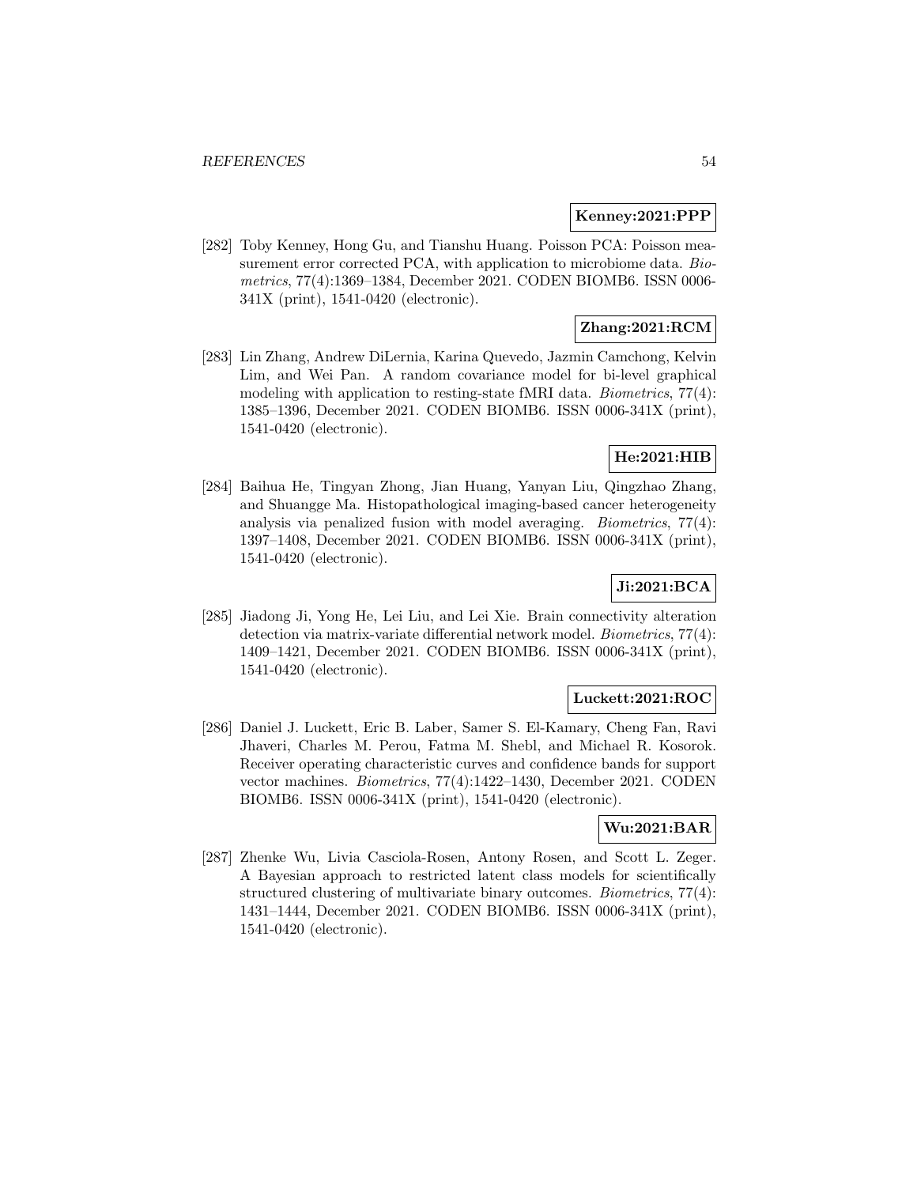**Kenney:2021:PPP**

[282] Toby Kenney, Hong Gu, and Tianshu Huang. Poisson PCA: Poisson measurement error corrected PCA, with application to microbiome data. *Biometrics*, 77(4):1369–1384, December 2021. CODEN BIOMB6. ISSN 0006-341X (print), 1541-0420 (electronic).

**Zhang:2021:RCM**

[283] Lin Zhang, Andrew DiLernia, Karina Quevedo, Jazmin Camchong, Kelvin Lim, and Wei Pan. A random covariance model for bi-level graphical modeling with application to resting-state fMRI data. *Biometrics*, 77(4): 1385–1396, December 2021. CODEN BIOMB6. ISSN 0006-341X (print), 1541-0420 (electronic).

**He:2021:HIB**

[284] Baihua He, Tingyan Zhong, Jian Huang, Yanyan Liu, Qingzhao Zhang, and Shuangge Ma. Histopathological imaging-based cancer heterogeneity analysis via penalized fusion with model averaging. *Biometrics*, 77(4): 1397–1408, December 2021. CODEN BIOMB6. ISSN 0006-341X (print), 1541-0420 (electronic).

**Ji:2021:BCA**

[285] Jiadong Ji, Yong He, Lei Liu, and Lei Xie. Brain connectivity alteration detection via matrix-variate differential network model. *Biometrics*, 77(4): 1409–1421, December 2021. CODEN BIOMB6. ISSN 0006-341X (print), 1541-0420 (electronic).

**Luckett:2021:ROC**

[286] Daniel J. Luckett, Eric B. Laber, Samer S. El-Kamary, Cheng Fan, Ravi Jhaveri, Charles M. Perou, Fatma M. Shebl, and Michael R. Kosorok. Receiver operating characteristic curves and confidence bands for support vector machines. *Biometrics*, 77(4):1422–1430, December 2021. CODEN BIOMB6. ISSN 0006-341X (print), 1541-0420 (electronic).

**Wu:2021:BAR**

[287] Zhenke Wu, Livia Casciola-Rosen, Antony Rosen, and Scott L. Zeger. A Bayesian approach to restricted latent class models for scientifically structured clustering of multivariate binary outcomes. *Biometrics*, 77(4): 1431–1444, December 2021. CODEN BIOMB6. ISSN 0006-341X (print), 1541-0420 (electronic).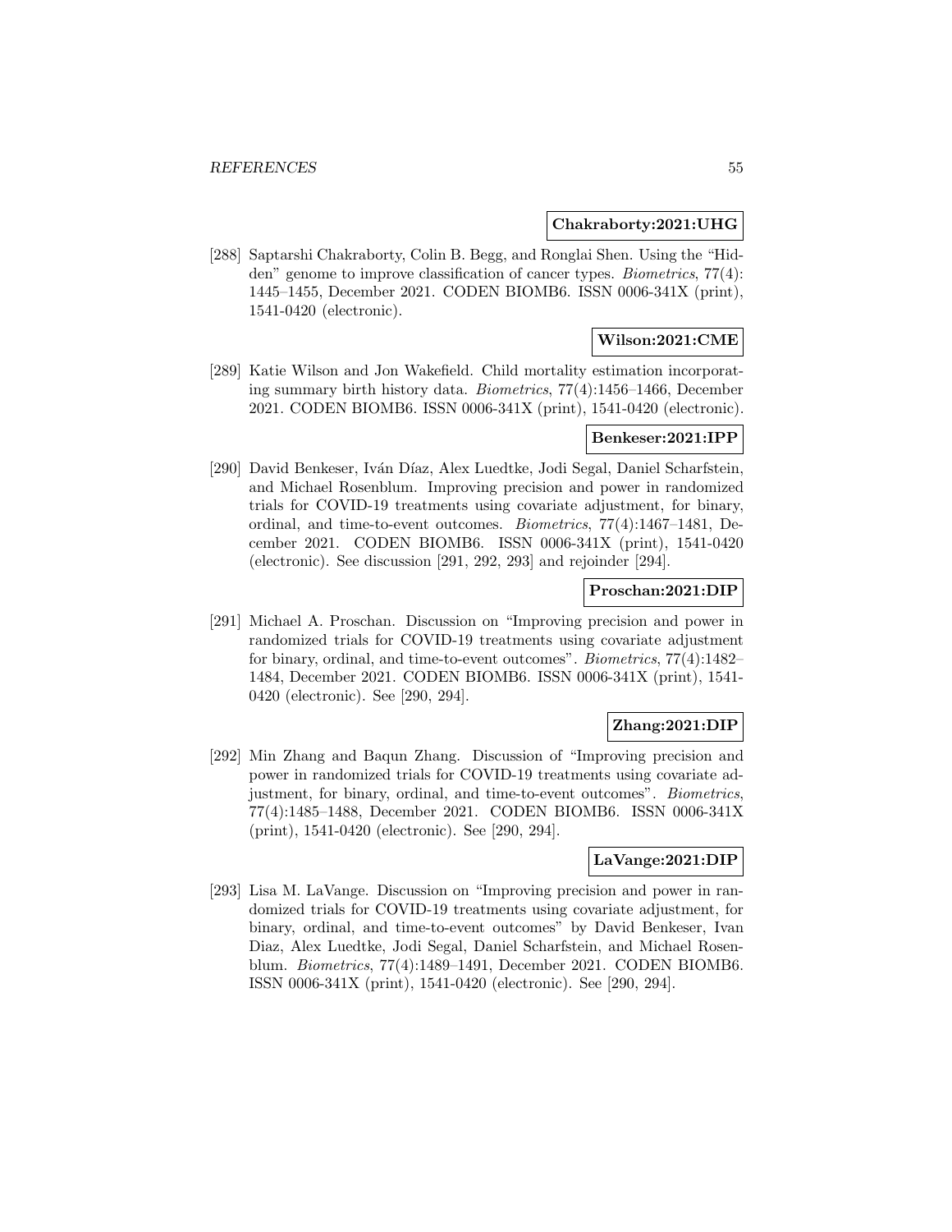**Chakraborty:2021:UHG**

[288] Saptarshi Chakraborty, Colin B. Begg, and Ronglai Shen. Using the "Hidden" genome to improve classification of cancer types. *Biometrics*, 77(4): 1445–1455, December 2021. CODEN BIOMB6. ISSN 0006-341X (print), 1541-0420 (electronic).

**Wilson:2021:CME**

[289] Katie Wilson and Jon Wakefield. Child mortality estimation incorporating summary birth history data. *Biometrics*, 77(4):1456–1466, December 2021. CODEN BIOMB6. ISSN 0006-341X (print), 1541-0420 (electronic).

**Benkeser:2021:IPP**

[290] David Benkeser, Iván Díaz, Alex Luedtke, Jodi Segal, Daniel Scharfstein, and Michael Rosenblum. Improving precision and power in randomized trials for COVID-19 treatments using covariate adjustment, for binary, ordinal, and time-to-event outcomes. *Biometrics*, 77(4):1467–1481, December 2021. CODEN BIOMB6. ISSN 0006-341X (print), 1541-0420 (electronic). See discussion [291, 292, 293] and rejoinder [294].

**Proschan:2021:DIP**

[291] Michael A. Proschan. Discussion on "Improving precision and power in randomized trials for COVID-19 treatments using covariate adjustment for binary, ordinal, and time-to-event outcomes". *Biometrics*, 77(4):1482–1484, December 2021. CODEN BIOMB6. ISSN 0006-341X (print), 1541-0420 (electronic). See [290, 294].

**Zhang:2021:DIP**

[292] Min Zhang and Baqun Zhang. Discussion of "Improving precision and power in randomized trials for COVID-19 treatments using covariate adjustment, for binary, ordinal, and time-to-event outcomes". *Biometrics*, 77(4):1485–1488, December 2021. CODEN BIOMB6. ISSN 0006-341X (print), 1541-0420 (electronic). See [290, 294].

**LaVange:2021:DIP**

[293] Lisa M. LaVange. Discussion on "Improving precision and power in randomized trials for COVID-19 treatments using covariate adjustment, for binary, ordinal, and time-to-event outcomes" by David Benkeser, Ivan Diaz, Alex Luedtke, Jodi Segal, Daniel Scharfstein, and Michael Rosenblum. *Biometrics*, 77(4):1489–1491, December 2021. CODEN BIOMB6. ISSN 0006-341X (print), 1541-0420 (electronic). See [290, 294].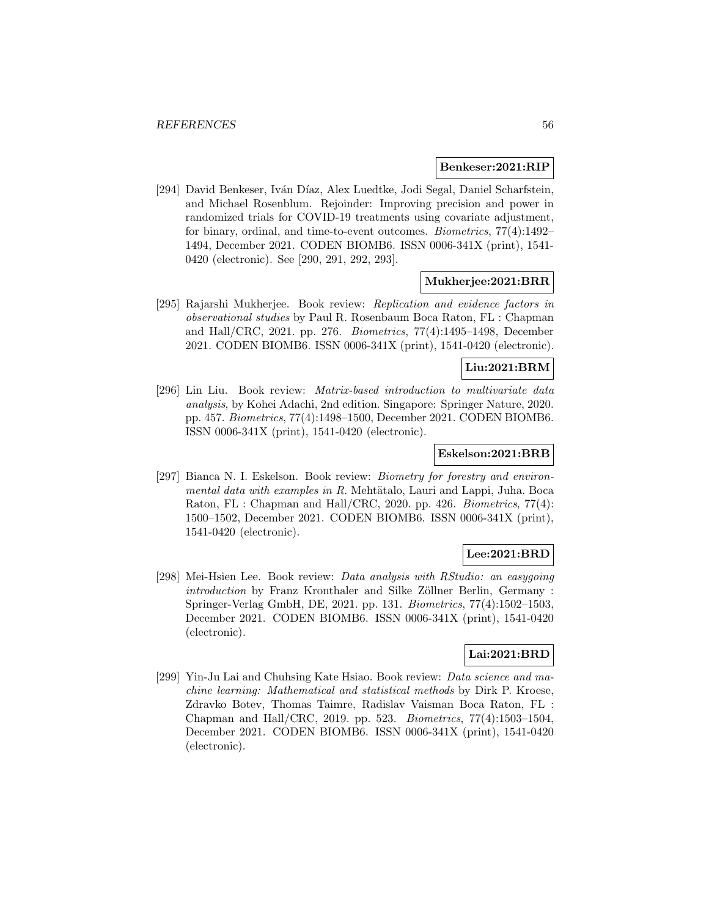**Benkeser:2021:RIP**

[294] David Benkeser, Iván Díaz, Alex Luedtke, Jodi Segal, Daniel Scharfstein, and Michael Rosenblum. Rejoinder: Improving precision and power in randomized trials for COVID-19 treatments using covariate adjustment, for binary, ordinal, and time-to-event outcomes. *Biometrics*, 77(4):1492–1494, December 2021. CODEN BIOMB6. ISSN 0006-341X (print), 1541-0420 (electronic). See [290, 291, 292, 293].

**Mukherjee:2021:BRR**

[295] Rajarshi Mukherjee. Book review: *Replication and evidence factors in observational studies* by Paul R. Rosenbaum Boca Raton, FL : Chapman and Hall/CRC, 2021. pp. 276. *Biometrics*, 77(4):1495–1498, December 2021. CODEN BIOMB6. ISSN 0006-341X (print), 1541-0420 (electronic).

**Liu:2021:BRM**

[296] Lin Liu. Book review: *Matrix-based introduction to multivariate data analysis*, by Kohei Adachi, 2nd edition. Singapore: Springer Nature, 2020. pp. 457. *Biometrics*, 77(4):1498–1500, December 2021. CODEN BIOMB6. ISSN 0006-341X (print), 1541-0420 (electronic).

**Eskelson:2021:BRB**

[297] Bianca N. I. Eskelson. Book review: *Biometry for forestry and environmental data with examples in R*. Mehtätalo, Lauri and Lappi, Juha. Boca Raton, FL : Chapman and Hall/CRC, 2020. pp. 426. *Biometrics*, 77(4): 1500–1502, December 2021. CODEN BIOMB6. ISSN 0006-341X (print), 1541-0420 (electronic).

**Lee:2021:BRD**

[298] Mei-Hsien Lee. Book review: *Data analysis with RStudio: an easygoing introduction* by Franz Kronthaler and Silke Zöllner Berlin, Germany : Springer-Verlag GmbH, DE, 2021. pp. 131. *Biometrics*, 77(4):1502–1503, December 2021. CODEN BIOMB6. ISSN 0006-341X (print), 1541-0420 (electronic).

**Lai:2021:BRD**

[299] Yin-Ju Lai and Chuhsing Kate Hsiao. Book review: *Data science and machine learning: Mathematical and statistical methods* by Dirk P. Kroese, Zdravko Botev, Thomas Taimre, Radislav Vaisman Boca Raton, FL : Chapman and Hall/CRC, 2019. pp. 523. *Biometrics*, 77(4):1503–1504, December 2021. CODEN BIOMB6. ISSN 0006-341X (print), 1541-0420 (electronic).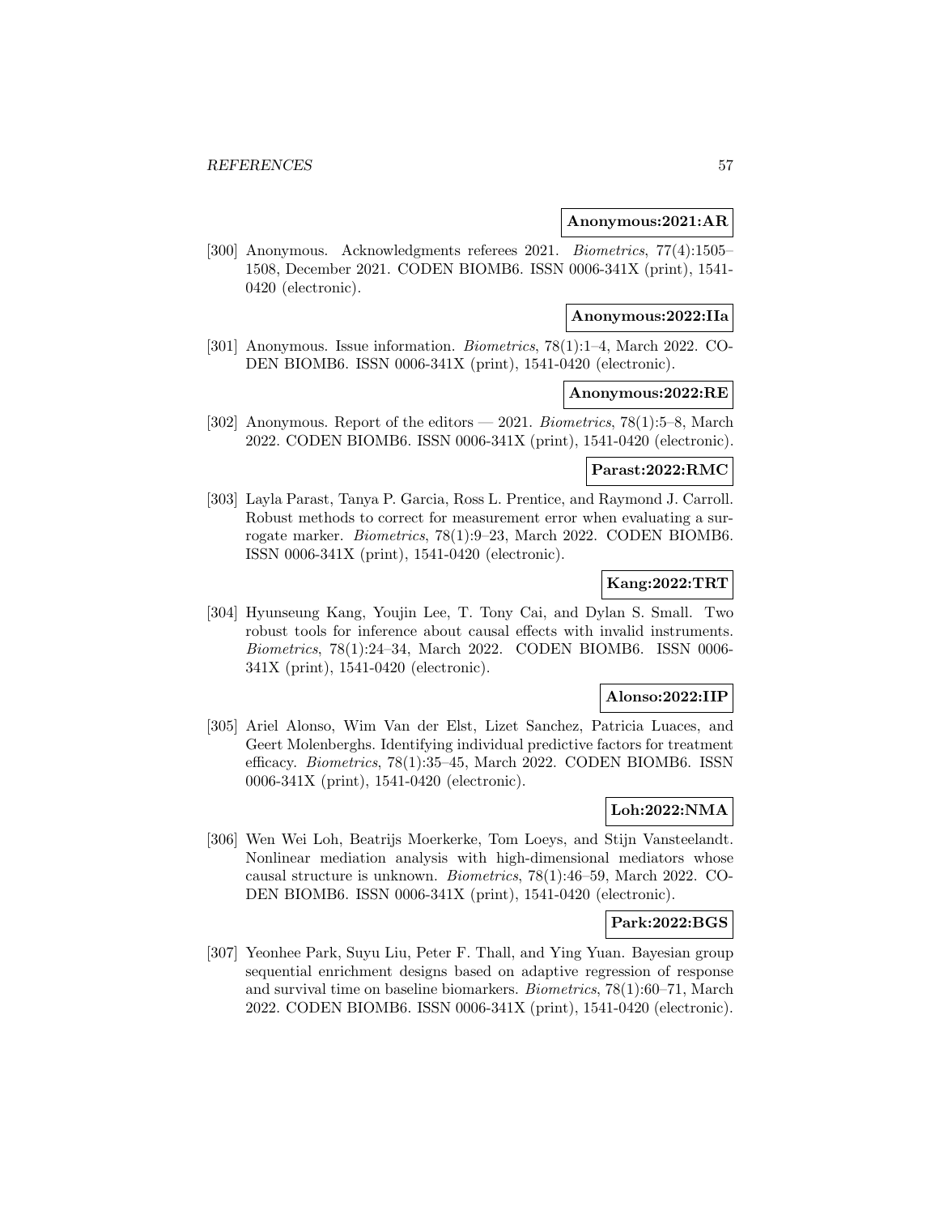**Anonymous:2021:AR**

[300] Anonymous. Acknowledgments referees 2021. *Biometrics*, 77(4):1505–1508, December 2021. CODEN BIOMB6. ISSN 0006-341X (print), 1541-0420 (electronic).

**Anonymous:2022:IIa**

[301] Anonymous. Issue information. *Biometrics*, 78(1):1–4, March 2022. CODEN BIOMB6. ISSN 0006-341X (print), 1541-0420 (electronic).

**Anonymous:2022:RE**

[302] Anonymous. Report of the editors — 2021. *Biometrics*, 78(1):5–8, March 2022. CODEN BIOMB6. ISSN 0006-341X (print), 1541-0420 (electronic).

**Parast:2022:RMC**

[303] Layla Parast, Tanya P. Garcia, Ross L. Prentice, and Raymond J. Carroll. Robust methods to correct for measurement error when evaluating a surrogate marker. *Biometrics*, 78(1):9–23, March 2022. CODEN BIOMB6. ISSN 0006-341X (print), 1541-0420 (electronic).

**Kang:2022:TRT**

[304] Hyunseung Kang, Youjin Lee, T. Tony Cai, and Dylan S. Small. Two robust tools for inference about causal effects with invalid instruments. *Biometrics*, 78(1):24–34, March 2022. CODEN BIOMB6. ISSN 0006-341X (print), 1541-0420 (electronic).

**Alonso:2022:IIP**

[305] Ariel Alonso, Wim Van der Elst, Lizet Sanchez, Patricia Luaces, and Geert Molenberghs. Identifying individual predictive factors for treatment efficacy. *Biometrics*, 78(1):35–45, March 2022. CODEN BIOMB6. ISSN 0006-341X (print), 1541-0420 (electronic).

**Loh:2022:NMA**

[306] Wen Wei Loh, Beatrijs Moerkerke, Tom Loeys, and Stijn Vansteelandt. Nonlinear mediation analysis with high-dimensional mediators whose causal structure is unknown. *Biometrics*, 78(1):46–59, March 2022. CODEN BIOMB6. ISSN 0006-341X (print), 1541-0420 (electronic).

**Park:2022:BGS**

[307] Yeonhee Park, Suyu Liu, Peter F. Thall, and Ying Yuan. Bayesian group sequential enrichment designs based on adaptive regression of response and survival time on baseline biomarkers. *Biometrics*, 78(1):60–71, March 2022. CODEN BIOMB6. ISSN 0006-341X (print), 1541-0420 (electronic).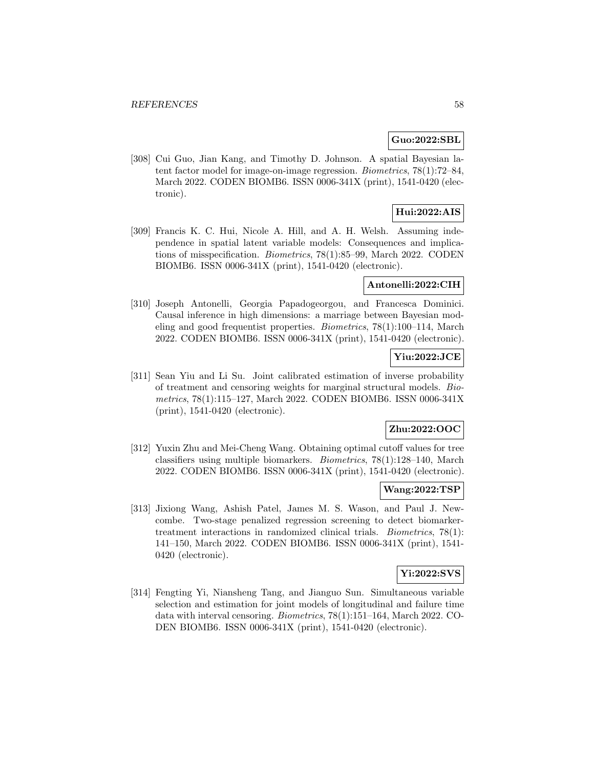**Guo:2022:SBL**

[308] Cui Guo, Jian Kang, and Timothy D. Johnson. A spatial Bayesian latent factor model for image-on-image regression. *Biometrics*, 78(1):72–84, March 2022. CODEN BIOMB6. ISSN 0006-341X (print), 1541-0420 (electronic).

**Hui:2022:AIS**

[309] Francis K. C. Hui, Nicole A. Hill, and A. H. Welsh. Assuming independence in spatial latent variable models: Consequences and implications of misspecification. *Biometrics*, 78(1):85–99, March 2022. CODEN BIOMB6. ISSN 0006-341X (print), 1541-0420 (electronic).

**Antonelli:2022:CIH**

[310] Joseph Antonelli, Georgia Papadogeorgou, and Francesca Dominici. Causal inference in high dimensions: a marriage between Bayesian modeling and good frequentist properties. *Biometrics*, 78(1):100–114, March 2022. CODEN BIOMB6. ISSN 0006-341X (print), 1541-0420 (electronic).

**Yiu:2022:JCE**

[311] Sean Yiu and Li Su. Joint calibrated estimation of inverse probability of treatment and censoring weights for marginal structural models. *Biometrics*, 78(1):115–127, March 2022. CODEN BIOMB6. ISSN 0006-341X (print), 1541-0420 (electronic).

**Zhu:2022:OOC**

[312] Yuxin Zhu and Mei-Cheng Wang. Obtaining optimal cutoff values for tree classifiers using multiple biomarkers. *Biometrics*, 78(1):128–140, March 2022. CODEN BIOMB6. ISSN 0006-341X (print), 1541-0420 (electronic).

**Wang:2022:TSP**

[313] Jixiong Wang, Ashish Patel, James M. S. Wason, and Paul J. Newcombe. Two-stage penalized regression screening to detect biomarker-treatment interactions in randomized clinical trials. *Biometrics*, 78(1): 141–150, March 2022. CODEN BIOMB6. ISSN 0006-341X (print), 1541-0420 (electronic).

**Yi:2022:SVS**

[314] Fengting Yi, Niansheng Tang, and Jianguo Sun. Simultaneous variable selection and estimation for joint models of longitudinal and failure time data with interval censoring. *Biometrics*, 78(1):151–164, March 2022. CODEN BIOMB6. ISSN 0006-341X (print), 1541-0420 (electronic).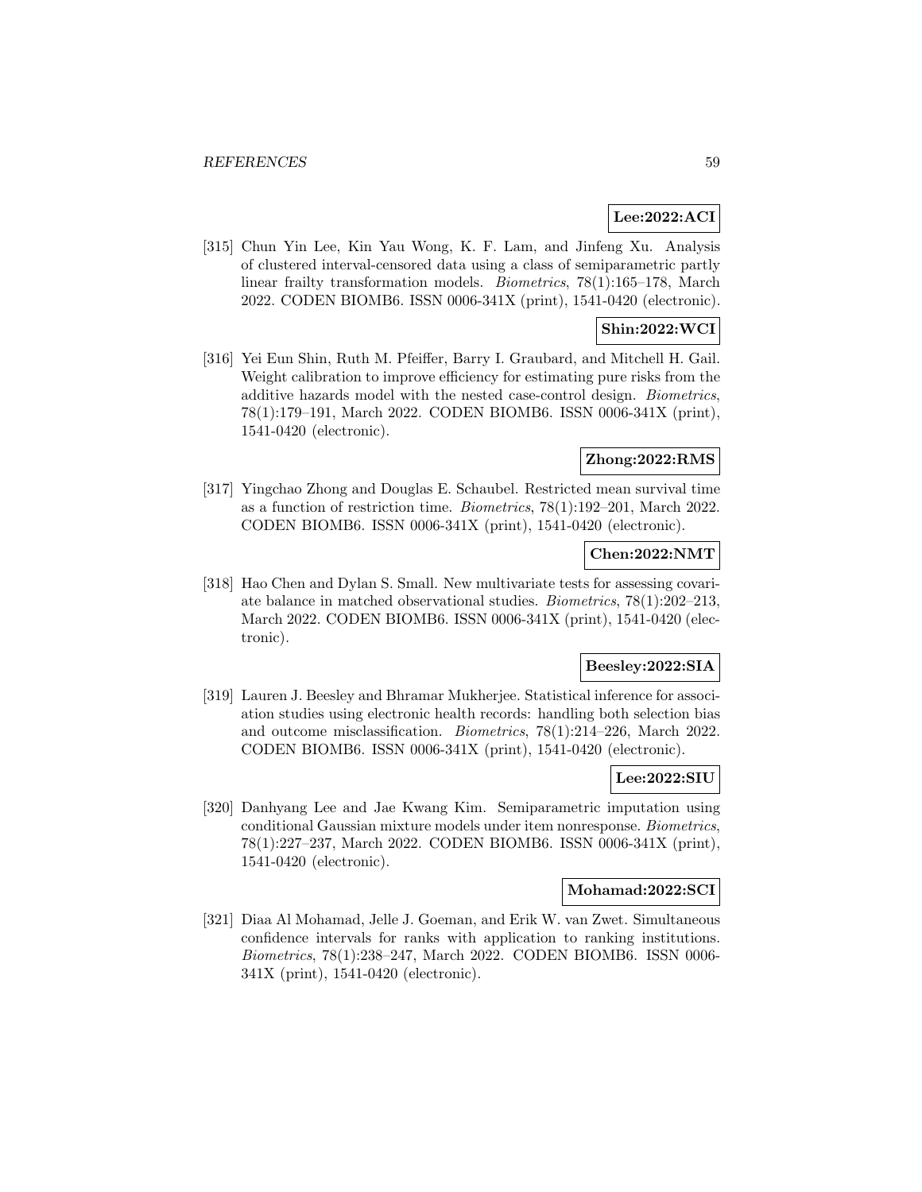**Lee:2022:ACI**

[315] Chun Yin Lee, Kin Yau Wong, K. F. Lam, and Jinfeng Xu. Analysis of clustered interval-censored data using a class of semiparametric partly linear frailty transformation models. *Biometrics*, 78(1):165–178, March 2022. CODEN BIOMB6. ISSN 0006-341X (print), 1541-0420 (electronic).

**Shin:2022:WCI**

[316] Yei Eun Shin, Ruth M. Pfeiffer, Barry I. Graubard, and Mitchell H. Gail. Weight calibration to improve efficiency for estimating pure risks from the additive hazards model with the nested case-control design. *Biometrics*, 78(1):179–191, March 2022. CODEN BIOMB6. ISSN 0006-341X (print), 1541-0420 (electronic).

**Zhong:2022:RMS**

[317] Yingchao Zhong and Douglas E. Schaubel. Restricted mean survival time as a function of restriction time. *Biometrics*, 78(1):192–201, March 2022. CODEN BIOMB6. ISSN 0006-341X (print), 1541-0420 (electronic).

**Chen:2022:NMT**

[318] Hao Chen and Dylan S. Small. New multivariate tests for assessing covariate balance in matched observational studies. *Biometrics*, 78(1):202–213, March 2022. CODEN BIOMB6. ISSN 0006-341X (print), 1541-0420 (electronic).

**Beesley:2022:SIA**

[319] Lauren J. Beesley and Bhramar Mukherjee. Statistical inference for association studies using electronic health records: handling both selection bias and outcome misclassification. *Biometrics*, 78(1):214–226, March 2022. CODEN BIOMB6. ISSN 0006-341X (print), 1541-0420 (electronic).

**Lee:2022:SIU**

[320] Danhyang Lee and Jae Kwang Kim. Semiparametric imputation using conditional Gaussian mixture models under item nonresponse. *Biometrics*, 78(1):227–237, March 2022. CODEN BIOMB6. ISSN 0006-341X (print), 1541-0420 (electronic).

**Mohamad:2022:SCI**

[321] Diaa Al Mohamad, Jelle J. Goeman, and Erik W. van Zwet. Simultaneous confidence intervals for ranks with application to ranking institutions. *Biometrics*, 78(1):238–247, March 2022. CODEN BIOMB6. ISSN 0006-341X (print), 1541-0420 (electronic).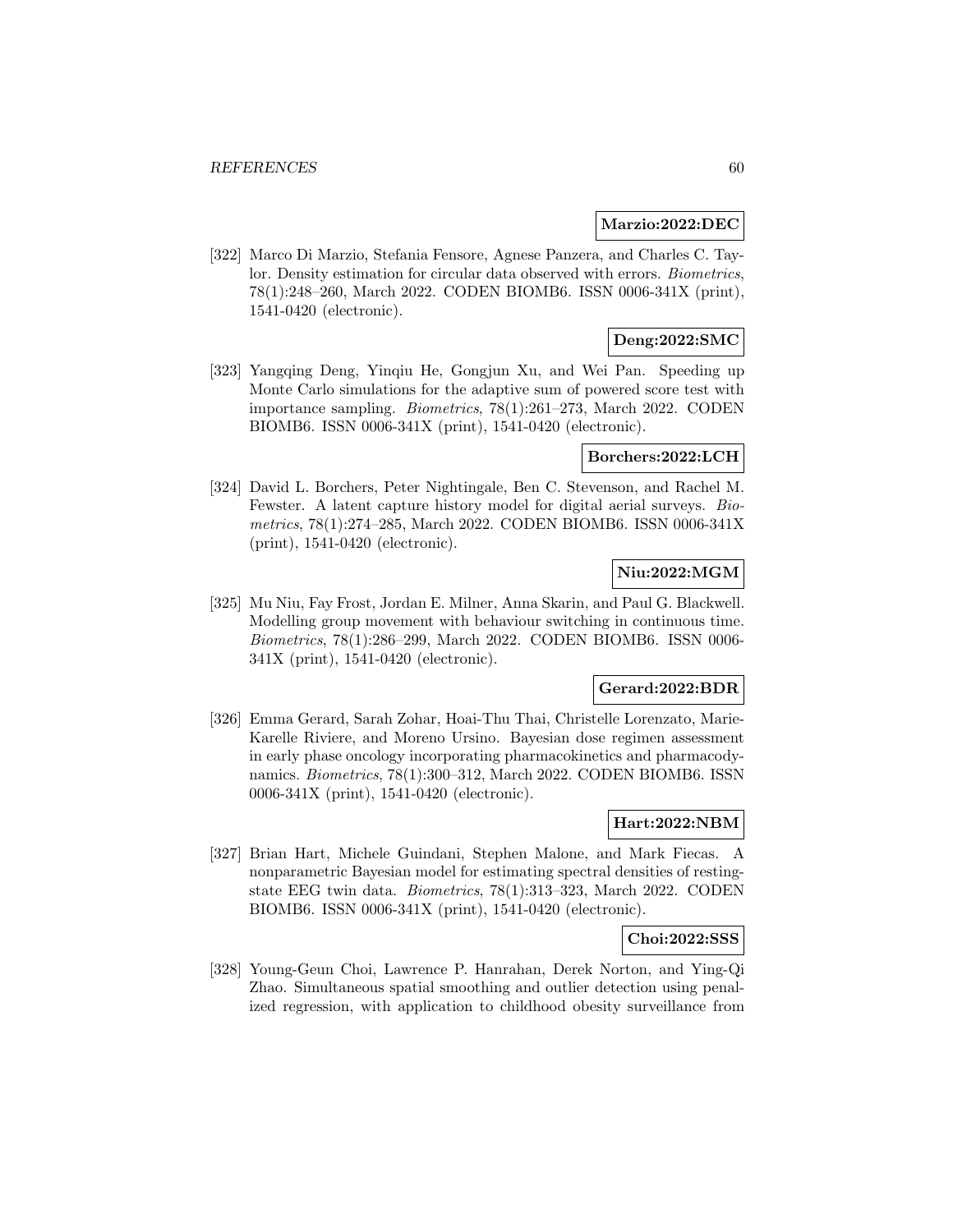**Marzio:2022:DEC**

[322] Marco Di Marzio, Stefania Fensore, Agnese Panzera, and Charles C. Taylor. Density estimation for circular data observed with errors. *Biometrics*, 78(1):248–260, March 2022. CODEN BIOMB6. ISSN 0006-341X (print), 1541-0420 (electronic).

**Deng:2022:SMC**

[323] Yangqing Deng, Yinqiu He, Gongjun Xu, and Wei Pan. Speeding up Monte Carlo simulations for the adaptive sum of powered score test with importance sampling. *Biometrics*, 78(1):261–273, March 2022. CODEN BIOMB6. ISSN 0006-341X (print), 1541-0420 (electronic).

**Borchers:2022:LCH**

[324] David L. Borchers, Peter Nightingale, Ben C. Stevenson, and Rachel M. Fewster. A latent capture history model for digital aerial surveys. *Biometrics*, 78(1):274–285, March 2022. CODEN BIOMB6. ISSN 0006-341X (print), 1541-0420 (electronic).

**Niu:2022:MGM**

[325] Mu Niu, Fay Frost, Jordan E. Milner, Anna Skarin, and Paul G. Blackwell. Modelling group movement with behaviour switching in continuous time. *Biometrics*, 78(1):286–299, March 2022. CODEN BIOMB6. ISSN 0006-341X (print), 1541-0420 (electronic).

**Gerard:2022:BDR**

[326] Emma Gerard, Sarah Zohar, Hoai-Thu Thai, Christelle Lorenzato, Marie-Karelle Riviere, and Moreno Ursino. Bayesian dose regimen assessment in early phase oncology incorporating pharmacokinetics and pharmacodynamics. *Biometrics*, 78(1):300–312, March 2022. CODEN BIOMB6. ISSN 0006-341X (print), 1541-0420 (electronic).

**Hart:2022:NBM**

[327] Brian Hart, Michele Guindani, Stephen Malone, and Mark Fiecas. A nonparametric Bayesian model for estimating spectral densities of resting-state EEG twin data. *Biometrics*, 78(1):313–323, March 2022. CODEN BIOMB6. ISSN 0006-341X (print), 1541-0420 (electronic).

**Choi:2022:SSS**

[328] Young-Geun Choi, Lawrence P. Hanrahan, Derek Norton, and Ying-Qi Zhao. Simultaneous spatial smoothing and outlier detection using penalized regression, with application to childhood obesity surveillance from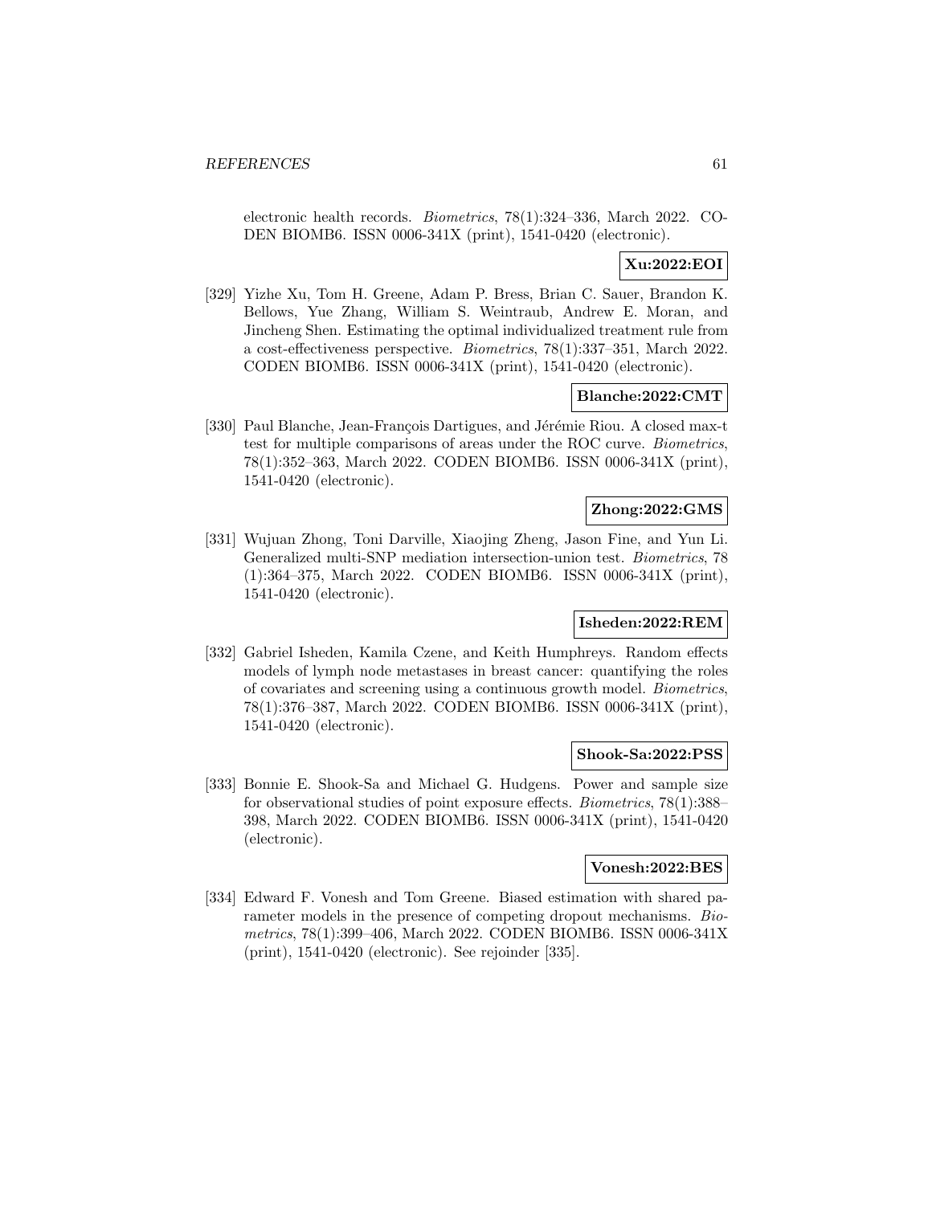electronic health records. *Biometrics*, 78(1):324–336, March 2022. CODEN BIOMB6. ISSN 0006-341X (print), 1541-0420 (electronic).

**Xu:2022:EOI**

[329] Yizhe Xu, Tom H. Greene, Adam P. Bress, Brian C. Sauer, Brandon K. Bellows, Yue Zhang, William S. Weintraub, Andrew E. Moran, and Jincheng Shen. Estimating the optimal individualized treatment rule from a cost-effectiveness perspective. *Biometrics*, 78(1):337–351, March 2022. CODEN BIOMB6. ISSN 0006-341X (print), 1541-0420 (electronic).

**Blanche:2022:CMT**

[330] Paul Blanche, Jean-François Dartigues, and Jérémie Riou. A closed max-t test for multiple comparisons of areas under the ROC curve. *Biometrics*, 78(1):352–363, March 2022. CODEN BIOMB6. ISSN 0006-341X (print), 1541-0420 (electronic).

**Zhong:2022:GMS**

[331] Wujuan Zhong, Toni Darville, Xiaojing Zheng, Jason Fine, and Yun Li. Generalized multi-SNP mediation intersection-union test. *Biometrics*, 78 (1):364–375, March 2022. CODEN BIOMB6. ISSN 0006-341X (print), 1541-0420 (electronic).

**Isheden:2022:REM**

[332] Gabriel Isheden, Kamila Czene, and Keith Humphreys. Random effects models of lymph node metastases in breast cancer: quantifying the roles of covariates and screening using a continuous growth model. *Biometrics*, 78(1):376–387, March 2022. CODEN BIOMB6. ISSN 0006-341X (print), 1541-0420 (electronic).

**Shook-Sa:2022:PSS**

[333] Bonnie E. Shook-Sa and Michael G. Hudgens. Power and sample size for observational studies of point exposure effects. *Biometrics*, 78(1):388–398, March 2022. CODEN BIOMB6. ISSN 0006-341X (print), 1541-0420 (electronic).

**Vonesh:2022:BES**

[334] Edward F. Vonesh and Tom Greene. Biased estimation with shared parameter models in the presence of competing dropout mechanisms. *Biometrics*, 78(1):399–406, March 2022. CODEN BIOMB6. ISSN 0006-341X (print), 1541-0420 (electronic). See rejoinder [335].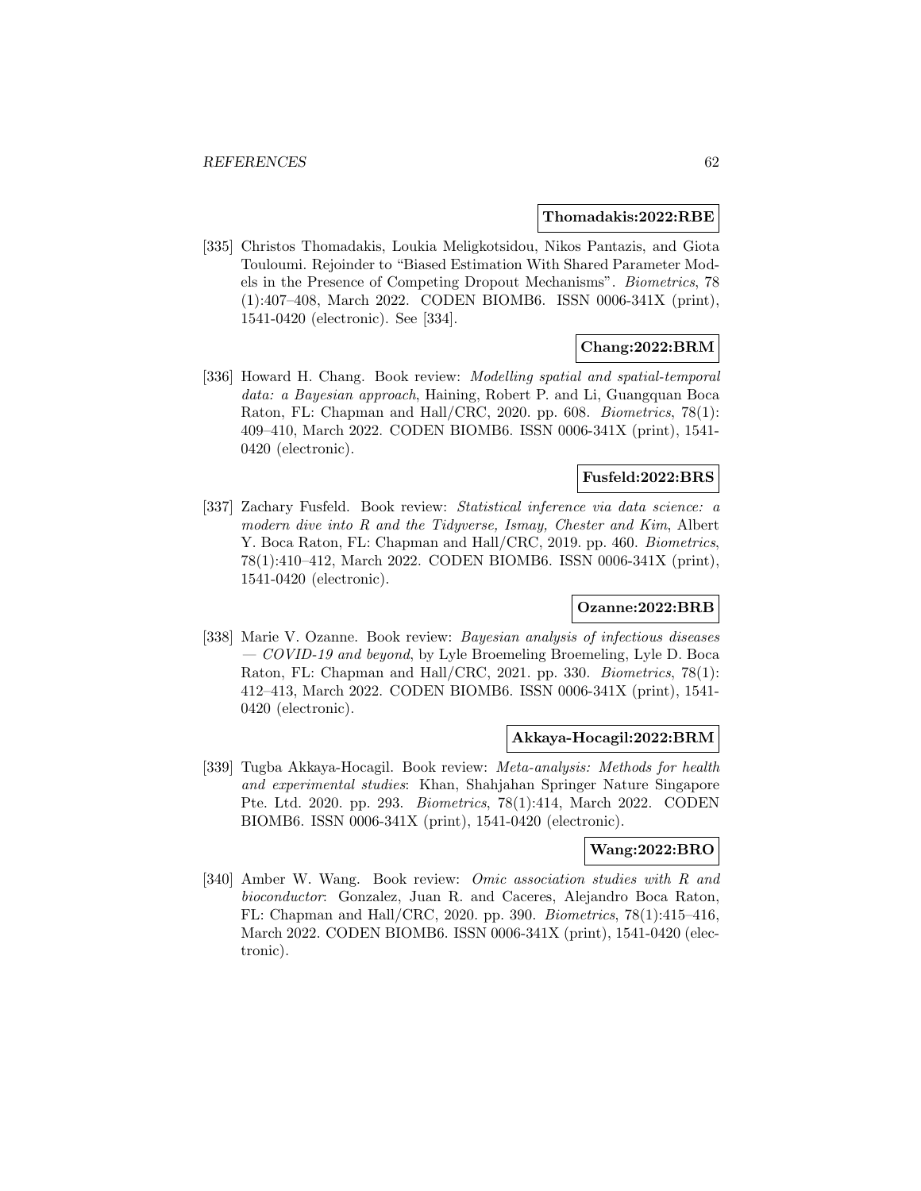**Thomadakis:2022:RBE**

[335] Christos Thomadakis, Loukia Meligkotsidou, Nikos Pantazis, and Giota Touloumi. Rejoinder to "Biased Estimation With Shared Parameter Models in the Presence of Competing Dropout Mechanisms". *Biometrics*, 78 (1):407–408, March 2022. CODEN BIOMB6. ISSN 0006-341X (print), 1541-0420 (electronic). See [334].

**Chang:2022:BRM**

[336] Howard H. Chang. Book review: *Modelling spatial and spatial-temporal data: a Bayesian approach*, Haining, Robert P. and Li, Guangquan Boca Raton, FL: Chapman and Hall/CRC, 2020. pp. 608. *Biometrics*, 78(1): 409–410, March 2022. CODEN BIOMB6. ISSN 0006-341X (print), 1541-0420 (electronic).

**Fusfeld:2022:BRS**

[337] Zachary Fusfeld. Book review: *Statistical inference via data science: a modern dive into R and the Tidyverse, Ismay, Chester and Kim*, Albert Y. Boca Raton, FL: Chapman and Hall/CRC, 2019. pp. 460. *Biometrics*, 78(1):410–412, March 2022. CODEN BIOMB6. ISSN 0006-341X (print), 1541-0420 (electronic).

**Ozanne:2022:BRB**

[338] Marie V. Ozanne. Book review: *Bayesian analysis of infectious diseases — COVID-19 and beyond*, by Lyle Broemeling Broemeling, Lyle D. Boca Raton, FL: Chapman and Hall/CRC, 2021. pp. 330. *Biometrics*, 78(1): 412–413, March 2022. CODEN BIOMB6. ISSN 0006-341X (print), 1541-0420 (electronic).

**Akkaya-Hocagil:2022:BRM**

[339] Tugba Akkaya-Hocagil. Book review: *Meta-analysis: Methods for health and experimental studies*: Khan, Shahjahan Springer Nature Singapore Pte. Ltd. 2020. pp. 293. *Biometrics*, 78(1):414, March 2022. CODEN BIOMB6. ISSN 0006-341X (print), 1541-0420 (electronic).

**Wang:2022:BRO**

[340] Amber W. Wang. Book review: *Omic association studies with R and bioconductor*: Gonzalez, Juan R. and Caceres, Alejandro Boca Raton, FL: Chapman and Hall/CRC, 2020. pp. 390. *Biometrics*, 78(1):415–416, March 2022. CODEN BIOMB6. ISSN 0006-341X (print), 1541-0420 (electronic).